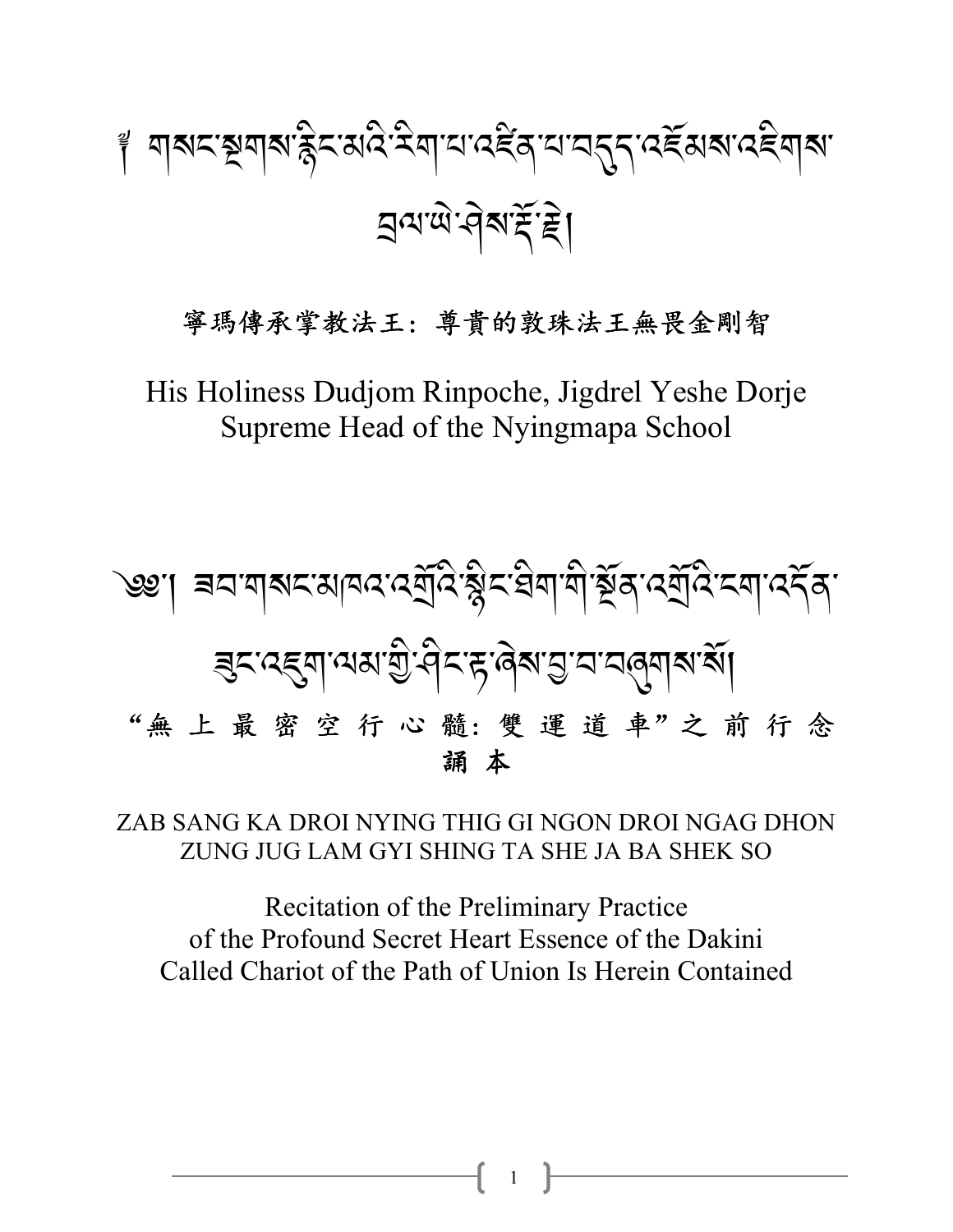༄། གསང་སྔགས་རྙིང་མའི་རིག་པ་འཛིན་པ་བདུད་འཇོམས་འཇིགས་བྲལ་ཡེ་ཤེས་རྡོ་རྗེ།

寧瑪傳承掌教法王：尊貴的敦珠法王無畏金剛智

His Holiness Dudjom Rinpoche, Jigdrel Yeshe Dorje
Supreme Head of the Nyingmapa School

# ༄༅། །ཟབ་གསང་མཁའ་འགྲོའི་སྙིང་ཐིག་གི་སྔོན་འགྲོའི་ངག་འདོན་ཟུང་འཇུག་ལམ་གྱི་ཤིང་རྟ་ཞེས་བྱ་བ་བཞུགས་སོ།

# "無 上 最 密 空 行 心 髓: 雙 運 道 車" 之 前 行 念 誦 本

ZAB SANG KA DROI NYING THIG GI NGON DROI NGAG DHON
ZUNG JUG LAM GYI SHING TA SHE JA BA SHEK SO

Recitation of the Preliminary Practice
of the Profound Secret Heart Essence of the Dakini
Called Chariot of the Path of Union Is Herein Contained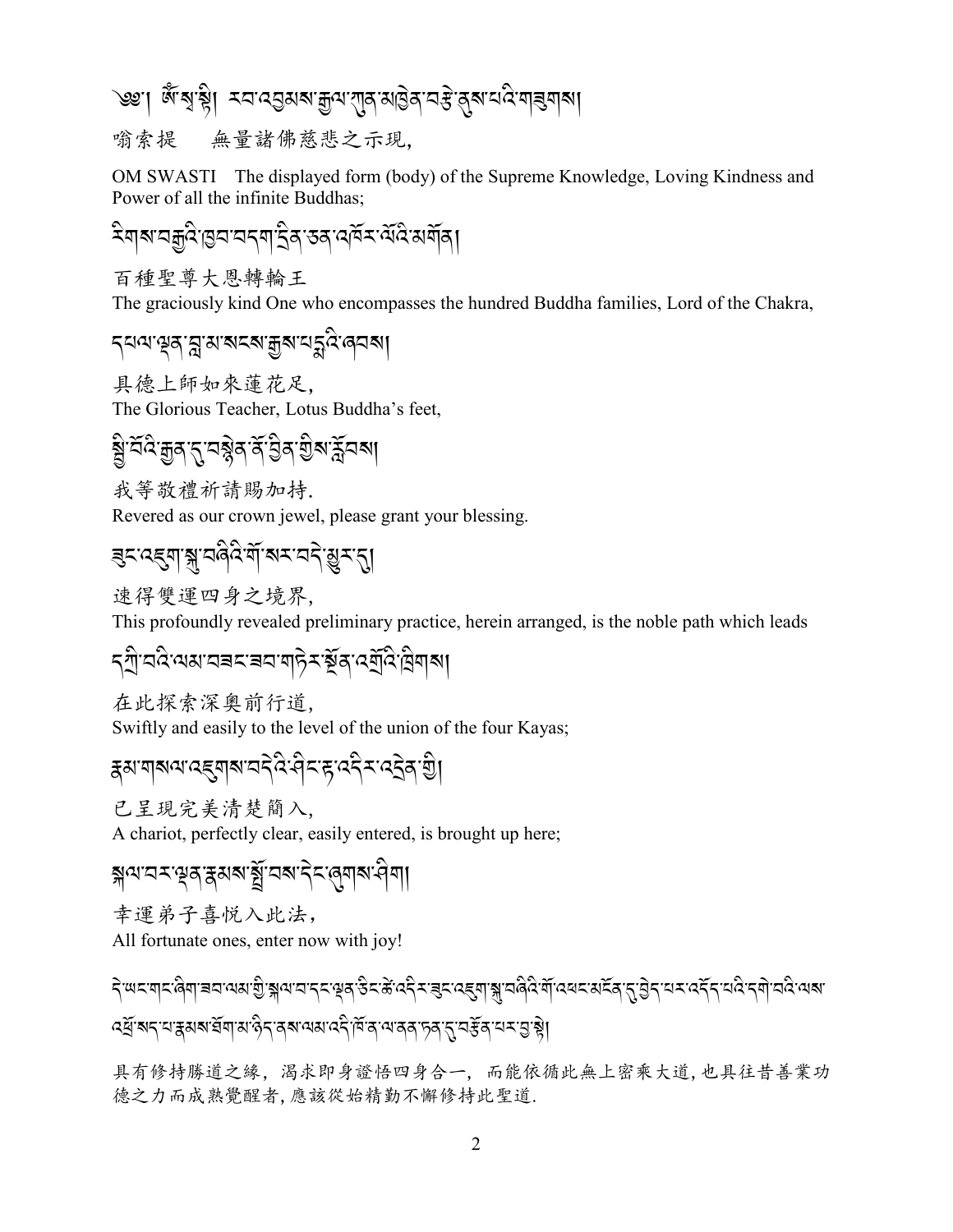༄༅། ཨོཾ་སྭ་སྟི། རབ་འབྱམས་རྒྱལ་ཀུན་མཁྱེན་བརྩེ་ནུས་པའི་གཟུགས།

嗡索提　無量諸佛慈悲之示現,

OM SWASTI　The displayed form (body) of the Supreme Knowledge, Loving Kindness and Power of all the infinite Buddhas;

རིགས་བརྒྱའི་ཁྱབ་བདག་དྲིན་ཅན་འཁོར་ལོའི་མགོན།

百種聖尊大恩轉輪王

The graciously kind One who encompasses the hundred Buddha families, Lord of the Chakra,

དཔལ་ལྡན་བླ་མ་སངས་རྒྱས་པདྨའི་ཞབས།

具德上師如來蓮花足,

The Glorious Teacher, Lotus Buddha's feet,

སྤྱི་བོའི་རྒྱན་དུ་བསྟེན་ནོ་བྱིན་གྱིས་རློབས།

我等敬禮祈請賜加持.

Revered as our crown jewel, please grant your blessing.

ཟུང་འཇུག་སྐུ་བཞིའི་གོ་སར་བདེ་མྱུར་དུ།

速得雙運四身之境界,

This profoundly revealed preliminary practice, herein arranged, is the noble path which leads

དགྲི་བའི་ལམ་བཟང་ཟབ་གཏེར་སྔོན་འགྲོའི་ཁྲིགས།

在此探索深奧前行道,

Swiftly and easily to the level of the union of the four Kayas;

རྣམ་གསལ་འཇུག་བདེའི་ཤིང་རྟ་འདིར་འདྲེན་གྱི།

已呈現完美清楚簡入,

A chariot, perfectly clear, easily entered, is brought up here;

སྐལ་བར་ལྡན་རྣམས་སྤྲོ་བས་དེང་ཞུགས་ཤིག།

幸運弟子喜悅入此法,

All fortunate ones, enter now with joy!

དེ་ཡང་གང་ཞིག་ཟབ་ལམ་གྱི་སྐལ་བ་དང་ལྡན་ཅིང་ཚེ་འདིར་ཟུང་འཇུག་སྐུ་བཞིའི་གོ་འཕང་མངོན་དུ་བྱེད་པར་འདོད་པའི་དགེ་བའི་ལས་འཕྲོ་སད་པ་རྣམས་ཐོག་མ་ཉིད་ནས་ལམ་འདི་ལ་ནན་ཏན་དུ་བརྩོན་པར་བྱ་སྟེ།

具有修持勝道之緣，渴求即身證悟四身合一，而能依循此無上密乘大道，也具往昔善業功德之力而成熟覺醒者，應該從始精勤不懈修持此聖道.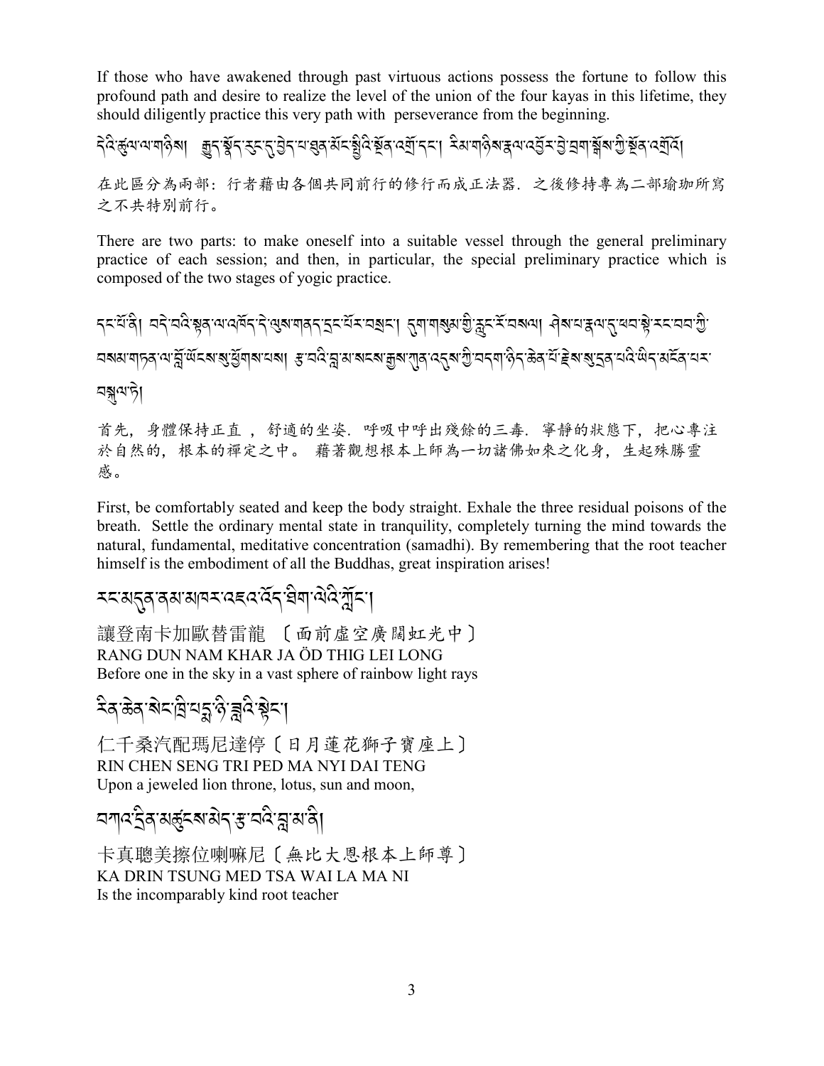If those who have awakened through past virtuous actions possess the fortune to follow this profound path and desire to realize the level of the union of the four kayas in this lifetime, they should diligently practice this very path with perseverance from the beginning.

དེའི་ཚུལ་ལ་གཉིས། ཐུན་སྔོན་རང་རྒྱུད་སྦྱོང་བ་ཐུན་མོང་སྔོའི་སྔོན་འགྲོ་དང་། རིམ་གཉིས་རྣལ་འབྱོར་གྱི་ཐུན་མོང་མ་ཡིན་པའི་སྔོན་འགྲོ།

在此區分為兩部：行者藉由各個共同前行的修行而成正法器．之後修持專為二部瑜珈所寫之不共特別前行。

There are two parts: to make oneself into a suitable vessel through the general preliminary practice of each session; and then, in particular, the special preliminary practice which is composed of the two stages of yogic practice.

དང་པོ་ནི། བདེ་བའི་སྟན་ལ་འདོར་དེ་ལུས་གནད་དྲང་པོར་བསྲང་། དུག་གསུམ་གྱི་རླུང་རོ་བསལ། ཤེས་པ་རྣལ་དུ་ཕབ་སྟེ་རང་བབ་ཀྱི་བསམ་གཏན་ལ་བློ་ཡོངས་སུ་ཕྱོགས་པས། རྩ་བའི་བླ་མ་སངས་རྒྱས་ཀུན་འདུས་ཀྱི་བདག་ཉིད་ཆེན་པོ་རྗེས་སུ་དྲན་པའི་ཡིད་མཚོན་པར་བསྐུལ་ཏེ།

首先，身體保持正直，舒適的坐姿．呼吸中呼出殘餘的三毒．寧靜的狀態下，把心專注於自然的，根本的禪定之中。 藉著觀想根本上師為一切諸佛如來之化身，生起殊勝靈感。

First, be comfortably seated and keep the body straight. Exhale the three residual poisons of the breath. Settle the ordinary mental state in tranquility, completely turning the mind towards the natural, fundamental, meditative concentration (samadhi). By remembering that the root teacher himself is the embodiment of all the Buddhas, great inspiration arises!

རང་མདུན་ནམ་མཁར་འཇའ་འོད་ཐིག་ལེའི་ཀློང་།

讓登南卡加歐替雷龍 〔面前虛空廣闊虹光中〕
RANG DUN NAM KHAR JA ÖD THIG LEI LONG
Before one in the sky in a vast sphere of rainbow light rays

རིན་ཆེན་སེང་ཁྲི་པདྨ་ཉི་ཟླའི་སྟེང་།

仁千桑汽配瑪尼達停〔日月蓮花獅子寶座上〕
RIN CHEN SENG TRI PED MA NYI DAI TENG
Upon a jeweled lion throne, lotus, sun and moon,

བཀའ་དྲིན་མཚུངས་མེད་རྩ་བའི་བླ་མ་ནི།

卡真聰美擦位喇嘛尼〔無比大恩根本上師尊〕
KA DRIN TSUNG MED TSA WAI LA MA NI
Is the incomparably kind root teacher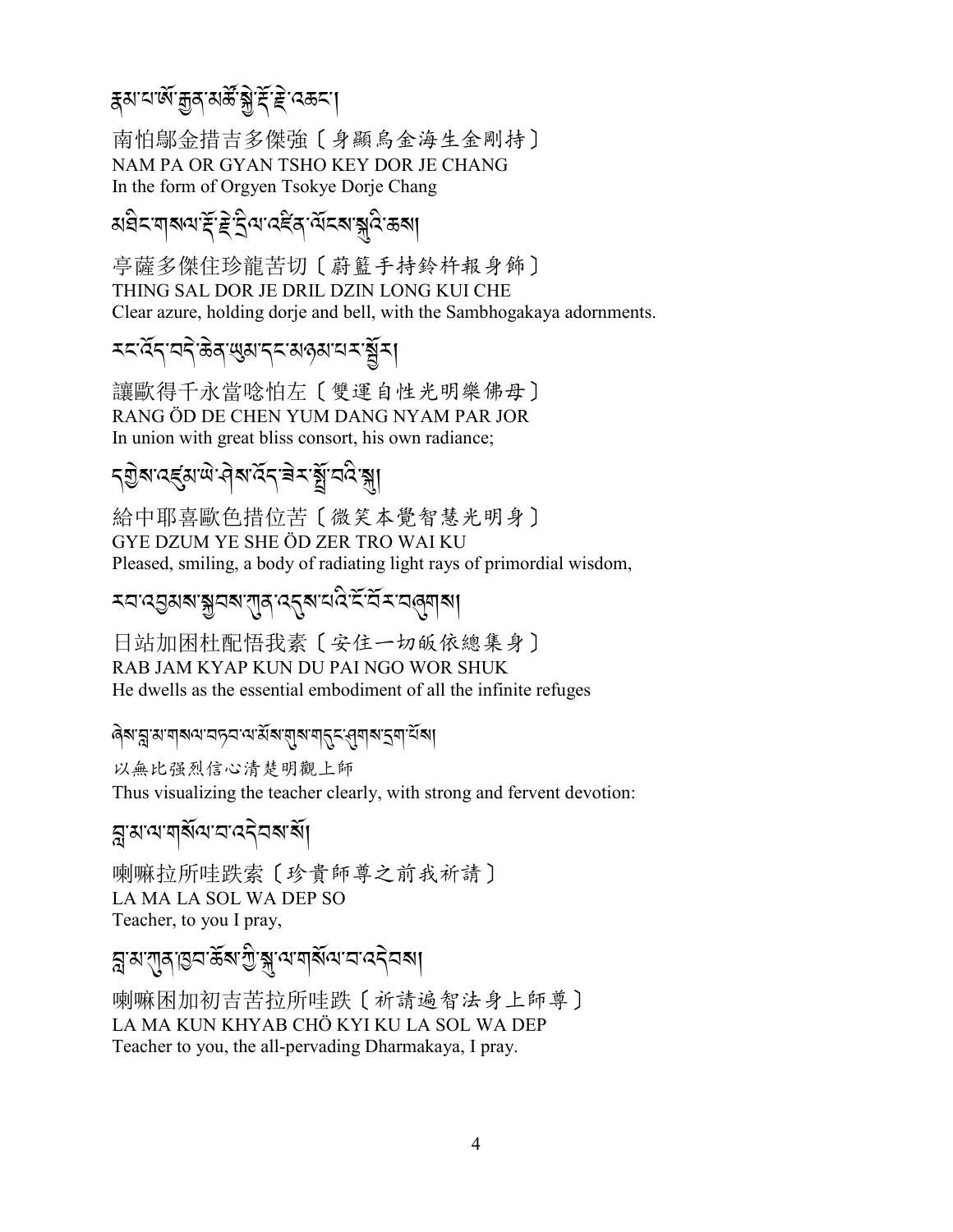རྣམ་པ་ཨོ་རྒྱན་མཚོ་སྐྱེ་རྡོ་རྗེ་འཆང་།

南帕鄔金措吉多傑強〔身顯烏金海生金剛持〕
NAM PA OR GYAN TSHO KEY DOR JE CHANG
In the form of Orgyen Tsokye Dorje Chang

མཐིང་གསལ་རྡོ་རྗེ་དྲིལ་འཛིན་ལོངས་སྐུའི་ཆས།

亭薩多傑住珍龍苦切〔蔚籃手持鈴杵報身飾〕
THING SAL DOR JE DRIL DZIN LONG KUI CHE
Clear azure, holding dorje and bell, with the Sambhogakaya adornments.

རང་འོད་བདེ་ཆེན་ཡུམ་དང་མཉམ་པར་སྦྱོར།

讓歐得千永當唸怕左〔雙運自性光明樂佛母〕
RANG ÖD DE CHEN YUM DANG NYAM PAR JOR
In union with great bliss consort, his own radiance;

དགྱེས་འཛུམ་ཡེ་ཤེས་འོད་ཟེར་སྤྲོ་བའི་སྐུ།

給中耶喜歐色措位苦〔微笑本覺智慧光明身〕
GYE DZUM YE SHE ÖD ZER TRO WAI KU
Pleased, smiling, a body of radiating light rays of primordial wisdom,

རབ་འབྱམས་སྐྱབས་ཀུན་འདུས་པའི་ངོ་བོར་བཞུགས།

日站加困杜配悟我素〔安住一切皈依總集身〕
RAB JAM KYAP KUN DU PAI NGO WOR SHUK
He dwells as the essential embodiment of all the infinite refuges

ཞེས་བླ་མ་གསལ་བཏབ་ལ་མོས་གུས་གདུང་ཤུགས་དྲག་པོས།

以無比强烈信心清楚明觀上師
Thus visualizing the teacher clearly, with strong and fervent devotion:

བླ་མ་ལ་གསོལ་བ་འདེབས་སོ།

喇嘛拉所哇跌索〔珍貴師尊之前我祈請〕
LA MA LA SOL WA DEP SO
Teacher, to you I pray,

བླ་མ་ཀུན་ཁྱབ་ཆོས་ཀྱི་སྐུ་ལ་གསོལ་བ་འདེབས།

喇嘛困加初吉苦拉所哇跌〔祈請遍智法身上師尊〕
LA MA KUN KHYAB CHÖ KYI KU LA SOL WA DEP
Teacher to you, the all-pervading Dharmakaya, I pray.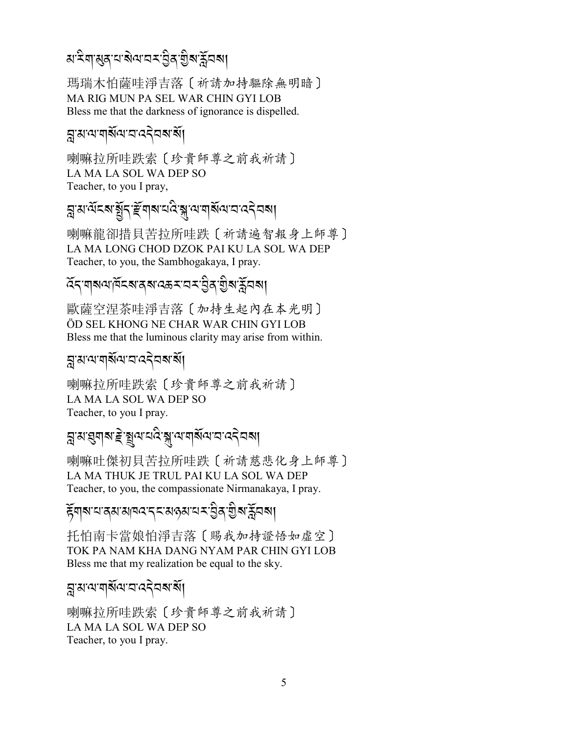མ་རིག་མུན་པ་སེལ་བར་བྱིན་གྱིས་རློབས།

瑪瑞木怕薩哇淨吉落〔祈請加持驅除無明暗〕
MA RIG MUN PA SEL WAR CHIN GYI LOB
Bless me that the darkness of ignorance is dispelled.

བླ་མ་ལ་གསོལ་བ་འདེབས་སོ།

喇嘛拉所哇跌索〔珍貴師尊之前我祈請〕
LA MA LA SOL WA DEP SO
Teacher, to you I pray,

བླ་མ་ལོངས་སྤྱོད་རྫོགས་པའི་སྐུ་ལ་གསོལ་བ་འདེབས།

喇嘛龍卻措貝苦拉所哇跌〔祈請遍智報身上師尊〕
LA MA LONG CHOD DZOK PAI KU LA SOL WA DEP
Teacher, to you, the Sambhogakaya, I pray.

འོད་གསལ་ཁོང་ནས་འཆར་བར་བྱིན་གྱིས་རློབས།

歐薩空涅茶哇淨吉落〔加持生起內在本光明〕
ÖD SEL KHONG NE CHAR WAR CHIN GYI LOB
Bless me that the luminous clarity may arise from within.

བླ་མ་ལ་གསོལ་བ་འདེབས་སོ།

喇嘛拉所哇跌索〔珍貴師尊之前我祈請〕
LA MA LA SOL WA DEP SO
Teacher, to you I pray.

བླ་མ་ཐུགས་རྗེ་སྤྲུལ་པའི་སྐུ་ལ་གསོལ་བ་འདེབས།

喇嘛吐傑初貝苦拉所哇跌〔祈請慈悲化身上師尊〕
LA MA THUK JE TRUL PAI KU LA SOL WA DEP
Teacher, to you, the compassionate Nirmanakaya, I pray.

རྟོགས་པ་ནམ་མཁའ་དང་མཉམ་པར་བྱིན་གྱིས་རློབས།

托怕南卡當娘怕淨吉落〔賜我加持證悟如虛空〕
TOK PA NAM KHA DANG NYAM PAR CHIN GYI LOB
Bless me that my realization be equal to the sky.

བླ་མ་ལ་གསོལ་བ་འདེབས་སོ།

喇嘛拉所哇跌索〔珍貴師尊之前我祈請〕
LA MA LA SOL WA DEP SO
Teacher, to you I pray.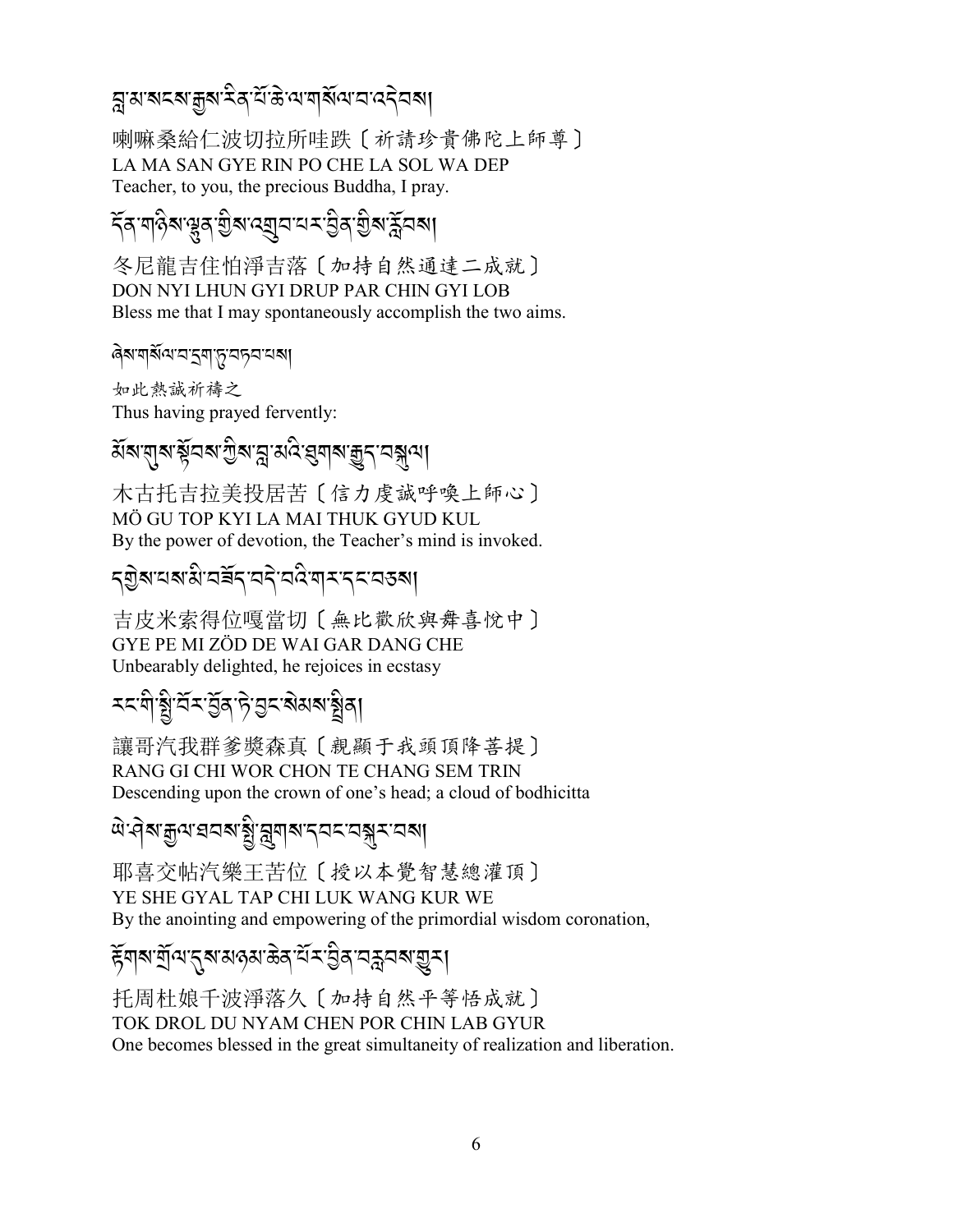བླ་མ་སངས་རྒྱས་རིན་པོ་ཆེ་ལ་གསོལ་བ་འདེབས།

喇嘛桑給仁波切拉所哇跌〔祈請珍貴佛陀上師尊〕
LA MA SAN GYE RIN PO CHE LA SOL WA DEP
Teacher, to you, the precious Buddha, I pray.

དོན་གཉིས་ལྷུན་གྱིས་འགྲུབ་པར་བྱིན་གྱིས་རློབས།

冬尼龍吉住怕淨吉落〔加持自然通達二成就〕
DON NYI LHUN GYI DRUP PAR CHIN GYI LOB
Bless me that I may spontaneously accomplish the two aims.

ཞེས་གསོལ་བ་དྲག་ཏུ་བཏབ་པས།

*如此熱誠祈禱之*
Thus having prayed fervently:

མོས་གུས་སྟོབས་ཀྱིས་བླ་མའི་ཐུགས་རྒྱུད་བསྐུལ།

木古托吉拉美投居苦〔信力虔誠呼喚上師心〕
MÖ GU TOP KYI LA MAI THUK GYUD KUL
By the power of devotion, the Teacher's mind is invoked.

དགྱེས་པས་མི་བཟོད་བདེ་བའི་གར་དང་བཅས།

吉皮米索得位嘎當切〔無比歡欣與舞喜悅中〕
GYE PE MI ZÖD DE WAI GAR DANG CHE
Unbearably delighted, he rejoices in ecstasy

རང་གི་སྤྱི་བོར་བྱོན་ཏེ་བྱང་སེམས་སྤྲིན།

讓哥汽我群爹獎森真〔親顯于我頭頂降菩提〕
RANG GI CHI WOR CHON TE CHANG SEM TRIN
Descending upon the crown of one's head; a cloud of bodhicitta

ཡེ་ཤེས་རྒྱལ་ཐབས་སྤྱི་ལུགས་དབང་བསྐུར་བས།

耶喜交帖汽樂王苦位〔授以本覺智慧總灌頂〕
YE SHE GYAL TAP CHI LUK WANG KUR WE
By the anointing and empowering of the primordial wisdom coronation,

རྟོགས་གྲོལ་དུས་མཉམ་ཆེན་པོར་བྱིན་བརླབས་གྱུར།

托周杜娘千波淨落久〔加持自然平等悟成就〕
TOK DROL DU NYAM CHEN POR CHIN LAB GYUR
One becomes blessed in the great simultaneity of realization and liberation.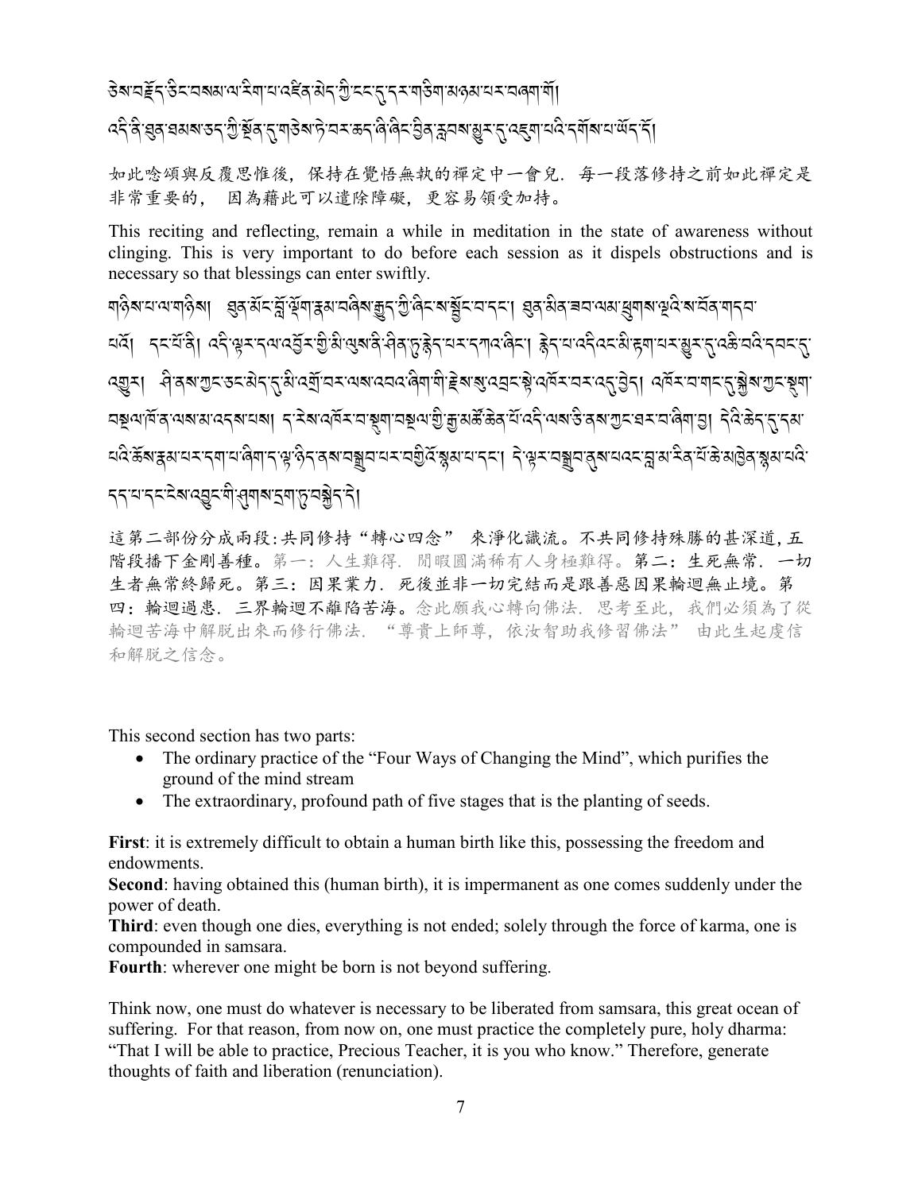ཅེས་བརྗོད་ཅིང་བསམ་ལ་རིག་པ་འཛིན་མེད་ཀྱི་ངང་དུ་དར་གཅིག་མཉམ་པར་བཞག་གོ།
འདི་ནི་ཐུན་ཐམས་ཅད་ཀྱི་སྔོན་དུ་གཅེས་ཏེ་བར་ཆད་ཞི་ཞིང་བྱིན་རླབས་མྱུར་དུ་འཇུག་པའི་དགོས་པ་ཡོད་དོ།

如此唸頌與反覆思惟後，保持在覺悟無執的禪定中一會兒．每一段落修持之前如此禪定是非常重要的，因為藉此可以遣除障礙，更容易領受加持。

This reciting and reflecting, remain a while in meditation in the state of awareness without clinging. This is very important to do before each session as it dispels obstructions and is necessary so that blessings can enter swiftly.

གཉིས་པ་ལ་གཉིས། ཐུན་མོང་བློ་ལྡོག་རྣམ་བཞིས་རྒྱུད་ཀྱི་ཞིང་ས་སྦྱོང་བ་དང་། ཐུན་མིན་ཟབ་ལམ་ཕྱུགས་ལྔའི་ས་བོན་གདབ་པའོ། དང་པོ་ནི། འདི་ལྟར་དལ་འབྱོར་གྱི་མི་ལུས་ནི་ཤིན་ཏུ་རྙེད་པར་དཀའ་ཞིང་། རྙེད་པ་འདི་འང་མི་རྟག་པར་མྱུར་དུ་འཆི་བའི་དབང་དུ་འགྱུར། ཤི་ནས་ཀྱང་ཅང་མེད་དུ་མི་འགྲོ་བར་ལས་འབའ་ཞིག་གི་རྗེས་སུ་འབྲང་སྟེ་འཁོར་བར་འདུ་བྱེད། འཁོར་བ་གང་དུ་སྐྱེས་ཀྱང་སྡུག་བསྔལ་ཁོན་ལས་མ་འདས་པས། ད་རེས་འཁོར་བ་སྡུག་བསྔལ་གྱི་རྒྱ་མཚོ་ཆེན་པོ་འདི་ལས་ཅི་ནས་ཀྱང་ཐར་བ་ཞིག་བྱ། དེའི་ཆེད་དུ་དམ་པའི་ཆོས་རྣམ་པར་དག་པ་ཞིག་ད་ལྟ་ཉིད་ནས་བསྒྲུབ་པར་བགྱིའོ་སྙམ་པ་དང་། དེ་ལྟར་བསྒྲུབ་ནུས་པའང་བླ་མ་རིན་པོ་ཆེ་མཁྱེན་སྙམ་པའི་དད་པ་དང་ངེས་འབྱུང་གི་ཤུགས་དྲག་ཏུ་བསྐྱེད་དེ།

這第二部份分成兩段:共同修持“轉心四念” 來淨化識流。不共同修持殊勝的甚深道，五階段播下金剛善種。第一：人生難得．閒暇圓滿稀有人身極難得。第二：生死無常．一切生者無常終歸死。第三：因果業力．死後並非一切完結而是跟善惡因果輪迴無止境。第四：輪迴過患．三界輪迴不離陷苦海。念此願我心轉向佛法．思考至此，我們必須為了從輪迴苦海中解脫出來而修行佛法．“尊貴上師尊，依汝智助我修習佛法” 由此生起虔信和解脫之信念。

This second section has two parts:

- The ordinary practice of the “Four Ways of Changing the Mind”, which purifies the ground of the mind stream
- The extraordinary, profound path of five stages that is the planting of seeds.

**First**: it is extremely difficult to obtain a human birth like this, possessing the freedom and endowments.

**Second**: having obtained this (human birth), it is impermanent as one comes suddenly under the power of death.

**Third**: even though one dies, everything is not ended; solely through the force of karma, one is compounded in samsara.

**Fourth**: wherever one might be born is not beyond suffering.

Think now, one must do whatever is necessary to be liberated from samsara, this great ocean of suffering. For that reason, from now on, one must practice the completely pure, holy dharma: “That I will be able to practice, Precious Teacher, it is you who know.” Therefore, generate thoughts of faith and liberation (renunciation).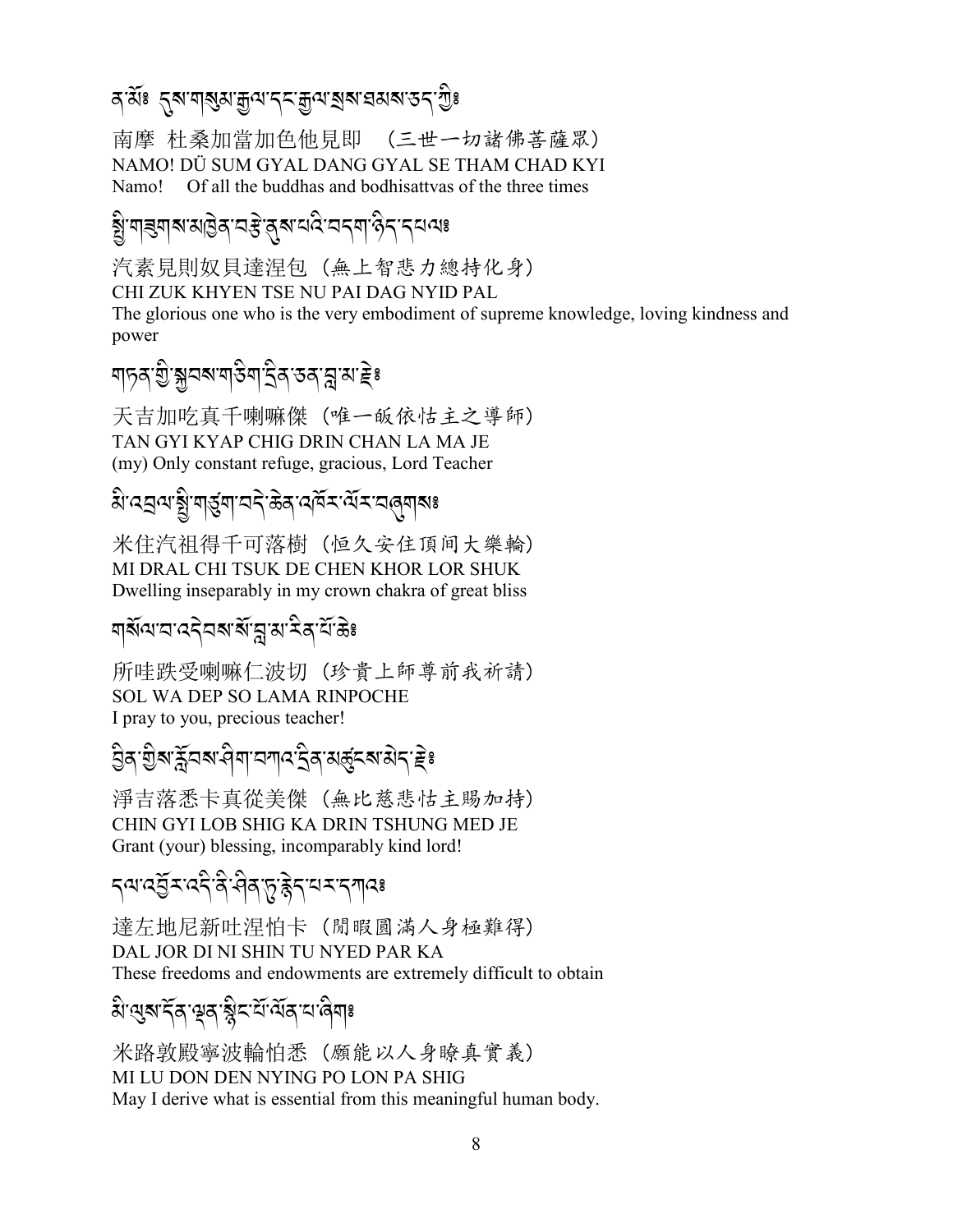ན་མོ༔ དུས་གསུམ་རྒྱལ་དང་རྒྱལ་སྲས་ཐམས་ཅད་ཀྱི༔

南摩 杜桑加當加色他見即 （三世一切諸佛菩薩眾）
NAMO! DÜ SUM GYAL DANG GYAL SE THAM CHAD KYI
Namo! Of all the buddhas and bodhisattvas of the three times

སྤྱི་གཟུགས་མཁྱེན་བརྩེ་ནུས་པའི་བདག་ཉིད་དཔལ༔

汽素見則奴貝達涅包（無上智悲力總持化身）
CHI ZUK KHYEN TSE NU PAI DAG NYID PAL
The glorious one who is the very embodiment of supreme knowledge, loving kindness and power

གཏན་གྱི་སྐྱབས་གཅིག་དྲིན་ཅན་བླ་མ་རྗེ༔

天吉加吃真千喇嘛傑（唯一皈依怙主之導師）
TAN GYI KYAP CHIG DRIN CHAN LA MA JE
(my) Only constant refuge, gracious, Lord Teacher

མི་འབྲལ་སྤྱི་གཙུག་བདེ་ཆེན་འཁོར་ལོར་བཞུགས༔

米住汽祖得千可落樹（恒久安住頂间大樂輪）
MI DRAL CHI TSUK DE CHEN KHOR LOR SHUK
Dwelling inseparably in my crown chakra of great bliss

གསོལ་བ་འདེབས་སོ་བླ་མ་རིན་པོ་ཆེ༔

所哇跌受喇嘛仁波切（珍貴上師尊前我祈請）
SOL WA DEP SO LAMA RINPOCHE
I pray to you, precious teacher!

བྱིན་གྱིས་རློབས་ཤིག་བཀའ་དྲིན་མཚུངས་མེད་རྗེ༔

淨吉落悉卡真從美傑（無比慈悲怙主賜加持）
CHIN GYI LOB SHIG KA DRIN TSHUNG MED JE
Grant (your) blessing, incomparably kind lord!

དལ་འབྱོར་འདི་ནི་ཤིན་ཏུ་རྙེད་པར་དཀའ༔

達左地尼新吐涅怕卡（閒暇圓滿人身極難得）
DAL JOR DI NI SHIN TU NYED PAR KA
These freedoms and endowments are extremely difficult to obtain

མི་ལུས་དོན་ལྡན་སྙིང་པོ་ལོན་པ་ཤིག༔

米路敦殿寧波輪怕悉（願能以人身瞭真實義）
MI LU DON DEN NYING PO LON PA SHIG
May I derive what is essential from this meaningful human body.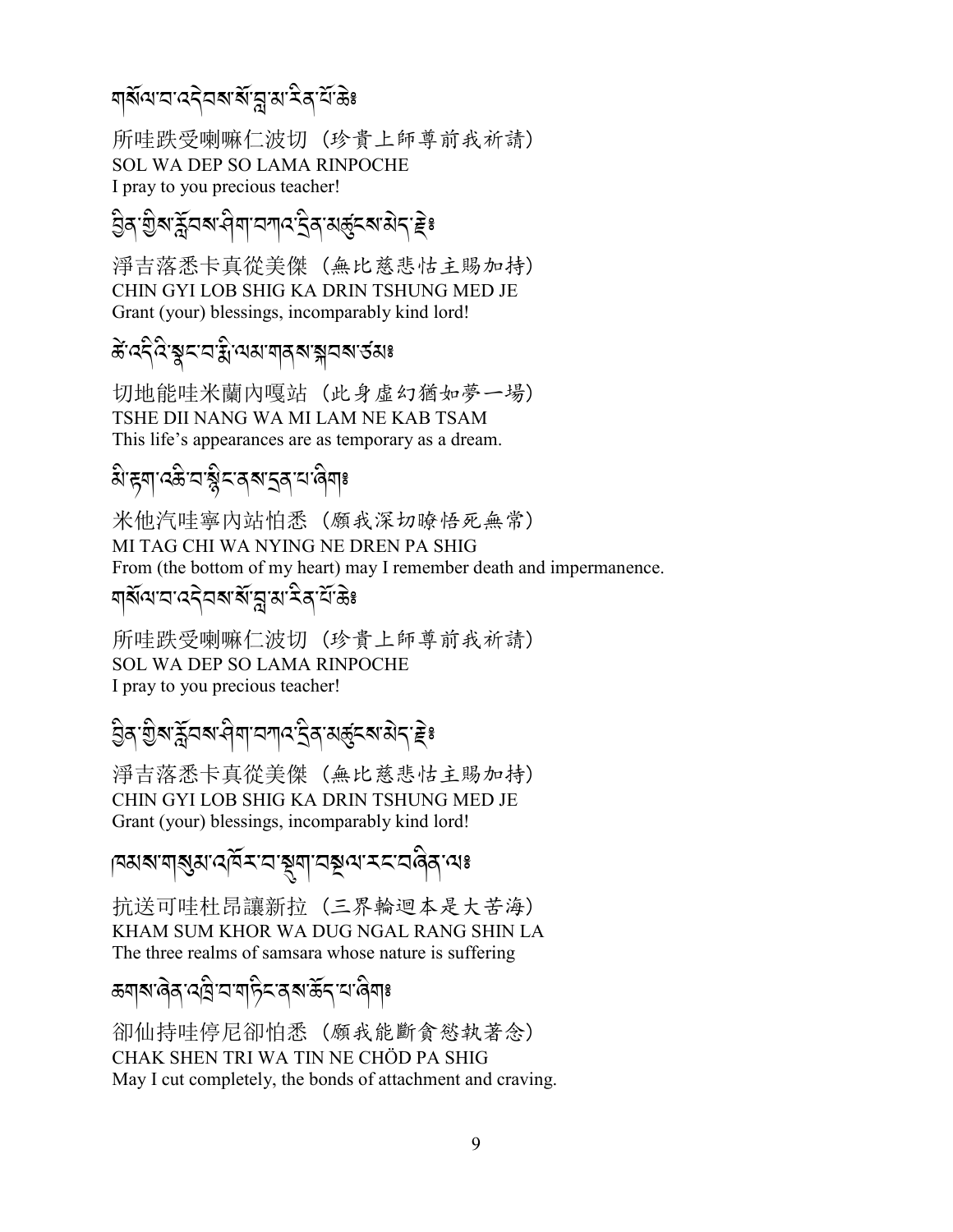གསོལ་བ་འདེབས་སོ་བླ་མ་རིན་པོ་ཆེ༔

所哇跌受喇嘛仁波切（珍貴上師尊前我祈請）
SOL WA DEP SO LAMA RINPOCHE
I pray to you precious teacher!

བྱིན་གྱིས་རློབས་ཤིག་བཀའ་དྲིན་མཚུངས་མེད་རྗེ༔

淨吉落悉卡真從美傑（無比慈悲怙主賜加持）
CHIN GYI LOB SHIG KA DRIN TSHUNG MED JE
Grant (your) blessings, incomparably kind lord!

ཚེ་འདིའི་སྣང་བ་རྨི་ལམ་གནས་སྐབས་ཙམ༔

切地能哇米蘭內嘎站（此身虛幻猶如夢一場）
TSHE DII NANG WA MI LAM NE KAB TSAM
This life's appearances are as temporary as a dream.

མི་རྟག་འཆི་བ་སྙིང་ནས་དྲན་པ་ཤིག༔

米他汽哇寧內站怕悉（願我深切暸悟死無常）
MI TAG CHI WA NYING NE DREN PA SHIG
From (the bottom of my heart) may I remember death and impermanence.

གསོལ་བ་འདེབས་སོ་བླ་མ་རིན་པོ་ཆེ༔

所哇跌受喇嘛仁波切（珍貴上師尊前我祈請）
SOL WA DEP SO LAMA RINPOCHE
I pray to you precious teacher!

བྱིན་གྱིས་རློབས་ཤིག་བཀའ་དྲིན་མཚུངས་མེད་རྗེ༔

淨吉落悉卡真從美傑（無比慈悲怙主賜加持）
CHIN GYI LOB SHIG KA DRIN TSHUNG MED JE
Grant (your) blessings, incomparably kind lord!

ཁམས་གསུམ་འཁོར་བ་སྡུག་བསྔལ་རང་བཞིན་ལ༔

抗送可哇杜昂讓新拉（三界輪迴本是大苦海）
KHAM SUM KHOR WA DUG NGAL RANG SHIN LA
The three realms of samsara whose nature is suffering

ཆགས་ཞེན་འཁྲི་བ་གཏིང་ནས་ཆོད་པ་ཤིག༔

卻仙持哇停尼卻怕悉（願我能斷貪慾執著念）
CHAK SHEN TRI WA TIN NE CHÖD PA SHIG
May I cut completely, the bonds of attachment and craving.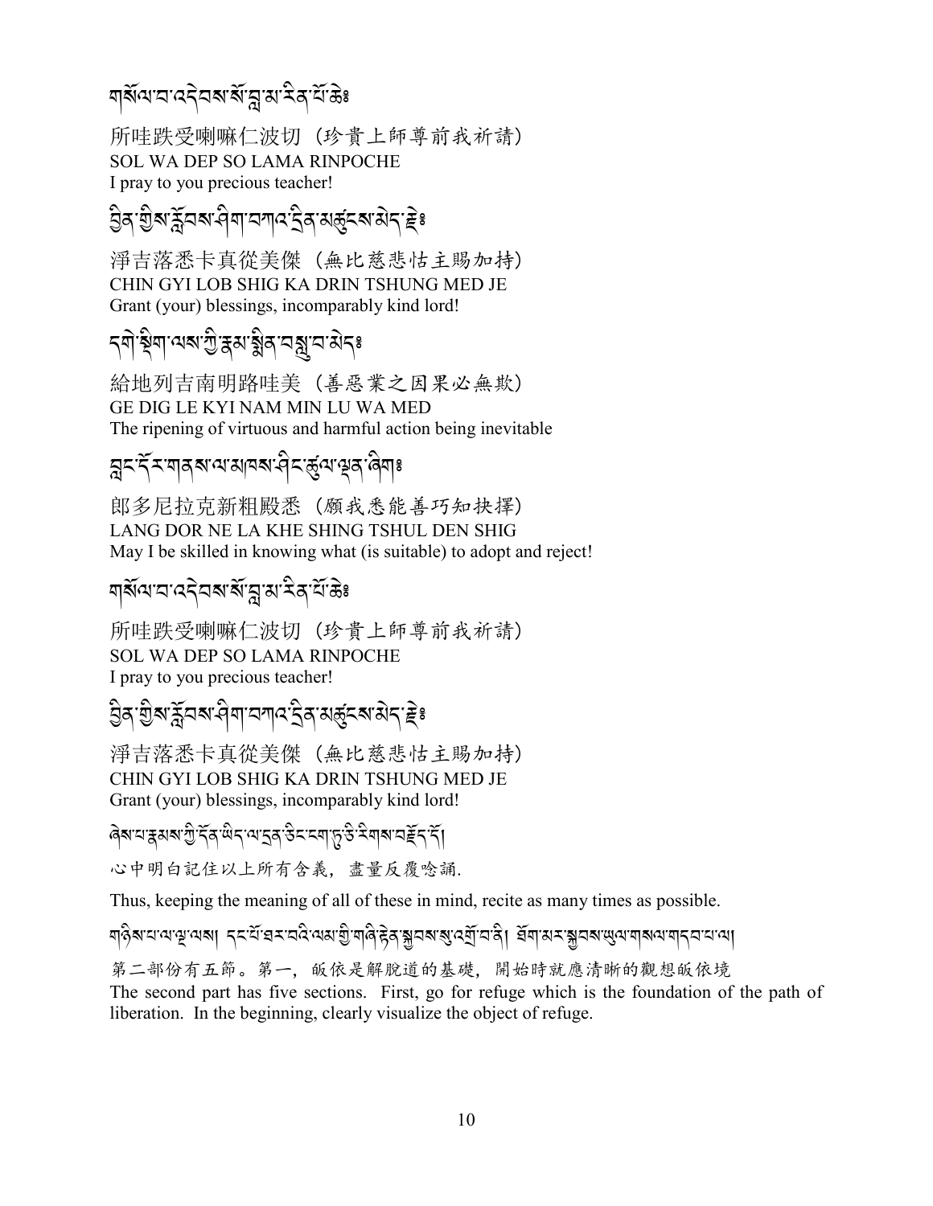གསོལ་བ་འདེབས་སོ་བླ་མ་རིན་པོ་ཆེ༔

所哇跌受喇嘛仁波切（珍貴上師尊前我祈請）
SOL WA DEP SO LAMA RINPOCHE
I pray to you precious teacher!

བྱིན་གྱིས་རློབས་ཤིག་བཀའ་དྲིན་མཚུངས་མེད་རྗེ༔

淨吉落悉卡真從美傑（無比慈悲怙主賜加持）
CHIN GYI LOB SHIG KA DRIN TSHUNG MED JE
Grant (your) blessings, incomparably kind lord!

དགེ་སྡིག་ལས་ཀྱི་རྣམ་སྨིན་བསླུ་བ་མེད༔

給地列吉南明路哇美（善惡業之因果必無欺）
GE DIG LE KYI NAM MIN LU WA MED
The ripening of virtuous and harmful action being inevitable

བླང་དོར་གནས་ལ་མཁས་ཤིང་ཚུལ་ལྡན་ཞིག༔

郎多尼拉克新粗殿悉（願我悉能善巧知抉擇）
LANG DOR NE LA KHE SHING TSHUL DEN SHIG
May I be skilled in knowing what (is suitable) to adopt and reject!

གསོལ་བ་འདེབས་སོ་བླ་མ་རིན་པོ་ཆེ༔

所哇跌受喇嘛仁波切（珍貴上師尊前我祈請）
SOL WA DEP SO LAMA RINPOCHE
I pray to you precious teacher!

བྱིན་གྱིས་རློབས་ཤིག་བཀའ་དྲིན་མཚུངས་མེད་རྗེ༔

淨吉落悉卡真從美傑（無比慈悲怙主賜加持）
CHIN GYI LOB SHIG KA DRIN TSHUNG MED JE
Grant (your) blessings, incomparably kind lord!

ཞེས་པ་རྣམས་ཀྱི་དོན་ཡིད་ལ་དྲན་ཅིང་ངག་ཏུ་ཅི་རིགས་བརྗོད་དོ།

心中明白記住以上所有含義，盡量反覆唸誦.

Thus, keeping the meaning of all of these in mind, recite as many times as possible.

གཉིས་པ་ལ་ལྔ་ལས། དང་པོ་ཐར་པའི་ལམ་གྱི་གཞི་རྟེན་སྐྱབས་སུ་འགྲོ་བ་ནི། ཐོག་མར་སྐྱབས་ཡུལ་གསལ་གདབ་པ་ལ།

第二部份有五節。第一，皈依是解脫道的基礎，開始時就應清晰的觀想皈依境

The second part has five sections. First, go for refuge which is the foundation of the path of liberation. In the beginning, clearly visualize the object of refuge.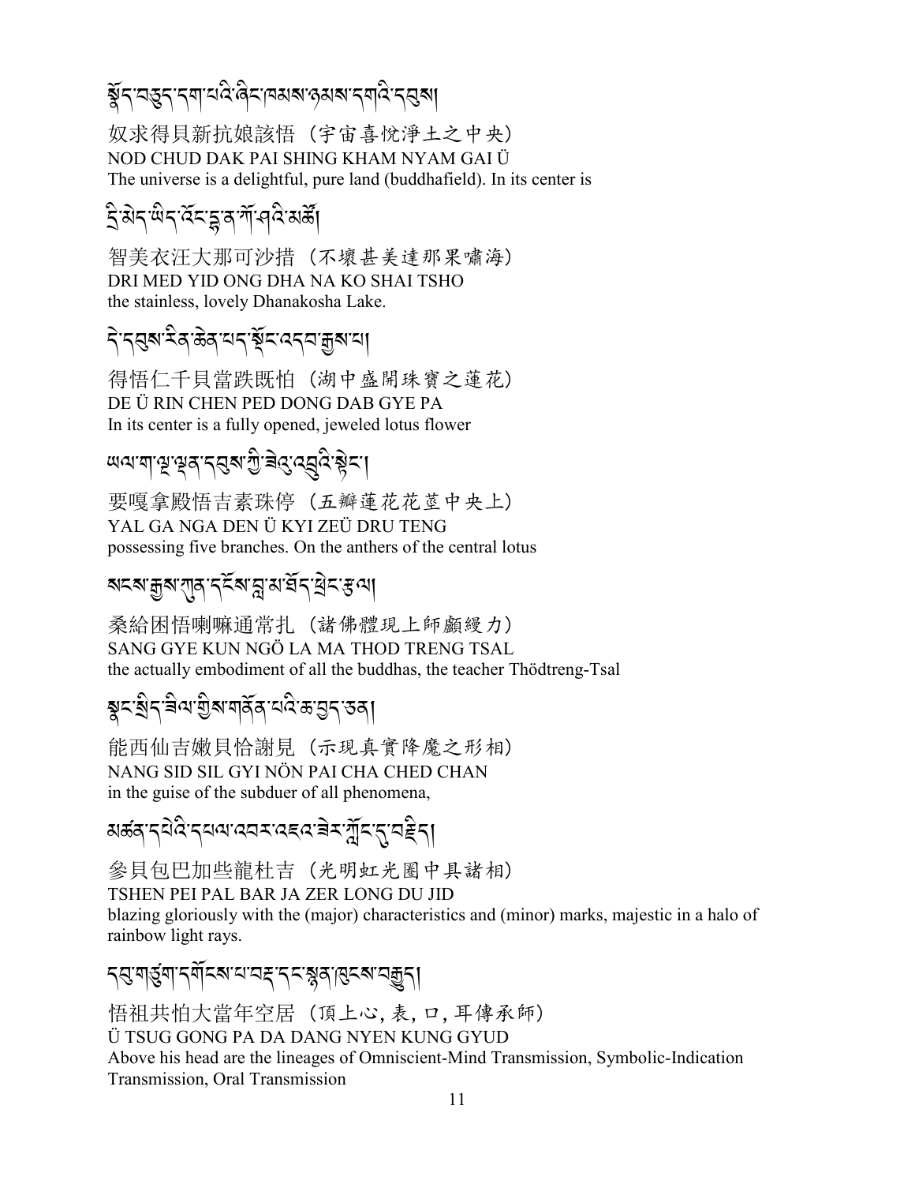སྣོད་བཅུད་དག་པའི་ཞིང་ཁམས་ཉམས་དགའི་དབུས།

奴求得貝新抗娘該悟（宇宙喜悅淨土之中央）
NOD CHUD DAK PAI SHING KHAM NYAM GAI Ü
The universe is a delightful, pure land (buddhafield). In its center is

དྲི་མེད་ཡིད་འོང་དྷ་ན་ཀོ་ཤའི་མཚོ།

智美衣汪大那可沙措（不壞甚美達那果嘯海）
DRI MED YID ONG DHA NA KO SHAI TSHO
the stainless, lovely Dhanakosha Lake.

དེ་དབུས་རིན་ཆེན་པད་སྡོང་འདབ་རྒྱས་པ།

得悟仁千貝當跌既怕（湖中盛開珠寶之蓮花）
DE Ü RIN CHEN PED DONG DAB GYE PA
In its center is a fully opened, jeweled lotus flower

ཡལ་ག་ལྔ་ལྡན་དབུས་ཀྱི་ཟེའུ་འབྲུའི་སྟེང་།

要嘎拿殿悟吉素珠停（五瓣蓮花花莖中央上）
YAL GA NGA DEN Ü KYI ZEÜ DRU TENG
possessing five branches. On the anthers of the central lotus

སངས་རྒྱས་ཀུན་དངོས་བླ་མ་ཐོད་ཕྲེང་རྩལ།

桑給困悟喇嘛通常扎（諸佛體現上師顱鬘力）
SANG GYE KUN NGÖ LA MA THOD TRENG TSAL
the actually embodiment of all the buddhas, the teacher Thödtreng-Tsal

སྣང་སྲིད་ཟིལ་གྱིས་གནོན་པའི་ཆ་བྱད་ཅན།

能西仙吉嫩貝恰謝見（示現真實降魔之形相）
NANG SID SIL GYI NÖN PAI CHA CHED CHAN
in the guise of the subduer of all phenomena,

མཚན་དཔེའི་དཔལ་འབར་འཇའ་ཟེར་ཀློང་དུ་བརྗིད།

參貝包巴加些龍杜吉（光明虹光圈中具諸相）
TSHEN PEI PAL BAR JA ZER LONG DU JID
blazing gloriously with the (major) characteristics and (minor) marks, majestic in a halo of rainbow light rays.

དབུ་གཙུག་དགོངས་པ་བརྡ་དང་སྙན་ཁུངས་བརྒྱུད།

悟祖共怕大當年空居（頂上心，表，口，耳傳承師）
Ü TSUG GONG PA DA DANG NYEN KUNG GYUD
Above his head are the lineages of Omniscient-Mind Transmission, Symbolic-Indication Transmission, Oral Transmission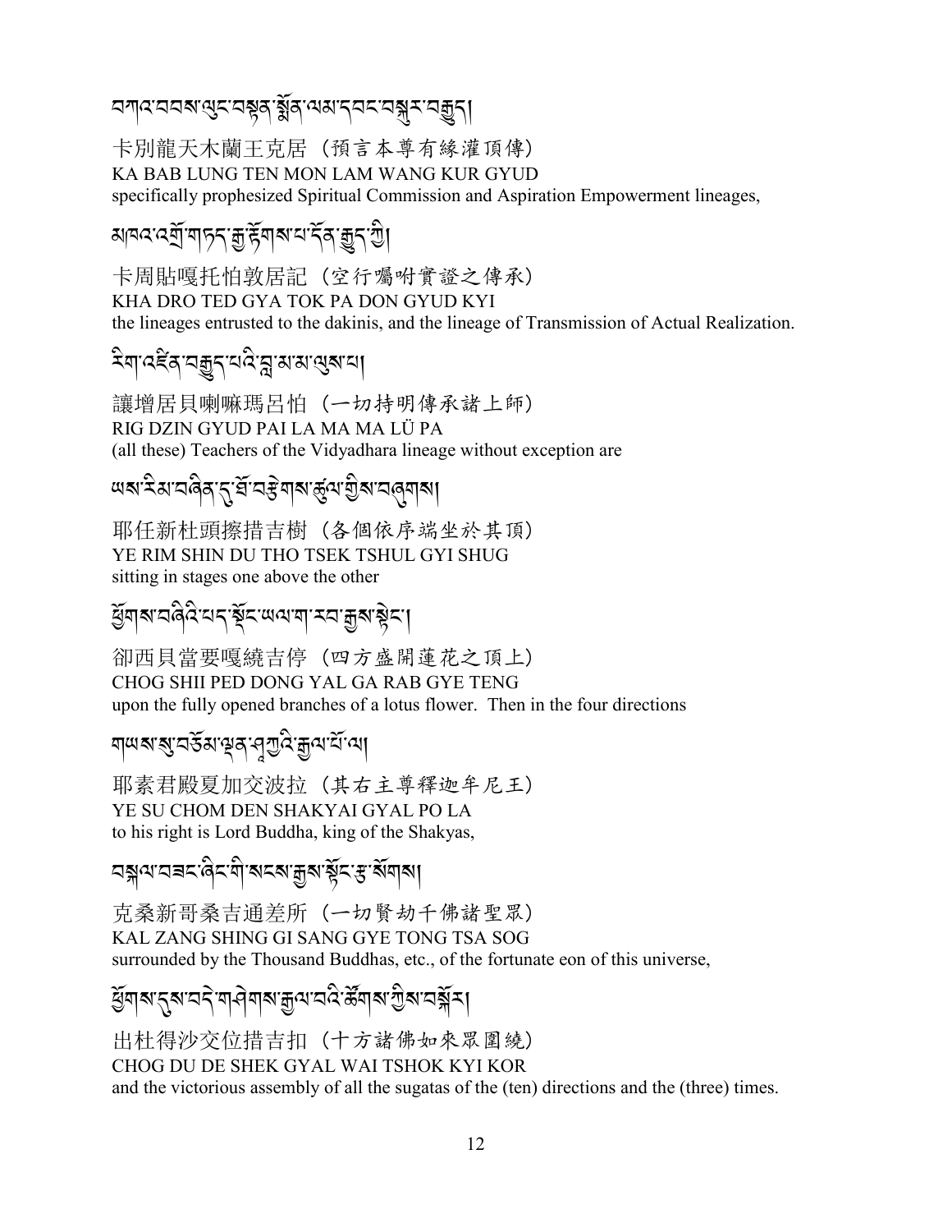བཀའ་བབས་ལུང་བསྟན་སྨོན་ལམ་དབང་བསྐུར་བརྒྱུད།

卡別龍天木蘭王克居（預言本尊有緣灌頂傳）
KA BAB LUNG TEN MON LAM WANG KUR GYUD
specifically prophesized Spiritual Commission and Aspiration Empowerment lineages,

མཁའ་འགྲོ་གཏད་རྒྱ་རྟོགས་པ་དོན་རྒྱུད་ཀྱི།

卡周貼嘎托怕敦居記（空行囑咐實證之傳承）
KHA DRO TED GYA TOK PA DON GYUD KYI
the lineages entrusted to the dakinis, and the lineage of Transmission of Actual Realization.

རིག་འཛིན་བརྒྱུད་པའི་བླ་མ་མ་ལུས་པ།

讓增居貝喇嘛瑪呂怕（一切持明傳承諸上師）
RIG DZIN GYUD PAI LA MA MA LÜ PA
(all these) Teachers of the Vidyadhara lineage without exception are

ཡས་རིམ་བཞིན་དུ་ཐོ་བརྩེགས་ཚུལ་གྱིས་བཞུགས།

耶任新杜頭擦措吉樹（各個依序端坐於其頂）
YE RIM SHIN DU THO TSEK TSHUL GYI SHUG
sitting in stages one above the other

ཕྱོགས་བཞིའི་པད་སྡོང་ཡལ་ག་རབ་རྒྱས་སྟེང་།

卻西貝當要嘎繞吉停（四方盛開蓮花之頂上）
CHOG SHII PED DONG YAL GA RAB GYE TENG
upon the fully opened branches of a lotus flower. Then in the four directions

གཡས་སུ་བཅོམ་ལྡན་ཤཱཀྱའི་རྒྱལ་པོ་ལ།

耶素君殿夏加交波拉（其右主尊釋迦牟尼王）
YE SU CHOM DEN SHAKYAI GYAL PO LA
to his right is Lord Buddha, king of the Shakyas,

བསྐལ་བཟང་ཞིང་གི་སངས་རྒྱས་སྟོང་རྩ་སོགས།

克桑新哥桑吉通差所（一切賢劫千佛諸聖眾）
KAL ZANG SHING GI SANG GYE TONG TSA SOG
surrounded by the Thousand Buddhas, etc., of the fortunate eon of this universe,

ཕྱོགས་དུས་བདེ་གཤེགས་རྒྱལ་བའི་ཚོགས་ཀྱིས་བསྐོར།

出杜得沙交位措吉扣（十方諸佛如來眾圍繞）
CHOG DU DE SHEK GYAL WAI TSHOK KYI KOR
and the victorious assembly of all the sugatas of the (ten) directions and the (three) times.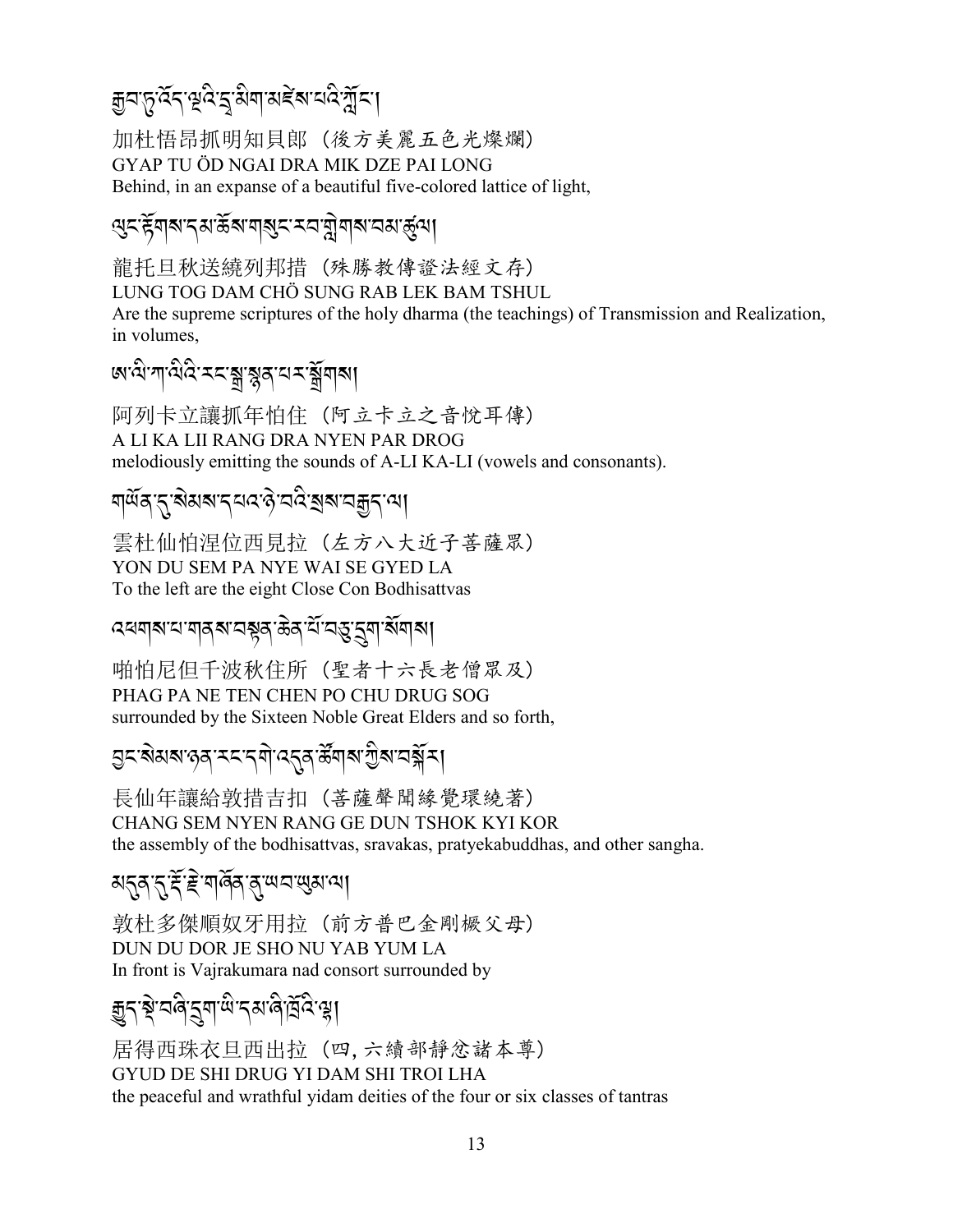རྒྱབ་ཏུ་འོད་ལྔའི་དྲ་མིག་མཛེས་པའི་ཀློང༌།

加杜悟昂抓明知貝郎（後方美麗五色光燦爛）
GYAP TU ÖD NGAI DRA MIK DZE PAI LONG
Behind, in an expanse of a beautiful five-colored lattice of light,

ལུང་རྟོགས་དམ་ཆོས་གསུང་རབ་གླེགས་བམ་ཚུལ།

龍托旦秋送繞列邦措（殊勝教傳證法經文存）
LUNG TOG DAM CHÖ SUNG RAB LEK BAM TSHUL
Are the supreme scriptures of the holy dharma (the teachings) of Transmission and Realization, in volumes,

ཨ་ལི་ཀ་ལིའི་རང་སྒྲ་སྙན་པར་སྒྲོགས།

阿列卡立讓抓年帕住（阿立卡立之音悅耳傳）
A LI KA LII RANG DRA NYEN PAR DROG
melodiously emitting the sounds of A-LI KA-LI (vowels and consonants).

གཡོན་དུ་སེམས་དཔའ་ཉེ་བའི་སྲས་བརྒྱད་ལ།

雲杜仙怕涅位西見拉（左方八大近子菩薩眾）
YON DU SEM PA NYE WAI SE GYED LA
To the left are the eight Close Con Bodhisattvas

འཕགས་པ་གནས་བརྟན་ཆེན་པོ་བཅུ་དྲུག་སོགས།

啪怕尼但千波秋住所（聖者十六長老僧眾及）
PHAG PA NE TEN CHEN PO CHU DRUG SOG
surrounded by the Sixteen Noble Great Elders and so forth,

བྱང་སེམས་ཉན་རང་དགེ་འདུན་ཚོགས་ཀྱིས་བསྐོར།

長仙年讓給敦措吉扣（菩薩聲聞緣覺環繞著）
CHANG SEM NYEN RANG GE DUN TSHOK KYI KOR
the assembly of the bodhisattvas, sravakas, pratyekabuddhas, and other sangha.

མདུན་དུ་རྡོ་རྗེ་གཞོན་ནུ་ཡབ་ཡུམ་ལ།

敦杜多傑順奴牙用拉（前方普巴金剛橛父母）
DUN DU DOR JE SHO NU YAB YUM LA
In front is Vajrakumara nad consort surrounded by

རྒྱུད་སྡེ་བཞི་དྲུག་ཡི་དམ་ཞི་ཁྲོའི་ལྷ།

居得西珠衣旦西出拉（四, 六續部靜忿諸本尊）
GYUD DE SHI DRUG YI DAM SHI TROI LHA
the peaceful and wrathful yidam deities of the four or six classes of tantras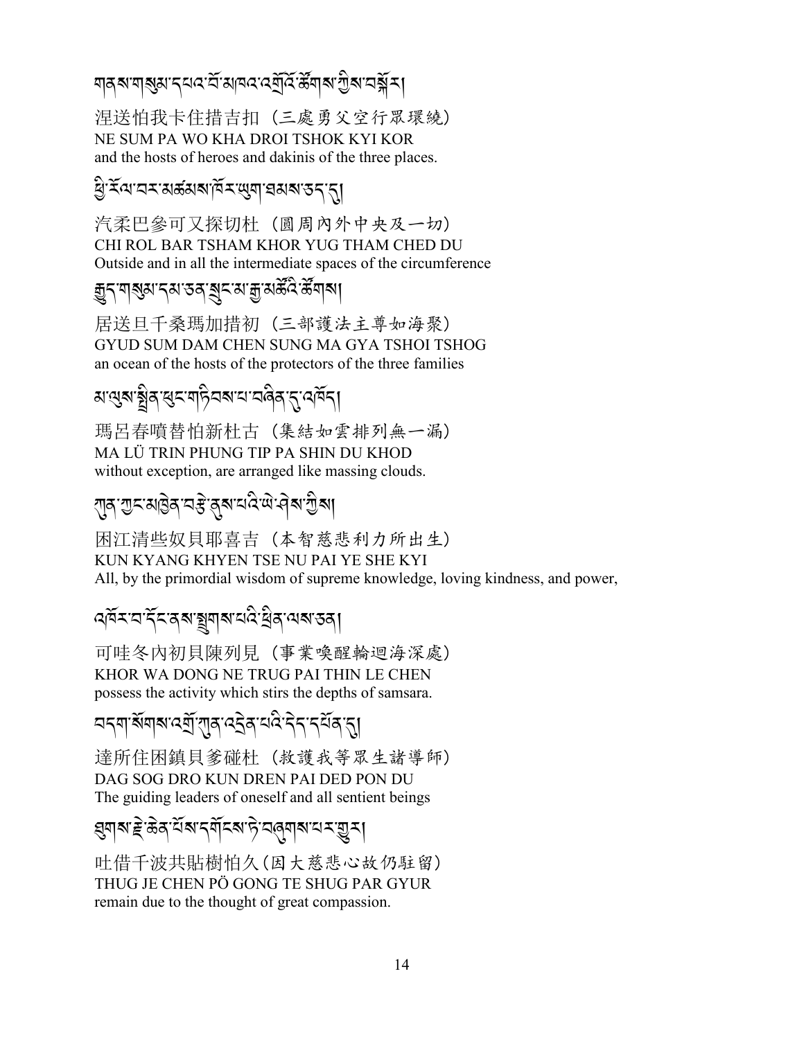གནས་གསུམ་དཔའ་བོ་མཁའ་འགྲོའི་ཚོགས་ཀྱིས་བསྐོར།

涅送怕我卡住措吉扣（三處勇父空行眾環繞）
NE SUM PA WO KHA DROI TSHOK KYI KOR
and the hosts of heroes and dakinis of the three places.

ཕྱི་རོལ་བར་མཚམས་འཁོར་ཡུག་ཐམས་ཅད་དུ།

汽柔巴參可又探切杜（圓周內外中央及一切）
CHI ROL BAR TSHAM KHOR YUG THAM CHED DU
Outside and in all the intermediate spaces of the circumference

རྒྱུད་གསུམ་དམ་ཅན་སྲུང་མ་རྒྱ་མཚོའི་ཚོགས།

居送旦千桑瑪加措初（三部護法主尊如海聚）
GYUD SUM DAM CHEN SUNG MA GYA TSHOI TSHOG
an ocean of the hosts of the protectors of the three families

མ་ལུས་སྤྲིན་ཕུང་གཏིབས་པ་བཞིན་དུ་འཁོད།

瑪呂春噴替怕新杜古（集結如雲排列無一漏）
MA LÜ TRIN PHUNG TIP PA SHIN DU KHOD
without exception, are arranged like massing clouds.

ཀུན་ཀྱང་མཁྱེན་བརྩེ་ནུས་པའི་ཡེ་ཤེས་ཀྱིས།

困江清些奴貝耶喜吉（本智慈悲利力所出生）
KUN KYANG KHYEN TSE NU PAI YE SHE KYI
All, by the primordial wisdom of supreme knowledge, loving kindness, and power,

འཁོར་བ་དོང་ནས་སྤྲུགས་པའི་ཕྲིན་ལས་ཅན།

可哇冬內初貝陳列見（事業喚醒輪迴海深處）
KHOR WA DONG NE TRUG PAI THIN LE CHEN
possess the activity which stirs the depths of samsara.

བདག་སོགས་འགྲོ་ཀུན་འདྲེན་པའི་དེད་དཔོན་དུ།

達所住困鎮貝爹碰杜（救護我等眾生諸導師）
DAG SOG DRO KUN DREN PAI DED PON DU
The guiding leaders of oneself and all sentient beings

ཐུགས་རྗེ་ཆེན་པོས་དགོངས་ཏེ་བཞུགས་པར་གྱུར།

吐借千波共貼樹怕久(因大慈悲心故仍駐留)
THUG JE CHEN PÖ GONG TE SHUG PAR GYUR
remain due to the thought of great compassion.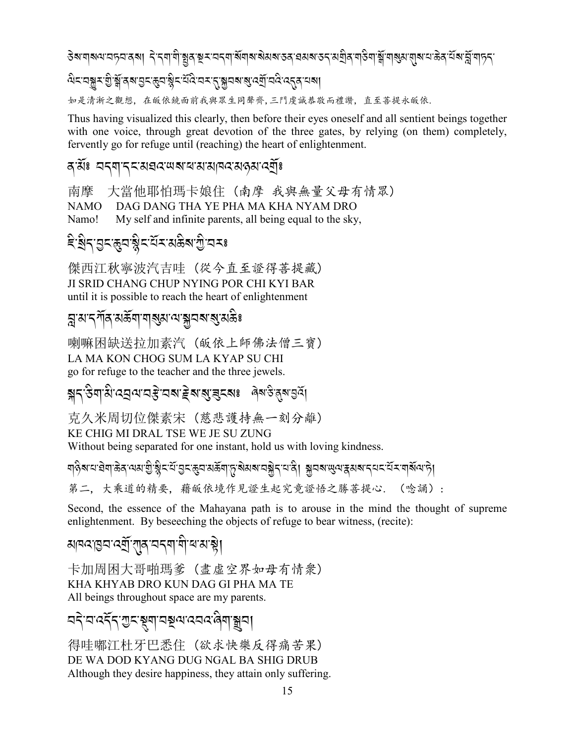ཅེས་གསལ་བཏབ་ནས། དེ་དག་གི་སྤྱན་སྔར་བདག་སོགས་སེམས་ཅན་ཐམས་ཅད་མགྲིན་གཅིག་སྒོ་གསུམ་གུས་པ་ཆེན་པོས་བློ་གཏད་ཞིང་བསྐུར་གྱི་སྒོ་ནས་བྱང་ཆུབ་སྙིང་པོའི་བར་དུ་སྐྱབས་སུ་འགྲོ་བའི་འདུན་པས།

如是清淅之觀想，在皈依鏡面前我與眾生同聲齊，三門虔誠恭敬而禮讚，直至菩提永皈依.

Thus having visualized this clearly, then before their eyes oneself and all sentient beings together with one voice, through great devotion of the three gates, by relying (on them) completely, fervently go for refuge until (reaching) the heart of enlightenment.

ན་མོ༔ བདག་དང་མཐའ་ཡས་པ་མ་མཁའ་མཉམ་འགྲོ༔

南摩　大當他耶怕瑪卡娘住（南摩 我與無量父母有情眾）
NAMO　DAG DANG THA YE PHA MA KHA NYAM DRO
Namo!　My self and infinite parents, all being equal to the sky,

ཇི་སྲིད་བྱང་ཆུབ་སྙིང་པོར་མཆིས་ཀྱི་བར༔

傑西江秋寧波汽吉哇（從今直至證得菩提藏）
JI SRID CHANG CHUP NYING POR CHI KYI BAR
until it is possible to reach the heart of enlightenment

བླ་མ་དཀོན་མཆོག་གསུམ་ལ་སྐྱབས་སུ་མཆི༔

喇嘛困缺送拉加素汽（皈依上師佛法僧三寶）
LA MA KON CHOG SUM LA KYAP SU CHI
go for refuge to the teacher and the three jewels.

སྐད་ཅིག་མི་འབྲལ་བརྩེ་བས་རྗེས་སུ་ཟུངས༔ ཞེས་ཅི་ནུས་བྱའོ།

克久米周切位傑素宋（慈悲護持無一刻分離）
KE CHIG MI DRAL TSE WE JE SU ZUNG
Without being separated for one instant, hold us with loving kindness.

གཉིས་པ་ཐེག་ཆེན་ལམ་གྱི་སྙིང་པོ་བྱང་ཆུབ་མཆོག་ཏུ་སེམས་བསྐྱེད་པ་ནི། སྐྱབས་ཡུལ་རྣམས་དཔང་པོར་གསོལ་ཏེ།

第二，大乘道的精要，藉皈依境作見證生起究竟證悟之勝菩提心.（唸誦）:

Second, the essence of the Mahayana path is to arouse in the mind the thought of supreme enlightenment. By beseeching the objects of refuge to bear witness, (recite):

མཁའ་ཁྱབ་འགྲོ་ཀུན་བདག་གི་ཕ་མ་སྟེ།

卡加周困大哥啪瑪爹（盡虛空界如母有情衆）
KHA KHYAB DRO KUN DAG GI PHA MA TE
All beings throughout space are my parents.

བདེ་བ་འདོད་ཀྱང་སྡུག་བསྔལ་འབའ་ཞིག་སྒྲུབ།

得哇嘟江杜牙巴悉住（欲求快樂反得痛苦果）
DE WA DOD KYANG DUG NGAL BA SHIG DRUB
Although they desire happiness, they attain only suffering.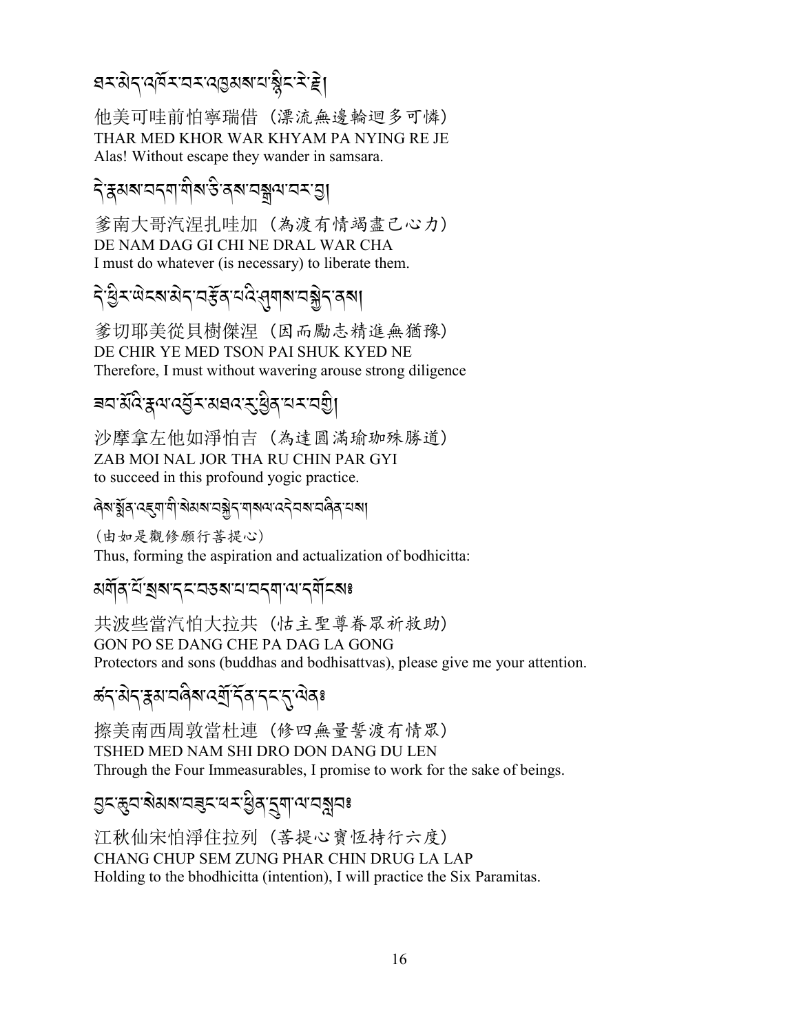ཐར་མེད་འཁོར་བར་འཁྱམས་པ་སྙིང་རེ་རྗེ།

他美可哇前怕寧瑞借（漂流無邊輪迴多可憐）
THAR MED KHOR WAR KHYAM PA NYING RE JE
Alas! Without escape they wander in samsara.

དེ་རྣམས་བདག་གིས་ཅི་ནས་བསྒྲལ་བར་བྱ།

爹南大哥汽涅扎哇加（為渡有情竭盡己心力）
DE NAM DAG GI CHI NE DRAL WAR CHA
I must do whatever (is necessary) to liberate them.

དེ་ཕྱིར་ཡིད་མེད་བརྩོན་པའི་ཤུགས་བསྐྱེད་ནས།

爹切耶美從貝樹傑涅（因而勵志精進無猶豫）
DE CHIR YE MED TSON PAI SHUK KYED NE
Therefore, I must without wavering arouse strong diligence

ཟབ་མོའི་རྣལ་འབྱོར་མཐར་ཕྱིན་པར་བགྱི།

沙摩拿左他如淨怕吉（為達圓滿瑜珈殊勝道）
ZAB MOI NAL JOR THA RU CHIN PAR GYI
to succeed in this profound yogic practice.

ཞེས་སྨོན་འཇུག་གི་སེམས་བསྐྱེད་གསལ་འདེབས་བཞིན་པས།

（由如是觀修願行菩提心）
Thus, forming the aspiration and actualization of bodhicitta:

མགོན་པོ་སྲས་དང་བཅས་པ་བདག་ལ་དགོངས༔

共波些當汽怕大拉共（怙主聖尊眷眾祈救助）
GON PO SE DANG CHE PA DAG LA GONG
Protectors and sons (buddhas and bodhisattvas), please give me your attention.

ཚད་མེད་རྣམ་བཞིས་འགྲོ་དོན་དང་དུ་ལེན༔

擦美南西周敦當杜連（修四無量誓渡有情眾）
TSHED MED NAM SHI DRO DON DANG DU LEN
Through the Four Immeasurables, I promise to work for the sake of beings.

བྱང་ཆུབ་སེམས་བཟུང་ཕར་ཕྱིན་དྲུག་ལ་བསླབ༔

江秋仙宋怕淨住拉列（菩提心寶恆持行六度）
CHANG CHUP SEM ZUNG PHAR CHIN DRUG LA LAP
Holding to the bhodhicitta (intention), I will practice the Six Paramitas.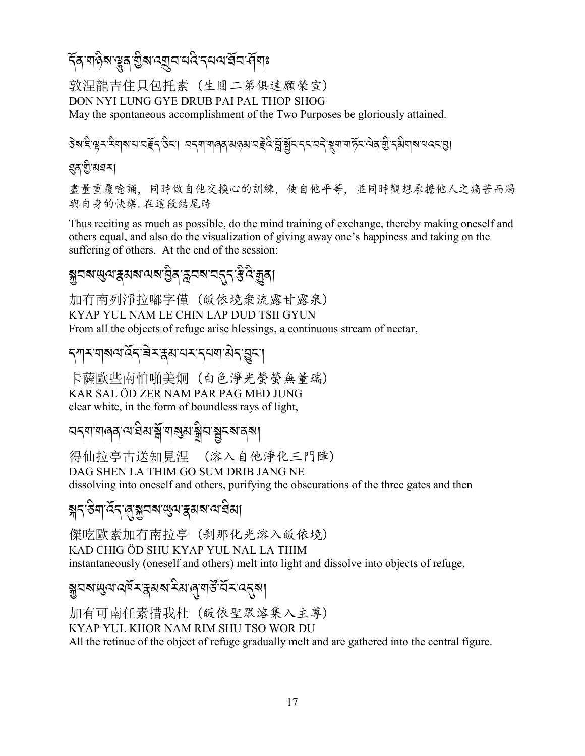དོན་གཉིས་ལྷུན་གྱིས་འགྲུབ་པའི་དཔལ་ཐོབ་ཤོག།

敦涅龍吉住貝包托素（生圓二第俱達願榮宣）
DON NYI LUNG GYE DRUB PAI PAL THOP SHOG
May the spontaneous accomplishment of the Two Purposes be gloriously attained.

ཅེས་ཇི་ལྟར་རིགས་པ་བརྗོད་ཅིང་། བདག་གཞན་མཉམ་བརྗེའི་བློ་སྦྱོང་དང་བདེ་སྡུག་གཏོང་ལེན་གྱི་དམིགས་པའང་བྱ།

ཐུན་གྱི་མཐར།

盡量重覆唸誦，同時做自他交換心的訓練，使自他平等，並同時觀想承擔他人之痛苦而賜與自身的快樂. 在這段結尾時

Thus reciting as much as possible, do the mind training of exchange, thereby making oneself and others equal, and also do the visualization of giving away one's happiness and taking on the suffering of others.  At the end of the session:

སྐྱབས་ཡུལ་རྣམས་ལས་བྱིན་རླབས་བདུད་རྩིའི་རྒྱུན།

加有南列淨拉嘟字僅（皈依境衆流露甘露泉）
KYAP YUL NAM LE CHIN LAP DUD TSII GYUN
From all the objects of refuge arise blessings, a continuous stream of nectar,

དཀར་གསལ་འོད་ཟེར་རྣམ་པར་དཔག་མེད་བྱུང་།

卡薩歐些南怕啪美炯（白色淨光瑩瑩無量瑞）
KAR SAL ÖD ZER NAM PAR PAG MED JUNG
clear white, in the form of boundless rays of light,

བདག་གཞན་ལ་ཐིམ་སྒོ་གསུམ་སྒྲིབ་སྦྱངས་ནས།

得仙拉亭古送知見涅　（溶入自他淨化三門障）
DAG SHEN LA THIM GO SUM DRIB JANG NE
dissolving into oneself and others, purifying the obscurations of the three gates and then

སྐད་ཅིག་འོད་ཞུ་སྐྱབས་ཡུལ་རྣམས་ལ་ཐིམ།

傑吃歐素加有南拉亭（刹那化光溶入皈依境）
KAD CHIG ÖD SHU KYAP YUL NAL LA THIM
instantaneously (oneself and others) melt into light and dissolve into objects of refuge.

སྐྱབས་ཡུལ་འཁོར་རྣམས་རིམ་ཞུ་གཙོ་བོར་འདུས།

加有可南任素措我杜（皈依聖眾溶集入主尊）
KYAP YUL KHOR NAM RIM SHU TSO WOR DU
All the retinue of the object of refuge gradually melt and are gathered into the central figure.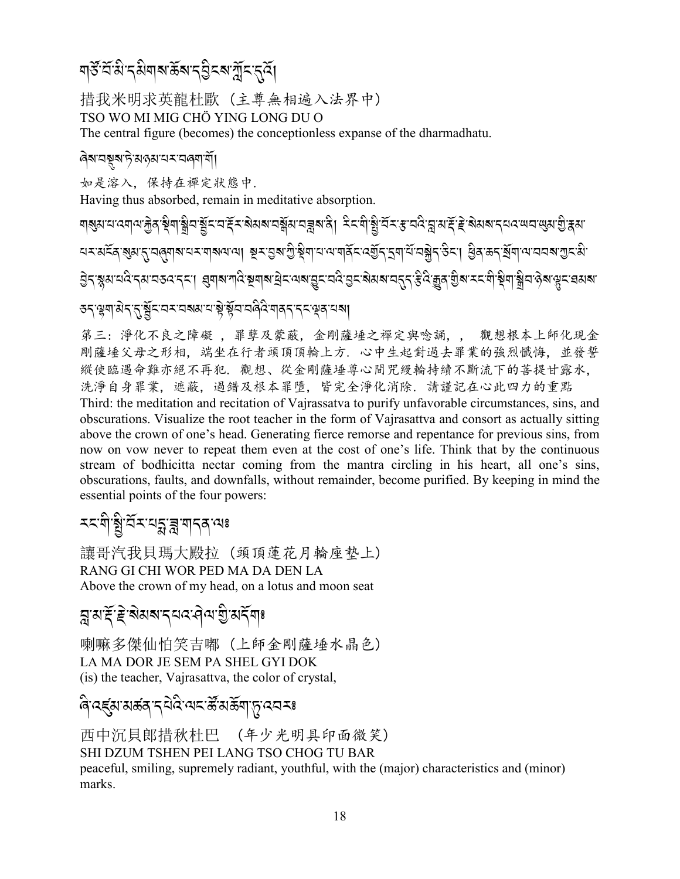གཙོ་བོ་མི་དམིགས་ཆོས་དབྱིངས་ཀློང་དུ་འོ།

措我米明求英龍杜歐（主尊無相遍入法界中）
TSO WO MI MIG CHÖ YING LONG DU O
The central figure (becomes) the conceptionless expanse of the dharmadhatu.

ཞེས་བསྟུས་ཏེ་མཉམ་པར་བཞག་གོ།

如是溶入，保持在禪定狀態中.
Having thus absorbed, remain in meditative absorption.

གསུམ་པ་འགལ་རྐྱེན་སྡིག་སྒྲིབ་སྦྱོང་བ་རྡོར་སེམས་སྒོམ་བཟླས་ནི། རང་གི་སྤྱི་བོར་རྩ་བའི་བླ་མ་རྡོ་རྗེ་སེམས་དཔའ་ཡབ་ཡུམ་གྱི་རྣམ་པར་མངོན་སུམ་དུ་བཞུགས་པར་གསལ་ལ། སྔར་བྱས་ཀྱི་སྡིག་པ་ལ་གནོང་འགྱོད་དྲག་པོ་བསྐྱེད་ཅིང་། ཕྱིན་ཆད་སྲོག་ལ་བབས་ཀྱང་མི་བྱེད་སྙམ་པའི་དམ་བཅའ་དང་། ཐུགས་ཀའི་སྔགས་ཕྲེང་ལས་བྱུང་བའི་བྱང་སེམས་བདུད་རྩིའི་རྒྱུན་གྱིས་རང་གི་སྡིག་སྒྲིབ་ཉེས་ལྟུང་ཐམས་ཅད་ལྷག་མེད་དུ་སྦྱོང་བར་བསམས་པ་སྟེ་སྟོབས་བཞིའི་གནད་དང་ལྡན་པས།

第三：淨化不良之障礙 ，罪孽及蒙蔽，金剛薩埵之禪定與唸誦，，觀想根本上師化現金剛薩埵父母之形相，端坐在行者頭頂頂輪上方．心中生起對過去罪業的強烈懺悔，並發誓縱使臨遇命難亦絕不再犯．觀想、從金剛薩埵尊心間咒鬘輪持續不斷流下的菩提甘露水，洗淨自身罪業，遮蔽，過錯及根本罪墮，皆完全淨化消除．請謹記在心此四力的重點

Third: the meditation and recitation of Vajrassatva to purify unfavorable circumstances, sins, and obscurations. Visualize the root teacher in the form of Vajrasattva and consort as actually sitting above the crown of one's head. Generating fierce remorse and repentance for previous sins, from now on vow never to repeat them even at the cost of one's life. Think that by the continuous stream of bodhicitta nectar coming from the mantra circling in his heart, all one's sins, obscurations, faults, and downfalls, without remainder, become purified. By keeping in mind the essential points of the four powers:

རང་གི་སྤྱི་བོར་པདྨ་ཟླ་གདན་ལ༔

讓哥汽我貝瑪大殿拉（頭頂蓮花月輪座墊上）
RANG GI CHI WOR PED MA DA DEN LA
Above the crown of my head, on a lotus and moon seat

བླ་མ་རྡོ་རྗེ་སེམས་དཔའ་ཤེལ་གྱི་མདོག༔

喇嘛多傑仙怕笑吉嘟（上師金剛薩埵水晶色）
LA MA DOR JE SEM PA SHEL GYI DOK
(is) the teacher, Vajrasattva, the color of crystal,

ཞི་འཛུམ་མཚན་དཔེའི་ལང་ཚོ་མཆོག་ཏུ་འབར༔

西中沉貝郎措秋杜巴 （年少光明具印面微笑）
SHI DZUM TSHEN PEI LANG TSO CHOG TU BAR
peaceful, smiling, supremely radiant, youthful, with the (major) characteristics and (minor) marks.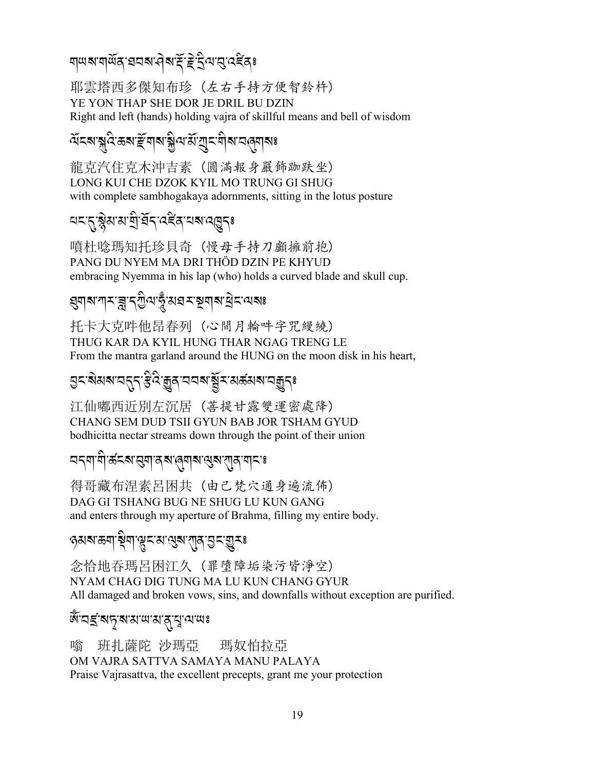གཡས་གཡོན་ཐབས་ཤེས་རྡོ་རྗེ་དྲིལ་བུ་འཛིན༔

耶雲塔西多傑知布珍（左右手持方便智鈴杵）
YE YON THAP SHE DOR JE DRIL BU DZIN
Right and left (hands) holding vajra of skillful means and bell of wisdom

ལོངས་སྐུའི་ཆས་རྫོགས་སྐྱིལ་མོ་ཀྲུང་གིས་བཞུགས༔

龍克汽住克木沖吉素（圓滿報身嚴飾跏趺坐）
LONG KUI CHE DZOK KYIL MO TRUNG GI SHUG
with complete sambhogakaya adornments, sitting in the lotus posture

པང་དུ་སྙེམ་མ་གྲི་ཐོད་འཛིན་པས་འཁྱུད༔

嘖杜唸瑪知托珍貝奇（慢母手持刀顱擁前抱）
PANG DU NYEM MA DRI THÖD DZIN PE KHYUD
embracing Nyemma in his lap (who) holds a curved blade and skull cup.

ཐུགས་ཀར་ཟླ་དཀྱིལ་ཧཱུྃ་མཐར་སྔགས་ཕྲེང་ལས༔

托卡大克吽他昂春列（心間月輪吽字咒纓繞）
THUG KAR DA KYIL HUNG THAR NGAG TRENG LE
From the mantra garland around the HUNG on the moon disk in his heart,

བྱང་སེམས་བདུད་རྩིའི་རྒྱུན་བབས་སྦྱོར་མཚམས་བརྒྱུད༔

江仙嘟西近別左沉居（菩提甘露雙運密處降）
CHANG SEM DUD TSII GYUN BAB JOR TSHAM GYUD
bodhicitta nectar streams down through the point of their union

བདག་གི་ཚངས་བུག་ནས་ཞུགས་ལུས་ཀུན་གང་༔

得哥藏布涅素呂困共（由己梵穴通身遍流佈）
DAG GI TSHANG BUG NE SHUG LU KUN GANG
and enters through my aperture of Brahma, filling my entire body.

ཉམས་ཆག་སྡིག་ལྟུང་མ་ལུས་ཀུན་བྱང་གྱུར༔

念恰地吞瑪呂困江久（罪墮障垢染污皆淨空）
NYAM CHAG DIG TUNG MA LU KUN CHANG GYUR
All damaged and broken vows, sins, and downfalls without exception are purified.

ཨོཾ་བཛྲ་སཏྭ་ས་མ་ཡ་མ་ནུ་པཱ་ལ་ཡ༔

嗡　班扎薩陀 沙瑪亞　　瑪奴怕拉亞
OM VAJRA SATTVA SAMAYA MANU PALAYA
Praise Vajrasattva, the excellent precepts, grant me your protection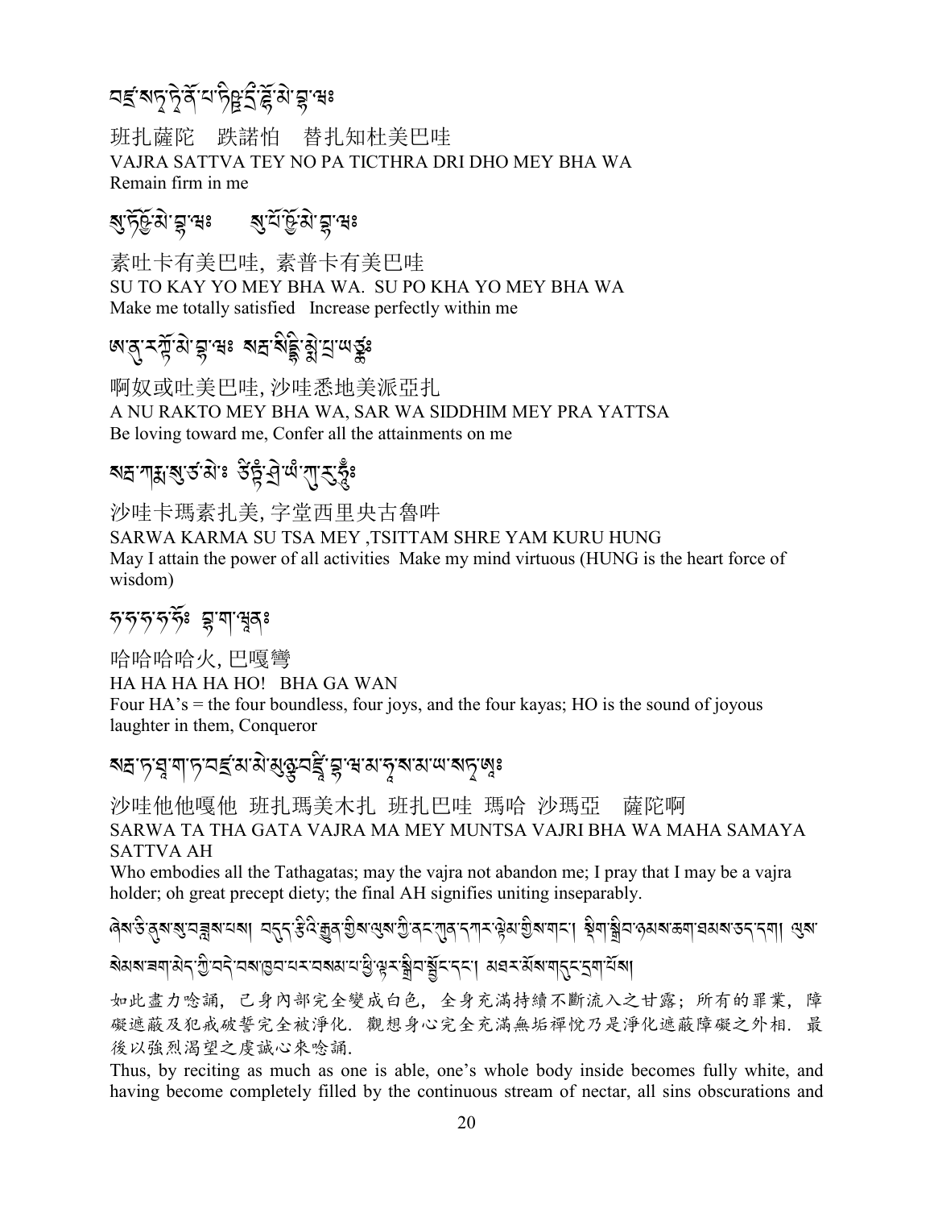བཛྲ་སཏྭ་ཏྭེ་ནོ་པ་ཏིཥྛ་དྲྀ་ཌྷོ་མེ་བྷ་ཝ༔

班扎薩陀　跌諾怕　替扎知杜美巴哇
VAJRA SATTVA TEY NO PA TICTHRA DRI DHO MEY BHA WA
Remain firm in me

སུ་ཏོ་ཥྱོ་མེ་བྷ་ཝ༔　　སུ་པོ་ཥྱོ་མེ་བྷ་ཝ༔

素吐卡有美巴哇, 素普卡有美巴哇
SU TO KAY YO MEY BHA WA. SU PO KHA YO MEY BHA WA
Make me totally satisfied　Increase perfectly within me

ཨ་ནུ་རཀྟོ་མེ་བྷ་ཝ༔ སརྦ་སིདྡྷི་མྨེ་པྲ་ཡཙྪ༔

啊奴或吐美巴哇, 沙哇悉地美派亞扎
A NU RAKTO MEY BHA WA, SAR WA SIDDHIM MEY PRA YATTSA
Be loving toward me, Confer all the attainments on me

སརྦ་ཀརྨ་སུ་ཙ་མེ༔ ཙིཏྟཾ་ཤྲེ་ཡཿ་ཀུ་རུ་ཧཱུྃ༔

沙哇卡瑪素扎美, 字堂西里央古魯吽
SARWA KARMA SU TSA MEY ,TSITTAM SHRE YAM KURU HUNG
May I attain the power of all activities　Make my mind virtuous (HUNG is the heart force of wisdom)

ཧ་ཧ་ཧ་ཧ་ཧོ༔ བྷ་ག་ཝཱན༔

哈哈哈哈火, 巴嘎彎
HA HA HA HA HO!　BHA GA WAN
Four HA's = the four boundless, four joys, and the four kayas; HO is the sound of joyous laughter in them, Conqueror

སརྦ་ཏ་ཐཱ་ག་ཏ་བཛྲ་མཱ་མེ་མུཉྩ་བཛྲཱི་བྷ་ཝ་མ་ཧཱ་ས་མ་ཡ་སཏྭ་ཨཿ

沙哇他他嘎他　班扎瑪美木扎　班扎巴哇　瑪哈　沙瑪亞　薩陀啊
SARWA TA THA GATA VAJRA MA MEY MUNTSA VAJRI BHA WA MAHA SAMAYA SATTVA AH
Who embodies all the Tathagatas; may the vajra not abandon me; I pray that I may be a vajra holder; oh great precept diety; the final AH signifies uniting inseparably.

ཞེས་ཅི་ནུས་སུ་བཟླས་པས། བདུད་རྩིའི་རྒྱུན་གྱིས་ལུས་ཀྱི་ནང་ཀུན་དཀར་ཞེམ་གྱིས་གང་། སྡིག་སྒྲིབ་ཉམས་ཆག་ཐམས་ཅད་དག། ལུས་སེམས་ཟག་མེད་ཀྱི་བདེ་བས་ཁྱབ་པར་བསམ་པ་ཕྱི་ལྟར་སྒྲིབ་སྦྱོང་དང་། མཐར་མོས་གདུང་དྲག་པོས།

如此盡力唸誦，己身內部完全變成白色，全身充滿持續不斷流入之甘露；所有的罪業，障礙遮蔽及犯戒破誓完全被淨化．觀想身心完全充滿無垢禪悅乃是淨化遮蔽障礙之外相．最後以強烈渴望之虔誠心來唸誦．

Thus, by reciting as much as one is able, one's whole body inside becomes fully white, and having become completely filled by the continuous stream of nectar, all sins obscurations and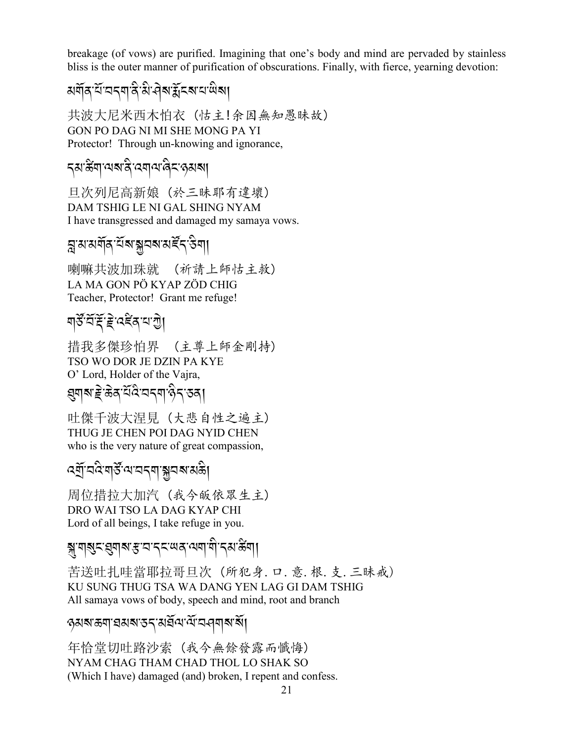breakage (of vows) are purified. Imagining that one's body and mind are pervaded by stainless bliss is the outer manner of purification of obscurations. Finally, with fierce, yearning devotion:

མགོན་པོ་བདག་ནི་མི་ཤེས་རྨོངས་པ་ཡིས།

共波大尼米西木怕衣（怙主!余因無知愚昧故）
GON PO DAG NI MI SHE MONG PA YI
Protector! Through un-knowing and ignorance,

དམ་ཚིག་ལས་ནི་འགལ་ཞིང་ཉམས།

旦次列尼高新娘（於三昧耶有違壞）
DAM TSHIG LE NI GAL SHING NYAM
I have transgressed and damaged my samaya vows.

བླ་མ་མགོན་པོས་སྐྱབས་མཛོད་ཅིག།

喇嘛共波加珠就　（祈請上師怙主救）
LA MA GON PÖ KYAP ZÖD CHIG
Teacher, Protector! Grant me refuge!

གཙོ་བོ་རྡོ་རྗེ་འཛིན་པ་ཀྱེ།

措我多傑珍怕界　（主尊上師金剛持）
TSO WO DOR JE DZIN PA KYE
O' Lord, Holder of the Vajra,

ཐུགས་རྗེ་ཆེན་པོའི་བདག་ཉིད་ཅན།

吐傑千波大涅見（大悲自性之遍主）
THUG JE CHEN POI DAG NYID CHEN
who is the very nature of great compassion,

འགྲོ་བའི་གཙོ་ལ་བདག་སྐྱབས་མཆི།

周位措拉大加汽（我今皈依眾生主）
DRO WAI TSO LA DAG KYAP CHI
Lord of all beings, I take refuge in you.

སྐུ་གསུང་ཐུགས་རྩ་བ་དང་ཡན་ལག་གི་དམ་ཚིག།

苦送吐扎哇當耶拉哥旦次（所犯身. 口. 意. 根. 支. 三昧戒）
KU SUNG THUG TSA WA DANG YEN LAG GI DAM TSHIG
All samaya vows of body, speech and mind, root and branch

ཉམས་ཆག་ཐམས་ཅད་མཐོལ་ལོ་བཤགས་སོ།

年恰堂切吐路沙索（我今無餘發露而懺悔）
NYAM CHAG THAM CHAD THOL LO SHAK SO
(Which I have) damaged (and) broken, I repent and confess.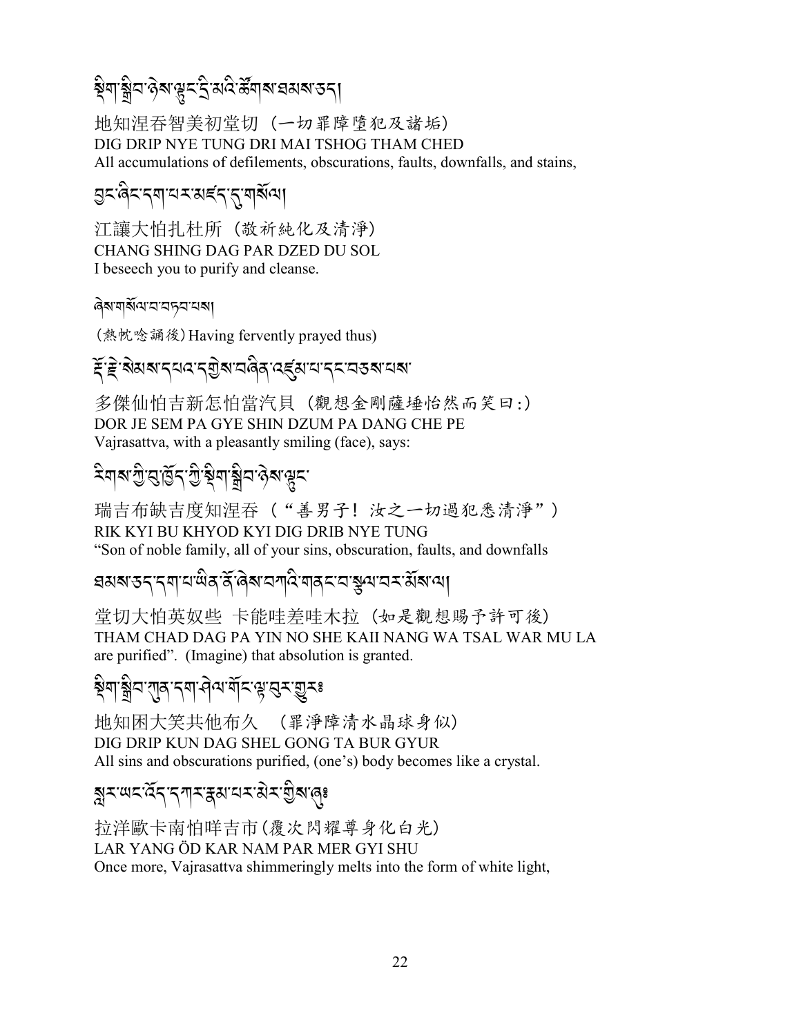སྡིག་སྒྲིབ་ཉེས་ལྟུང་དྲི་མའི་ཚོགས་ཐམས་ཅད།

地知涅吞智美初堂切（一切罪障墮犯及諸垢）
DIG DRIP NYE TUNG DRI MAI TSHOG THAM CHED
All accumulations of defilements, obscurations, faults, downfalls, and stains,

བྱང་ཞིང་དག་པར་མཛད་དུ་གསོལ།

江讓大怕扎杜所（敬祈純化及清淨）
CHANG SHING DAG PAR DZED DU SOL
I beseech you to purify and cleanse.

ཞེས་གསོལ་བ་བཏབ་པས།

（熱忱唸誦後）Having fervently prayed thus)

རྡོ་རྗེ་སེམས་དཔའ་དགྱེས་བཞིན་འཛུམ་པ་དང་བཅས་པས་

多傑仙怕吉新怎怕當汽貝（觀想金剛薩埵怡然而笑曰:）
DOR JE SEM PA GYE SHIN DZUM PA DANG CHE PE
Vajrasattva, with a pleasantly smiling (face), says:

རིགས་ཀྱི་བུ་ཁྱོད་ཀྱི་སྡིག་སྒྲིབ་ཉེས་ལྟུང་

瑞吉布缺吉度知涅吞（"善男子! 汝之一切過犯悉清淨"）
RIK KYI BU KHYOD KYI DIG DRIB NYE TUNG
"Son of noble family, all of your sins, obscuration, faults, and downfalls

ཐམས་ཅད་དག་པ་ཡིན་ནོ་ཞེས་བཀའི་གནང་བ་སྩལ་བར་མོས་ལ།

堂切大怕英奴些 卡能哇差哇木拉（如是觀想賜予許可後）
THAM CHAD DAG PA YIN NO SHE KAII NANG WA TSAL WAR MU LA
are purified". (Imagine) that absolution is granted.

སྡིག་སྒྲིབ་ཀུན་དག་ཤེལ་གོང་ལྟ་བུར་གྱུར༔

地知困大笑共他布久 （罪淨障清水晶球身似）
DIG DRIP KUN DAG SHEL GONG TA BUR GYUR
All sins and obscurations purified, (one's) body becomes like a crystal.

སླར་ཡང་འོད་དཀར་རྣམ་པར་མེར་གྱིས་ཞུ༔

拉洋歐卡南怕咩吉市（覆次閃耀尊身化白光）
LAR YANG ÖD KAR NAM PAR MER GYI SHU
Once more, Vajrasattva shimmeringly melts into the form of white light,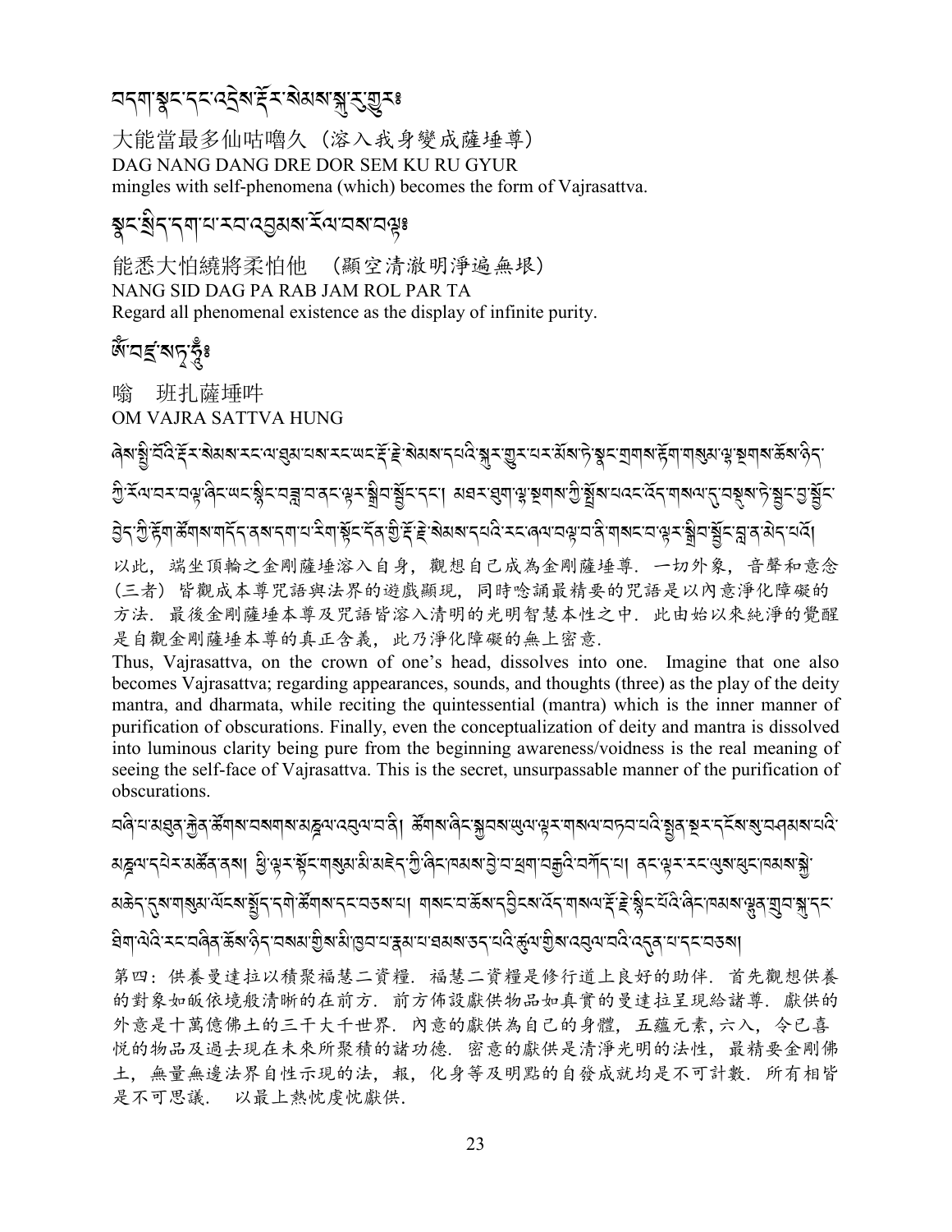བདག་སྣང་དང་འདྲེས་རྡོར་སེམས་སྐུ་རུ་གྱུར༔

大能當最多仙咕嚕久（溶入我身變成薩埵尊）
DAG NANG DANG DRE DOR SEM KU RU GYUR
mingles with self-phenomena (which) becomes the form of Vajrasattva.

སྣང་སྲིད་དག་པ་རབ་འབྱམས་རོལ་པར་བལྟ༔

能悉大怕繞將柔怕他　（顯空清澈明淨遍無垠）
NANG SID DAG PA RAB JAM ROL PAR TA
Regard all phenomenal existence as the display of infinite purity.

ཨོཾ་བཛྲ་སཏྭ་ཧཱུྃ༔

嗡　班扎薩埵吽
OM VAJRA SATTVA HUNG

ཞེས་སྤྱི་བོའི་རྡོར་སེམས་རང་ལ་ཐིམ་པས་རང་ཡང་རྡོ་རྗེ་སེམས་དཔའི་སྐུར་གྱུར་པར་མོས་ཏེ་སྣང་གྲགས་རྟོག་གསུམ་ལྷ་སྔགས་ཆོས་ཉིད་ཀྱི་རོལ་པར་བལྟ་ཞིང་ཡང་སྙིང་བཟླ་བ་ནང་ལྟར་སྒྲིབ་སྦྱོང་དང་། མཐར་ཐུག་ལྷ་སྔགས་ཀྱི་སྤྲོས་པའང་འོད་གསལ་དུ་བསྡུས་ཏེ་སྣང་བ་སྟོང་བྱེད་ཀྱི་རྟོག་ཚོགས་གདོད་ནས་དག་པ་རིག་སྟོང་དོན་གྱི་རྡོ་རྗེ་སེམས་དཔའི་རང་ཞལ་བལྟ་བ་ནི་གསང་བ་ལྟར་སྒྲིབ་སྦྱོང་བླ་ན་མེད་པའོ།

以此，端坐頂輪之金剛薩埵溶入自身，觀想自己成為金剛薩埵尊．一切外象，音聲和意念（三者）皆觀成本尊咒語與法界的遊戲顯現，同時唸誦最精要的咒語是以內意淨化障礙的方法．最後金剛薩埵本尊及咒語皆溶入清明的光明智慧本性之中．此由始以來純淨的覺醒是自觀金剛薩埵本尊的真正含義，此乃淨化障礙的無上密意．

Thus, Vajrasattva, on the crown of one's head, dissolves into one. Imagine that one also becomes Vajrasattva; regarding appearances, sounds, and thoughts (three) as the play of the deity mantra, and dharmata, while reciting the quintessential (mantra) which is the inner manner of purification of obscurations. Finally, even the conceptualization of deity and mantra is dissolved into luminous clarity being pure from the beginning awareness/voidness is the real meaning of seeing the self-face of Vajrasattva. This is the secret, unsurpassable manner of the purification of obscurations.

བཞི་པ་མཐུན་རྐྱེན་ཚོགས་བསགས་མཎྜལ་འབུལ་བ་ནི། ཚོགས་ཞིང་སྐྱབས་ཡུལ་ལྟར་གསལ་བཏབ་པའི་སྤྱན་སྔར་དངོས་སུ་བཤམས་པའི་མཎྜལ་དཔེར་མཚོན་ནས། ཕྱི་ལྟར་སྟོང་གསུམ་མི་མཇེད་ཀྱི་ཞིང་ཁམས་བྱེ་བ་ཕྲག་བརྒྱའི་བཀོད་པ། ནང་ལྟར་རང་ལུས་ཕུང་ཁམས་སྐྱེ་མཆེད་དུས་གསུམ་ལོངས་སྤྱོད་དགེ་ཚོགས་དང་བཅས་པ། གསང་བ་ཆོས་དབྱིངས་འོད་གསལ་རྡོ་རྗེ་སྙིང་པོའི་ཞིང་ཁམས་ལྷུན་གྲུབ་སྐུ་དང་ཐིག་ལེའི་རང་བཞིན་ཆོས་ཉིད་བསམ་གྱིས་མི་ཁྱབ་པ་རྣམ་པ་ཐམས་ཅད་པའི་ཚུལ་གྱིས་འབུལ་བའི་འདུན་པ་དང་བཅས།

第四：供養曼達拉以積聚福慧二資糧．福慧二資糧是修行道上良好的助伴．首先觀想供養的對象如皈依境般清晰的在前方．前方佈設獻供物品如真實的曼達拉呈現給諸尊．獻供的外意是十萬億佛土的三千大千世界．內意的獻供為自己的身體，五蘊元素，六入，令己喜悅的物品及過去現在未來所聚積的諸功德．密意的獻供是清淨光明的法性，最精要金剛佛土，無量無邊法界自性示現的法，報，化身等及明點的自發成就均是不可計數．所有相皆是不可思議．　以最上熱忱虔忱獻供．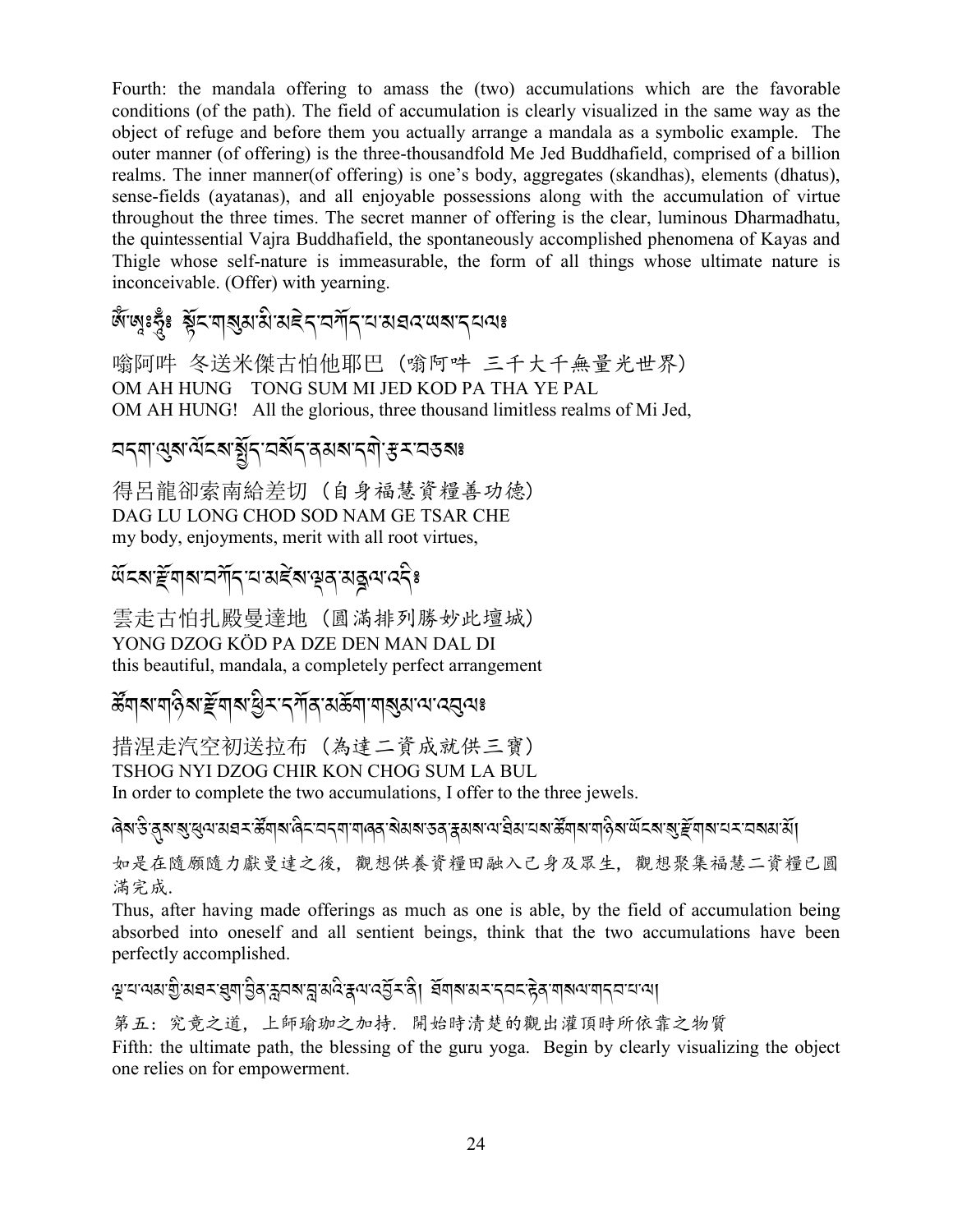Fourth: the mandala offering to amass the (two) accumulations which are the favorable conditions (of the path). The field of accumulation is clearly visualized in the same way as the object of refuge and before them you actually arrange a mandala as a symbolic example. The outer manner (of offering) is the three-thousandfold Me Jed Buddhafield, comprised of a billion realms. The inner manner(of offering) is one's body, aggregates (skandhas), elements (dhatus), sense-fields (ayatanas), and all enjoyable possessions along with the accumulation of virtue throughout the three times. The secret manner of offering is the clear, luminous Dharmadhatu, the quintessential Vajra Buddhafield, the spontaneously accomplished phenomena of Kayas and Thigle whose self-nature is immeasurable, the form of all things whose ultimate nature is inconceivable. (Offer) with yearning.

ༀ་ཨཱཿཧཱུྃ༔ སྟོང་གསུམ་མི་མཇེད་བཀོད་པ་མཐའ་ཡས་དཔལ༔

嗡阿吽 冬送米傑古怕他耶巴（嗡阿吽 三千大千無量光世界）
OM AH HUNG TONG SUM MI JED KOD PA THA YE PAL
OM AH HUNG! All the glorious, three thousand limitless realms of Mi Jed,

བདག་ལུས་ལོངས་སྤྱོད་བསོད་ནམས་དགེ་རྩ་བཅས༔

得呂龍卻索南給差切（自身福慧資糧善功德）
DAG LU LONG CHOD SOD NAM GE TSAR CHE
my body, enjoyments, merit with all root virtues,

ཡོངས་རྫོགས་བཀོད་པ་མཛེས་ལྡན་མནྜལ་འདི༔

雲走古怕扎殿曼達地（圓满排列勝妙此壇城）
YONG DZOG KÖD PA DZE DEN MAN DAL DI
this beautiful, mandala, a completely perfect arrangement

ཚོགས་གཉིས་རྫོགས་ཕྱིར་དཀོན་མཆོག་གསུམ་ལ་འབུལ༔

措涅走汽空初送拉布（為達二資成就供三寶）
TSHOG NYI DZOG CHIR KON CHOG SUM LA BUL
In order to complete the two accumulations, I offer to the three jewels.

ཞེས་ཅི་ནུས་སུ་ཕུལ་མཐར་ཚོགས་ཞིང་བདག་གཞན་སེམས་ཅན་རྣམས་ལ་ཐིམ་པས་ཚོགས་གཉིས་ཡོངས་སུ་རྫོགས་པར་བསམ་མོ།

如是在隨願隨力獻曼達之後，觀想供養資糧田融入己身及眾生，觀想聚集福慧二資糧已圓满完成.
Thus, after having made offerings as much as one is able, by the field of accumulation being absorbed into oneself and all sentient beings, think that the two accumulations have been perfectly accomplished.

ལྔ་པ་ལམ་གྱི་མཐར་ཐུག་བྱིན་རླབས་བླ་མའི་རྣལ་འབྱོར་ནི། ཐོག་མར་དབང་རྟེན་གསལ་གདབ་པ་ལ།

第五：究竟之道，上師瑜珈之加持. 開始時清楚的觀出灌頂時所依靠之物質
Fifth: the ultimate path, the blessing of the guru yoga. Begin by clearly visualizing the object one relies on for empowerment.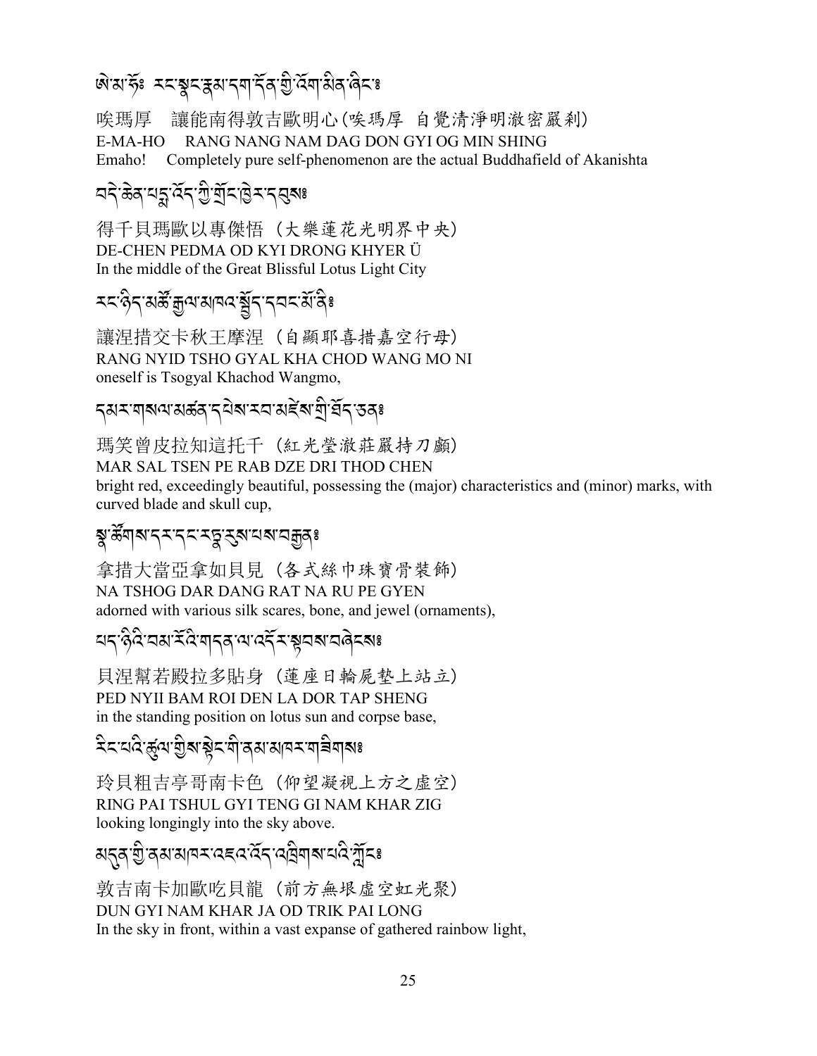ཨེ་མ་ཧོ༔ རང་སྣང་རྣམ་དག་དོན་གྱི་འོག་མིན་ཞིང་༔

唉瑪厚　讓能南得敦吉歐明心（唉瑪厚　自覺清淨明澈密嚴剎）
E-MA-HO　RANG NANG NAM DAG DON GYI OG MIN SHING
Emaho!　Completely pure self-phenomenon are the actual Buddhafield of Akanishta

བདེ་ཆེན་པདྨ་འོད་ཀྱི་གྲོང་ཁྱེར་དབུས༔

得千貝瑪歐以專傑悟（大樂蓮花光明界中央）
DE-CHEN PEDMA OD KYI DRONG KHYER Ü
In the middle of the Great Blissful Lotus Light City

རང་ཉིད་མཚོ་རྒྱལ་མཁའ་སྤྱོད་དབང་མོ་ནི༔

讓涅措交卡秋王摩涅（自顯耶喜措嘉空行母）
RANG NYID TSHO GYAL KHA CHOD WANG MO NI
oneself is Tsogyal Khachod Wangmo,

དམར་གསལ་མཚན་དཔེས་རབ་མཛེས་གྲི་ཐོད་ཅན༔

瑪笑曾皮拉知這托千（紅光瑩澈莊嚴持刀顱）
MAR SAL TSEN PE RAB DZE DRI THOD CHEN
bright red, exceedingly beautiful, possessing the (major) characteristics and (minor) marks, with curved blade and skull cup,

སྣ་ཚོགས་དར་དང་རཏྣ་རུས་པས་བརྒྱན༔

拿措大當亞拿如貝見（各式絲巾珠寶骨裝飾）
NA TSHOG DAR DANG RAT NA RU PE GYEN
adorned with various silk scares, bone, and jewel (ornaments),

པད་ཉིའི་བམ་རོའི་གདན་ལ་འདོར་སྟབས་བཞེངས༔

貝涅幫若殿拉多貼身（蓮座日輪屍墊上站立）
PED NYII BAM ROI DEN LA DOR TAP SHENG
in the standing position on lotus sun and corpse base,

རིང་པའི་ཚུལ་གྱིས་སྟེང་གི་ནམ་མཁར་གཟིགས༔

玲貝粗吉亭哥南卡色（仰望凝視上方之虛空）
RING PAI TSHUL GYI TENG GI NAM KHAR ZIG
looking longingly into the sky above.

མདུན་གྱི་ནམ་མཁར་འཇའ་འོད་འཁྲིགས་པའི་ཀློང་༔

敦吉南卡加歐吃貝龍（前方無垠虛空虹光聚）
DUN GYI NAM KHAR JA OD TRIK PAI LONG
In the sky in front, within a vast expanse of gathered rainbow light,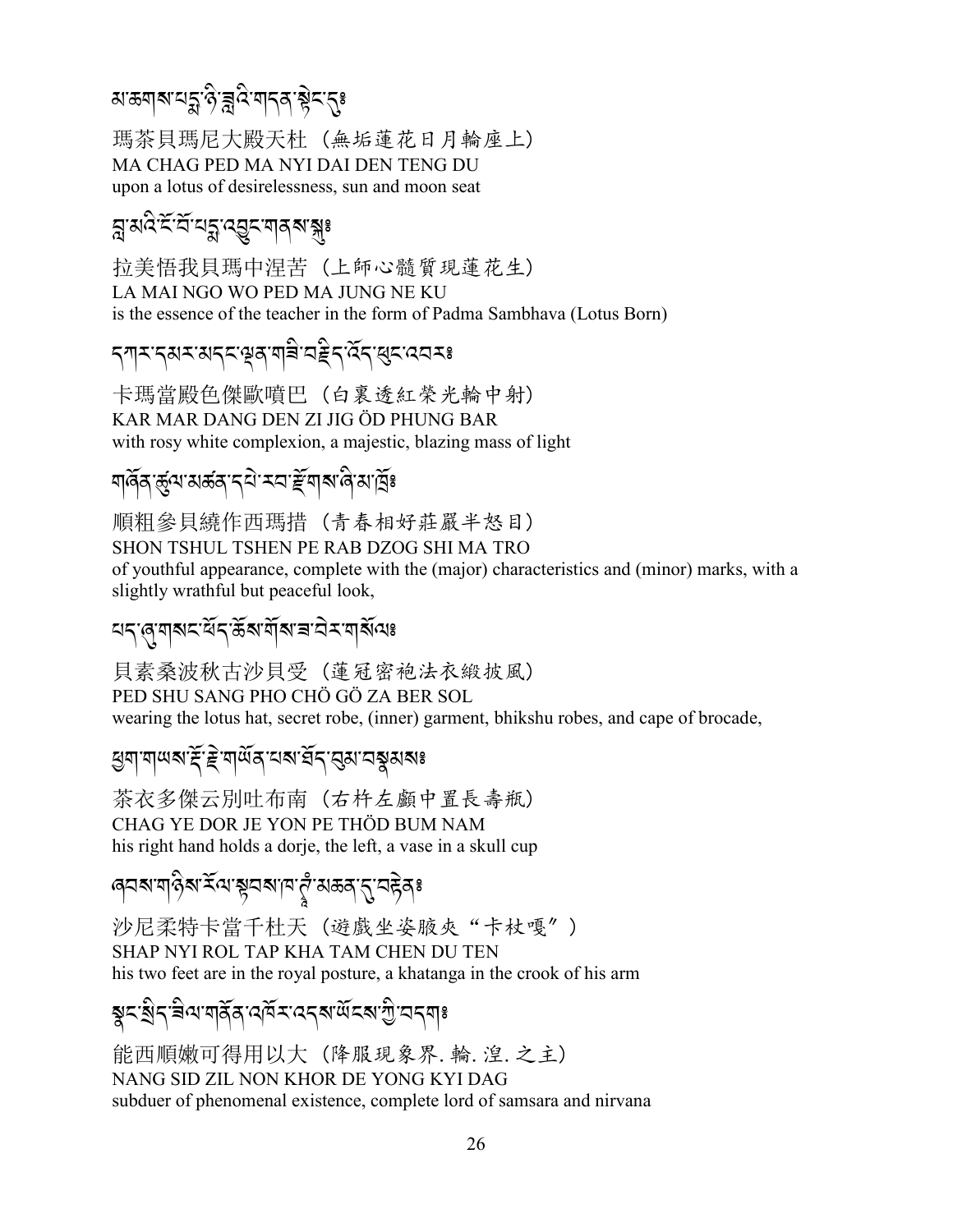མ་ཆགས་པདྨ་ཉི་ཟླའི་གདན་སྟེང་དུ༔

瑪茶貝瑪尼大殿天杜（無垢蓮花日月輪座上）
MA CHAG PED MA NYI DAI DEN TENG DU
upon a lotus of desirelessness, sun and moon seat

བླ་མའི་ངོ་བོ་པདྨ་འབྱུང་གནས་སྐུ༔

拉美悟我貝瑪中涅苦（上師心髓質現蓮花生）
LA MAI NGO WO PED MA JUNG NE KU
is the essence of the teacher in the form of Padma Sambhava (Lotus Born)

དཀར་དམར་མདངས་ལྡན་གཟི་བརྗིད་འོད་ཕུང་འབར༔

卡瑪當殿色傑歐噴巴（白裏透紅榮光輪中射）
KAR MAR DANG DEN ZI JIG ÖD PHUNG BAR
with rosy white complexion, a majestic, blazing mass of light

གཞོན་ཚུལ་མཚན་དཔེ་རབ་རྫོགས་ཞི་མ་ཁྲོ༔

順粗參貝繞作西瑪措（青春相好莊嚴半怒目）
SHON TSHUL TSHEN PE RAB DZOG SHI MA TRO
of youthful appearance, complete with the (major) characteristics and (minor) marks, with a slightly wrathful but peaceful look,

པད་ཞུ་གསང་ཕོད་ཆོས་གོས་ཟ་བེར་གསོལ༔

貝素桑波秋古沙貝受（蓮冠密袍法衣緞披風）
PED SHU SANG PHO CHÖ GÖ ZA BER SOL
wearing the lotus hat, secret robe, (inner) garment, bhikshu robes, and cape of brocade,

ཕྱག་གཡས་རྡོ་རྗེ་གཡོན་པས་ཐོད་བུམ་བསྣམས༔

茶衣多傑云別吐布南（右杵左顱中置長壽瓶）
CHAG YE DOR JE YON PE THÖD BUM NAM
his right hand holds a dorje, the left, a vase in a skull cup

ཞབས་གཉིས་རོལ་སྟབས་ཁ་ཊྃ་མཆན་དུ་བརྟེན༔

沙尼柔特卡當千杜天（遊戲坐姿腋夾“卡杖嘎”）
SHAP NYI ROL TAP KHA TAM CHEN DU TEN
his two feet are in the royal posture, a khatanga in the crook of his arm

སྣང་སྲིད་ཟིལ་གནོན་འཁོར་འདས་ཡོངས་ཀྱི་བདག༔

能西順嫩可得用以大（降服現象界. 輪. 湟. 之主）
NANG SID ZIL NON KHOR DE YONG KYI DAG
subduer of phenomenal existence, complete lord of samsara and nirvana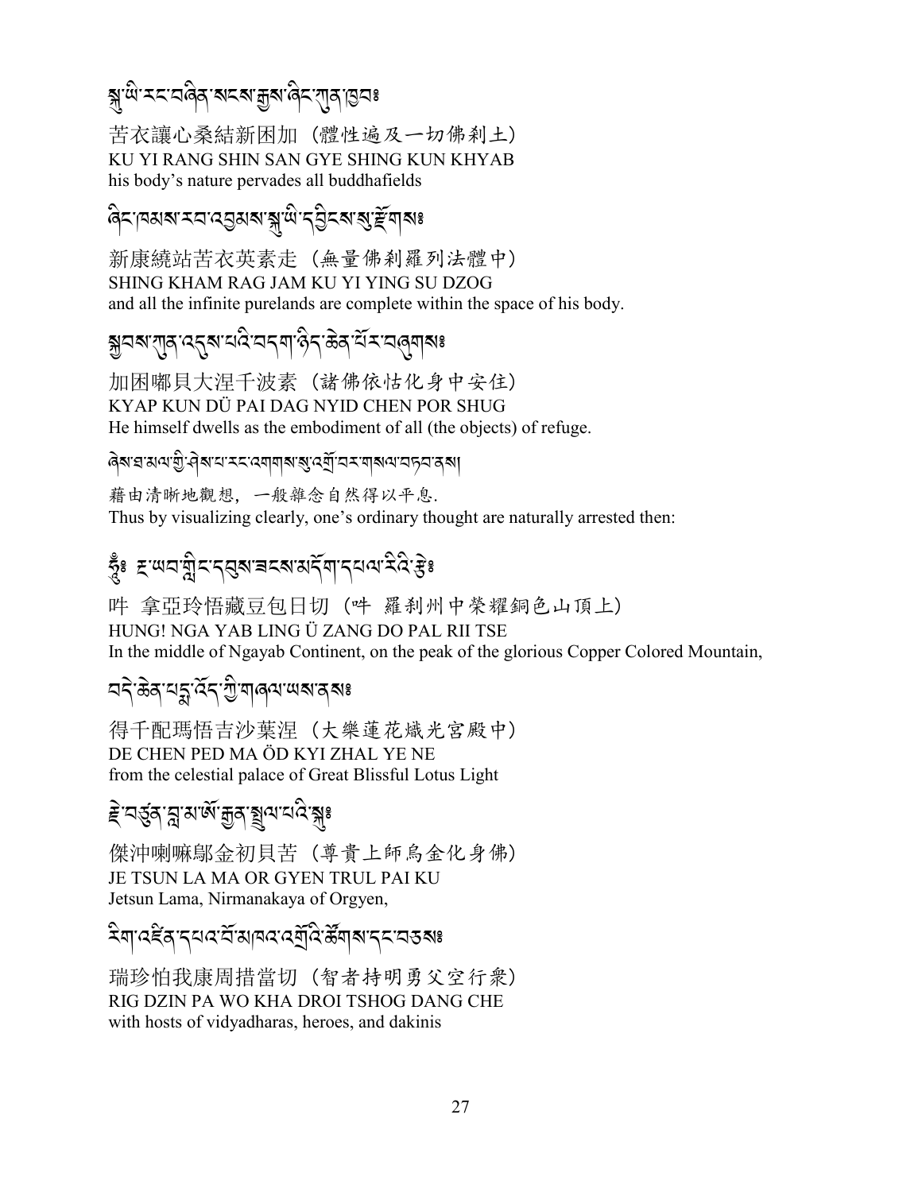སྐུ་ཡི་རང་བཞིན་སངས་རྒྱས་ཞིང་ཀུན་ཁྱབ༔

苦衣讓心桑結新困加（體性遍及一切佛剎土）
KU YI RANG SHIN SAN GYE SHING KUN KHYAB
his body's nature pervades all buddhafields

ཞིང་ཁམས་རབ་འབྱམས་སྐུ་ཡི་དབྱིངས་སུ་རྫོགས༔

新康繞站苦衣英素走（無量佛剎羅列法體中）
SHING KHAM RAG JAM KU YI YING SU DZOG
and all the infinite purelands are complete within the space of his body.

སྐྱབས་ཀུན་འདུས་པའི་བདག་ཉིད་ཆེན་པོར་བཞུགས༔

加困嘟貝大涅千波素（諸佛依怙化身中安住）
KYAP KUN DÜ PAI DAG NYID CHEN POR SHUG
He himself dwells as the embodiment of all (the objects) of refuge.

ཞེས་བ་མལ་གྱི་ཤེས་པ་རང་འགགས་སུ་འགྲོ་བར་གསལ་བཏབ་ནས།

藉由清晰地觀想，一般雜念自然得以平息.
Thus by visualizing clearly, one's ordinary thought are naturally arrested then:

ཧཱུྃ༔ རྔ་ཡབ་གླིང་དབུས་ཟངས་མདོག་དཔལ་རིའི་རྩེ༔

吽 拿亞玲悟藏豆包日切（吽 羅剎州中榮耀銅色山頂上）
HUNG! NGA YAB LING Ü ZANG DO PAL RII TSE
In the middle of Ngayab Continent, on the peak of the glorious Copper Colored Mountain,

བདེ་ཆེན་པདྨ་འོད་ཀྱི་གཞལ་ཡས་ནས༔

得千配瑪悟吉沙葉涅（大樂蓮花熾光宮殿中）
DE CHEN PED MA ÖD KYI ZHAL YE NE
from the celestial palace of Great Blissful Lotus Light

རྗེ་བཙུན་བླ་མ་ཨོ་རྒྱན་སྤྲུལ་པའི་སྐུ༔

傑沖喇嘛鄔金初貝苦（尊貴上師烏金化身佛）
JE TSUN LA MA OR GYEN TRUL PAI KU
Jetsun Lama, Nirmanakaya of Orgyen,

རིག་འཛིན་དཔའ་བོ་མཁའ་འགྲོའི་ཚོགས་དང་བཅས༔

瑞珍怕我康周措當切（智者持明勇父空行衆）
RIG DZIN PA WO KHA DROI TSHOG DANG CHE
with hosts of vidyadharas, heroes, and dakinis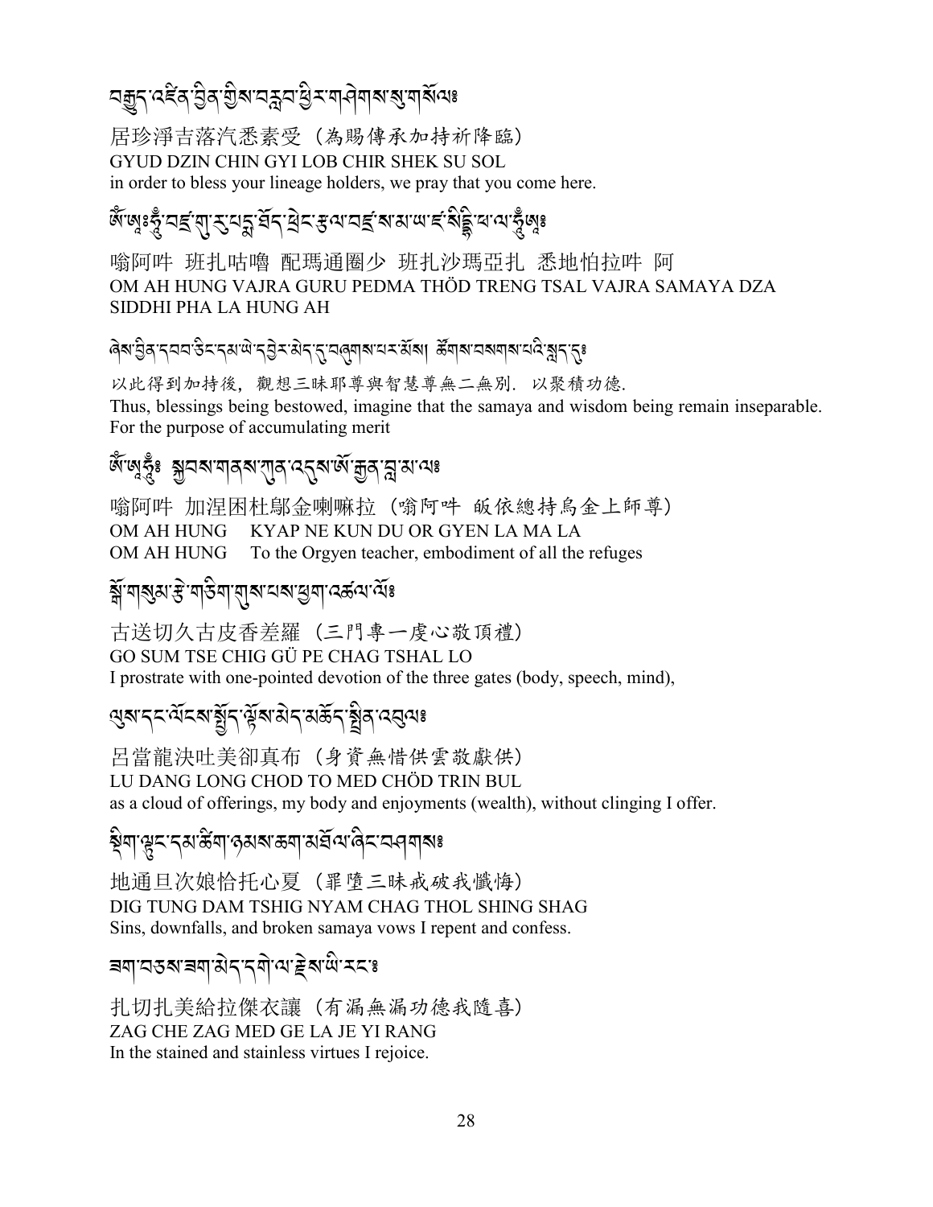བརྒྱུད་འཛིན་བྱིན་གྱིས་བརླབ་ཕྱིར་གཤེགས་སུ་གསོལ༔

居珍淨吉落汽悉素受（為賜傳承加持祈降臨）
GYUD DZIN CHIN GYI LOB CHIR SHEK SU SOL
in order to bless your lineage holders, we pray that you come here.

ཨོཾ་ཨཱཿཧཱུྃ་བཛྲ་གུ་རུ་པདྨ་ཐོད་ཕྲེང་རྩལ་བཛྲ་སམ་ཡ་ཛཿསིདྡྷི་ཕ་ལ་ཧཱུྃ་ཨཱཿ

嗡阿吽 班扎咕嚕 配瑪通圈少 班扎沙瑪亞扎 悉地怕拉吽 阿
OM AH HUNG VAJRA GURU PEDMA THÖD TRENG TSAL VAJRA SAMAYA DZA SIDDHI PHA LA HUNG AH

ཞེས་བྱིན་དབབ་ཅིང་དམ་ཡེ་དབྱེར་མེད་དུ་བཞུགས་པར་མོས། ཚོགས་བསགས་པའི་སླད་དུ༔

以此得到加持後，觀想三昧耶尊與智慧尊無二無別. 以聚積功德.
Thus, blessings being bestowed, imagine that the samaya and wisdom being remain inseparable. For the purpose of accumulating merit

ཨོཾ་ཨཱཿཧཱུྃ༔ སྐྱབས་གནས་ཀུན་འདུས་ཨོ་རྒྱན་བླ་མ་ལ༔

嗡阿吽 加涅困杜鄔金喇嘛拉（嗡阿吽 皈依總持烏金上師尊）
OM AH HUNG　KYAP NE KUN DU OR GYEN LA MA LA
OM AH HUNG　To the Orgyen teacher, embodiment of all the refuges

སྒོ་གསུམ་རྩེ་གཅིག་གུས་པས་ཕྱག་འཚལ་ལོ༔

古送切久古皮香差羅（三門專一虔心敬頂禮）
GO SUM TSE CHIG GÜ PE CHAG TSHAL LO
I prostrate with one-pointed devotion of the three gates (body, speech, mind),

ལུས་དང་ལོངས་སྤྱོད་ལྟོས་མེད་མཆོད་སྤྲིན་འབུལ༔

呂當龍決吐美卻真布（身資無惜供雲敬獻供）
LU DANG LONG CHOD TO MED CHÖD TRIN BUL
as a cloud of offerings, my body and enjoyments (wealth), without clinging I offer.

སྡིག་ལྟུང་དམ་ཚིག་ཉམས་ཆག་མཐོལ་ཞིང་བཤགས༔

地通旦次娘恰托心夏（罪墮三昧戒破我懺悔）
DIG TUNG DAM TSHIG NYAM CHAG THOL SHING SHAG
Sins, downfalls, and broken samaya vows I repent and confess.

ཟག་བཅས་ཟག་མེད་དགེ་ལ་རྗེས་ཡི་རང༔

扎切扎美給拉傑衣讓（有漏無漏功德我隨喜）
ZAG CHE ZAG MED GE LA JE YI RANG
In the stained and stainless virtues I rejoice.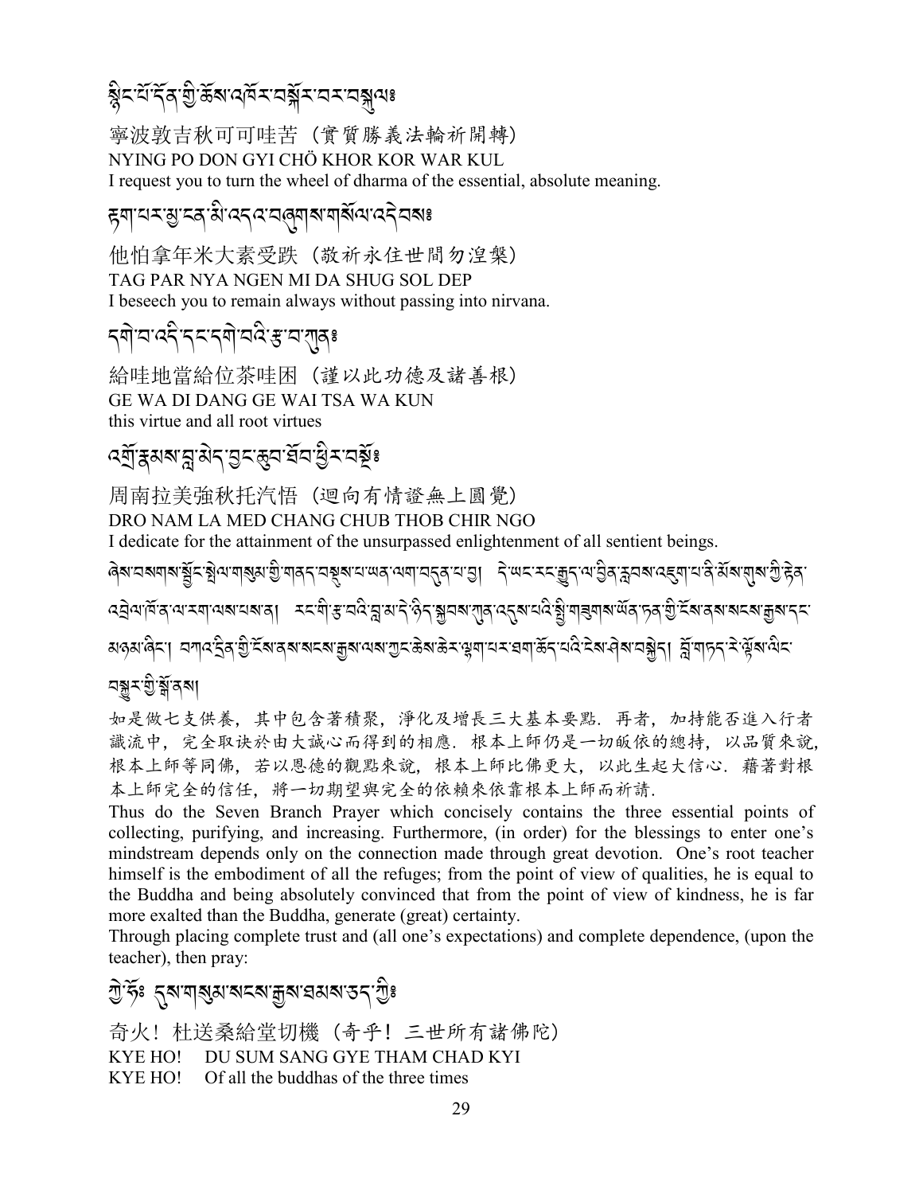སྙིང་པོ་དོན་གྱི་ཆོས་འཁོར་བསྐོར་བར་བསྐུལ༔

寧波敦吉秋可可哇苦（實質勝義法輪祈開轉）
NYING PO DON GYI CHÖ KHOR KOR WAR KUL
I request you to turn the wheel of dharma of the essential, absolute meaning.

རྟག་པར་མྱ་ངན་མི་འདའ་བཞུགས་གསོལ་འདེབས༔

他怕拿年米大素受跌（敬祈永住世間勿涅槃）
TAG PAR NYA NGEN MI DA SHUG SOL DEP
I beseech you to remain always without passing into nirvana.

དགེ་བ་འདི་དང་དགེ་བའི་རྩ་བ་ཀུན༔

給哇地當給位茶哇困（謹以此功德及諸善根）
GE WA DI DANG GE WAI TSA WA KUN
this virtue and all root virtues

འགྲོ་རྣམས་བླ་མེད་བྱང་ཆུབ་ཐོབ་ཕྱིར་བསྔོ༔

周南拉美強秋托汽悟（迴向有情證無上圓覺）
DRO NAM LA MED CHANG CHUB THOB CHIR NGO
I dedicate for the attainment of the unsurpassed enlightenment of all sentient beings.

ཞེས་བསགས་སྦྱོང་སྤེལ་གསུམ་གྱི་གནད་བསྡུས་པ་ཡན་ལག་བདུན་པ་བྱ། དེ་ཡང་རང་རྒྱུད་ལ་བྱིན་རླབས་འཇུག་པ་ནི་མོས་གུས་ཀྱི་རྟེན་འབྲེལ་ཁོ་ན་ལ་རག་ལས་པས་ན། རང་གི་རྩ་བའི་བླ་མ་དེ་ཉིད་སྐྱབས་ཀུན་འདུས་པའི་སྤྱི་གཟུགས་ཡོན་ཏན་གྱི་ངོས་ནས་སངས་རྒྱས་དང་མཉམ་ཞིང་། བཀའ་དྲིན་གྱི་ངོས་ནས་སངས་རྒྱས་ལས་ཀྱང་ཆེས་ཆེར་ལྷག་པར་ཐག་ཆོད་པའི་ངེས་ཤེས་བསྐྱེད། བློ་གཏད་རེ་ལྟོས་ཡིད་བསྐུར་གྱི་སྒོ་ནས།

如是做七支供養，其中包含著積聚，淨化及增長三大基本要點．再者，加持能否進入行者識流中，完全取決於由大誠心而得到的相應．根本上師仍是一切皈依的總持，以品質來說，根本上師等同佛，若以恩德的觀點來說，根本上師比佛更大，以此生起大信心．藉著對根本上師完全的信任，將一切期望與完全的依賴來依靠根本上師而祈請．

Thus do the Seven Branch Prayer which concisely contains the three essential points of collecting, purifying, and increasing. Furthermore, (in order) for the blessings to enter one's mindstream depends only on the connection made through great devotion. One's root teacher himself is the embodiment of all the refuges; from the point of view of qualities, he is equal to the Buddha and being absolutely convinced that from the point of view of kindness, he is far more exalted than the Buddha, generate (great) certainty.

Through placing complete trust and (all one's expectations) and complete dependence, (upon the teacher), then pray:

ཀྱེ་ཧོ༔ དུས་གསུམ་སངས་རྒྱས་ཐམས་ཅད་ཀྱི༔

奇火！杜送桑給堂切機（奇乎！三世所有諸佛陀）
KYE HO! DU SUM SANG GYE THAM CHAD KYI
KYE HO! Of all the buddhas of the three times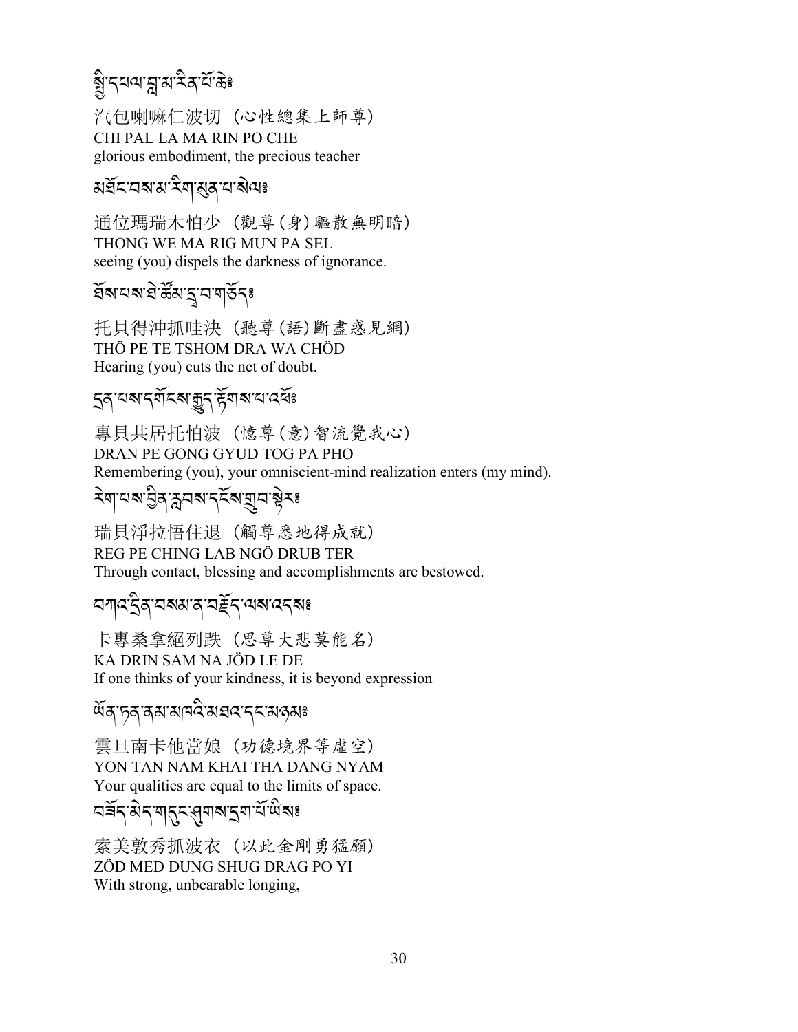སྤྱི་དཔལ་བླ་མ་རིན་པོ་ཆེ༔

汽包喇嘛仁波切（心性總集上師尊）
CHI PAL LA MA RIN PO CHE
glorious embodiment, the precious teacher

མཐོང་བས་མ་རིག་མུན་པ་སེལ༔

通位瑪瑞木怕少（觀尊(身)驅散無明暗）
THONG WE MA RIG MUN PA SEL
seeing (you) dispels the darkness of ignorance.

ཐོས་པས་ཐེ་ཚོམ་དྲ་བ་གཅོད༔

托貝得沖抓哇決（聽尊(語)斷盡惑見網）
THÖ PE TE TSHOM DRA WA CHÖD
Hearing (you) cuts the net of doubt.

དྲན་པས་དགོངས་རྒྱུད་རྟོགས་པ་འཕོ༔

專貝共居托怕波（憶尊(意)智流覺我心）
DRAN PE GONG GYUD TOG PA PHO
Remembering (you), your omniscient-mind realization enters (my mind).

རེག་པས་བྱིན་རླབས་དངོས་གྲུབ་སྟེར༔

瑞貝淨拉悟住退（觸尊悉地得成就）
REG PE CHING LAB NGÖ DRUB TER
Through contact, blessing and accomplishments are bestowed.

བཀའ་དྲིན་བསམ་ན་བརྗོད་ལས་འདས༔

卡專桑拿絕列跌（思尊大悲莫能名）
KA DRIN SAM NA JÖD LE DE
If one thinks of your kindness, it is beyond expression

ཡོན་ཏན་ནམ་མཁའི་མཐའ་དང་མཉམ༔

雲旦南卡他當娘（功德境界等虛空）
YON TAN NAM KHAI THA DANG NYAM
Your qualities are equal to the limits of space.

བཟོད་མེད་གདུང་ཤུགས་དྲག་པོ་ཡིས༔

索美敦秀抓波衣（以此金剛勇猛願）
ZÖD MED DUNG SHUG DRAG PO YI
With strong, unbearable longing,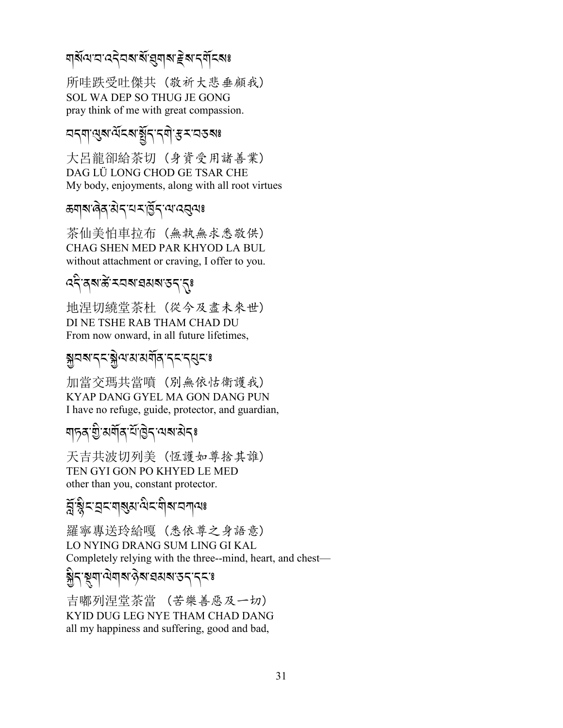གསོལ་བ་འདེབས་སོ་ཐུགས་རྗེས་དགོངས༔

所哇跌受吐傑共（敬祈大悲垂顧我）
SOL WA DEP SO THUG JE GONG
pray think of me with great compassion.

བདག་ལུས་ལོངས་སྤྱོད་དགེ་རྩ་བཅས༔

大呂龍卻給茶切（身資受用諸善業）
DAG LÜ LONG CHOD GE TSAR CHE
My body, enjoyments, along with all root virtues

ཆགས་ཞེན་མེད་པར་ཁྱོད་ལ་འབུལ༔

茶仙美怕車拉布（無執無求悉敬供）
CHAG SHEN MED PAR KHYOD LA BUL
without attachment or craving, I offer to you.

འདི་ནས་ཚེ་རབས་ཐམས་ཅད་དུ༔

地涅切繞堂茶杜（從今及盡未來世）
DI NE TSHE RAB THAM CHAD DU
From now onward, in all future lifetimes,

སྐྱབས་དང་སྐྱེལ་མ་མགོན་དང་དཔུང༔

加當交瑪共當噴（別無依怙衛護我）
KYAP DANG GYEL MA GON DANG PUN
I have no refuge, guide, protector, and guardian,

གཏན་གྱི་མགོན་པོ་ཁྱེད་ལས་མེད༔

天吉共波切列美（恆護如尊捨其誰）
TEN GYI GON PO KHYED LE MED
other than you, constant protector.

བློ་སྙིང་བྲང་གསུམ་ལིང་གིས་བཀལ༔

羅寧專送玲給嘎（悉依尊之身語意）
LO NYING DRANG SUM LING GI KAL
Completely relying with the three--mind, heart, and chest—

སྐྱིད་སྡུག་ལེགས་ཉེས་ཐམས་ཅད་དང༔

吉嘟列涅堂茶當（苦樂善惡及一切）
KYID DUG LEG NYE THAM CHAD DANG
all my happiness and suffering, good and bad,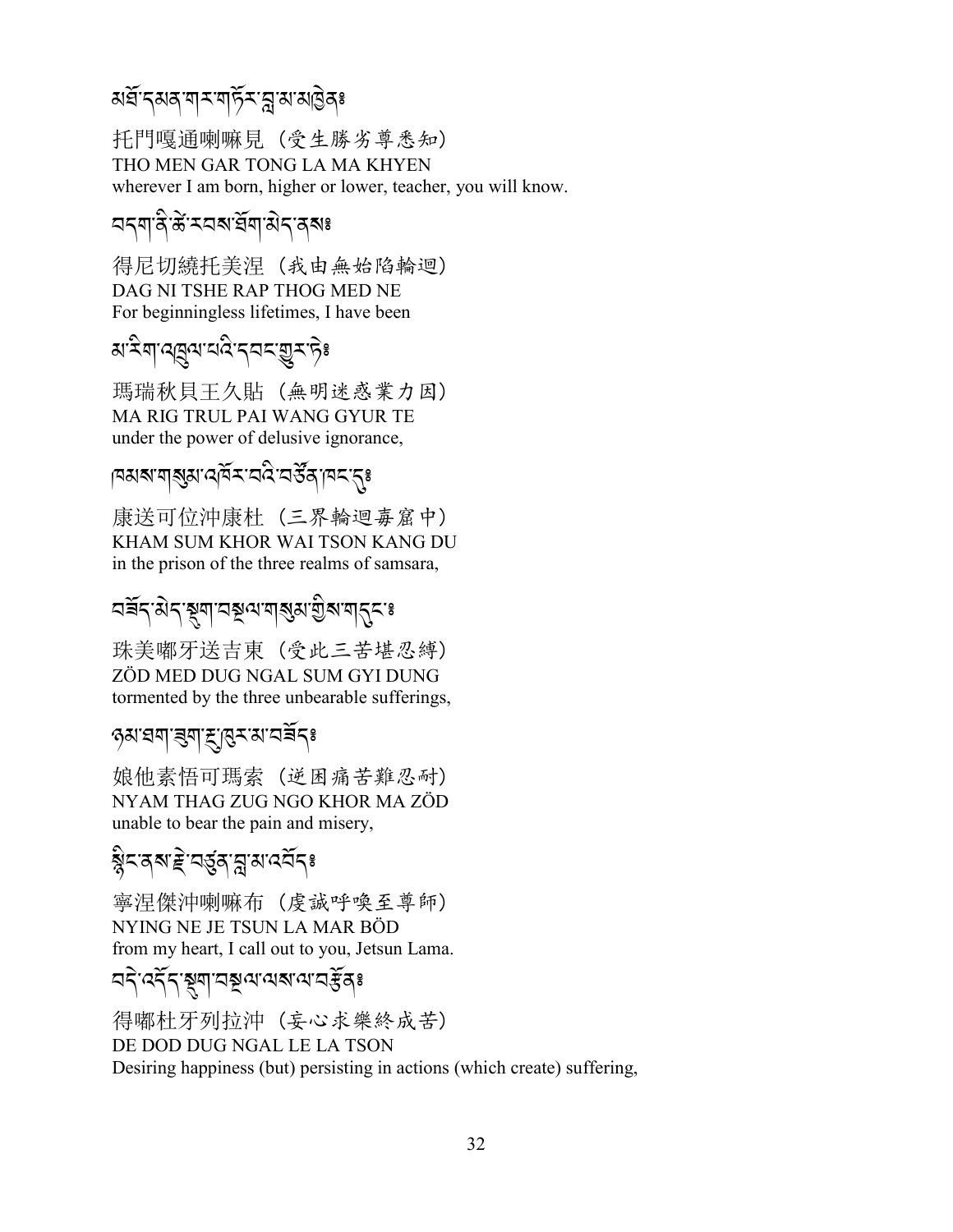མཐོ་དམན་གར་གཏོང་བླ་མ་མཁྱེན༔

托門嘎通喇嘛見（受生勝劣尊悉知）
THO MEN GAR TONG LA MA KHYEN
wherever I am born, higher or lower, teacher, you will know.

བདག་ནི་ཚེ་རབས་ཐོག་མེད་ནས༔

得尼切繞托美涅（我由無始陷輪迴）
DAG NI TSHE RAP THOG MED NE
For beginningless lifetimes, I have been

མ་རིག་འཁྲུལ་པའི་དབང་གྱུར་ཏེ༔

瑪瑞秋貝王久貼（無明迷惑業力因）
MA RIG TRUL PAI WANG GYUR TE
under the power of delusive ignorance,

ཁམས་གསུམ་འཁོར་བའི་བཙོན་ཁང་དུ༔

康送可位沖康杜（三界輪迴毒窟中）
KHAM SUM KHOR WAI TSON KANG DU
in the prison of the three realms of samsara,

བཟོད་མེད་སྡུག་བསྔལ་གསུམ་གྱིས་གདུང་༔

珠美嘟牙送吉東（受此三苦堪忍縛）
ZÖD MED DUG NGAL SUM GYI DUNG
tormented by the three unbearable sufferings,

ཉམ་ཐག་ཟུག་རྔུ་འཁོར་མ་བཟོད༔

娘他素悟可瑪索（逆困痛苦難忍耐）
NYAM THAG ZUG NGO KHOR MA ZÖD
unable to bear the pain and misery,

སྙིང་ནས་རྗེ་བཙུན་བླ་མར་འབོད༔

寧涅傑沖喇嘛布（虔誠呼喚至尊師）
NYING NE JE TSUN LA MAR BÖD
from my heart, I call out to you, Jetsun Lama.

བདེ་འདོད་སྡུག་བསྔལ་ལས་ལ་བརྩོན༔

得嘟杜牙列拉沖（妄心求樂終成苦）
DE DOD DUG NGAL LE LA TSON
Desiring happiness (but) persisting in actions (which create) suffering,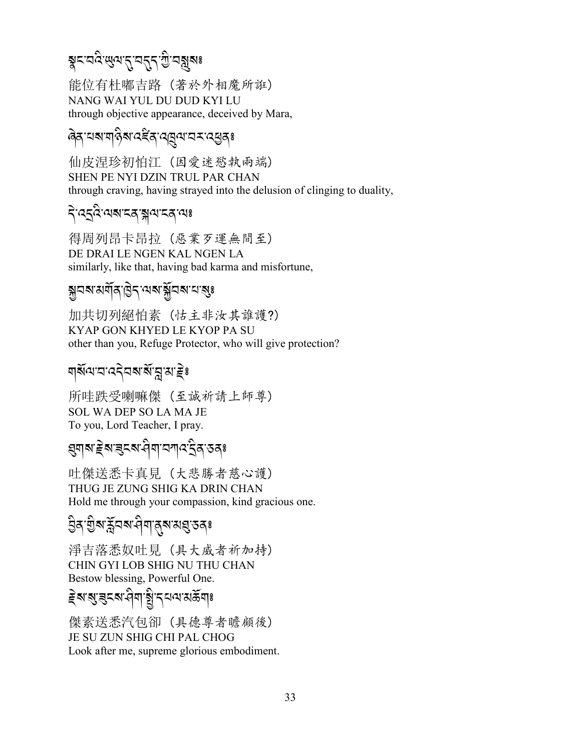སྣང་བའི་ཡུལ་དུ་བདུད་ཀྱི་བསླུས༔

能位有杜嘟吉路（著於外相魔所誑）
NANG WAI YUL DU DUD KYI LU
through objective appearance, deceived by Mara,

ཞེན་པས་གཉིས་འཛིན་འཁྲུལ་པར་འཁྱམས༔

仙皮涅珍初怕江（因愛迷慾執兩端）
SHEN PE NYI DZIN TRUL PAR CHAN
through craving, having strayed into the delusion of clinging to duality,

དེ་འདྲའི་ལས་ངན་སྐལ་ངན་ལ༔

得周列昂卡昂拉（惡業歹運無間至）
DE DRAI LE NGEN KAL NGEN LA
similarly, like that, having bad karma and misfortune,

སྐྱབས་མགོན་ཁྱེད་ལས་སྐྱོབས་པ་སུ༔

加共切列絕怕素（怙主非汝其誰護?）
KYAP GON KHYED LE KYOP PA SU
other than you, Refuge Protector, who will give protection?

གསོལ་བ་འདེབས་སོ་བླ་མ་རྗེ༔

所哇跌受喇嘛傑（至誠祈請上師尊）
SOL WA DEP SO LA MA JE
To you, Lord Teacher, I pray.

ཐུགས་རྗེས་ཟུངས་ཤིག་བཀའ་དྲིན་ཅན༔

吐傑送悉卡真見（大悲勝者慈心護）
THUG JE ZUNG SHIG KA DRIN CHAN
Hold me through your compassion, kind gracious one.

བྱིན་གྱིས་རློབས་ཤིག་ནུས་མཐུ་ཅན༔

淨吉落悉奴吐見（具大威者祈加持）
CHIN GYI LOB SHIG NU THU CHAN
Bestow blessing, Powerful One.

རྗེས་སུ་ཟུངས་ཤིག་སྤྱི་དཔལ་མཆོག༔

傑素送悉汽包卻（具德尊者瞻顧後）
JE SU ZUN SHIG CHI PAL CHOG
Look after me, supreme glorious embodiment.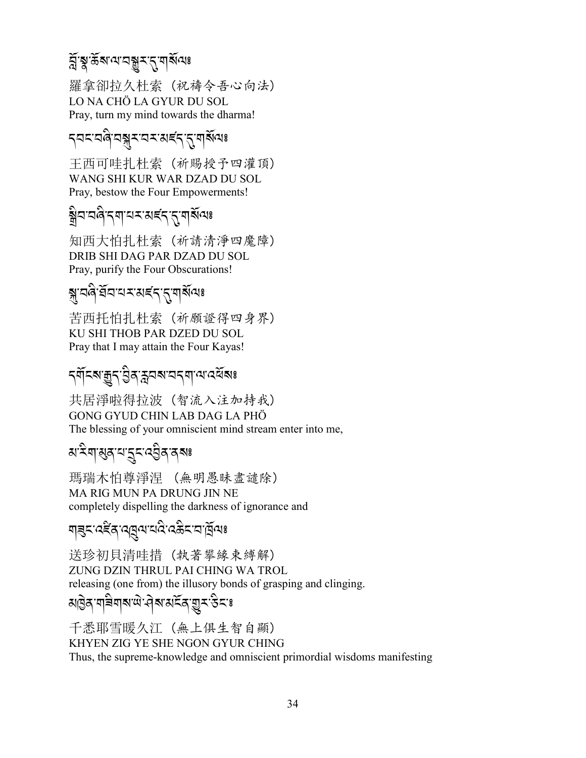བློ་སྣ་ཆོས་ལ་བསྒྱུར་དུ་གསོལ༔

羅拿卻拉久杜索（祝禱令吾心向法）
LO NA CHÖ LA GYUR DU SOL
Pray, turn my mind towards the dharma!

དབང་བཞི་བསྐུར་བར་མཛད་དུ་གསོལ༔

王西可哇扎杜索（祈賜授予四灌頂）
WANG SHI KUR WAR DZAD DU SOL
Pray, bestow the Four Empowerments!

སྒྲིབ་བཞི་དག་པར་མཛད་དུ་གསོལ༔

知西大怕扎杜索（祈請清淨四魔障）
DRIB SHI DAG PAR DZAD DU SOL
Pray, purify the Four Obscurations!

སྐུ་བཞི་ཐོབ་པར་མཛད་དུ་གསོལ༔

苦西托怕扎杜索（祈願證得四身界）
KU SHI THOB PAR DZED DU SOL
Pray that I may attain the Four Kayas!

དགོངས་རྒྱུད་བྱིན་རླབས་བདག་ལ་འཕོས༔

共居淨啦得拉波（智流入注加持我）
GONG GYUD CHIN LAB DAG LA PHÖ
The blessing of your omniscient mind stream enter into me,

མ་རིག་མུན་པ་དྲུང་འབྱིན་ནས༔

瑪瑞木怕尊淨涅 （無明愚昧盡譴除）
MA RIG MUN PA DRUNG JIN NE
completely dispelling the darkness of ignorance and

གཟུང་འཛིན་འཁྲུལ་པའི་འཆིང་བ་གྲོལ༔

送珍初貝清哇措（執著攀緣束縛解）
ZUNG DZIN THRUL PAI CHING WA TROL
releasing (one from) the illusory bonds of grasping and clinging.

མཁྱེན་གཟིགས་ཡེ་ཤེས་མངོན་གྱུར་ཅིང༔

千悉耶雪暖久江（無上俱生智自顯）
KHYEN ZIG YE SHE NGON GYUR CHING
Thus, the supreme-knowledge and omniscient primordial wisdoms manifesting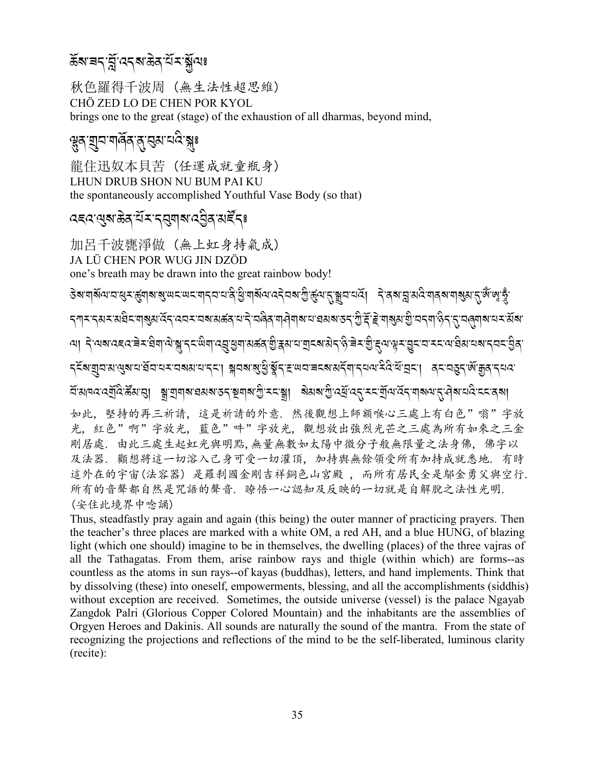ཆོས་ཟད་བློ་འདས་ཆེན་པོར་སྐྱོལ༔

秋色羅得千波周（無生法性超思維）
CHÖ ZED LO DE CHEN POR KYOL
brings one to the great (stage) of the exhaustion of all dharmas, beyond mind,

ལྷུན་གྲུབ་གཞོན་ནུ་བུམ་པའི་སྐུ༔

龍住迅奴本貝苦（任運成就童瓶身）
LHUN DRUB SHON NU BUM PAI KU
the spontaneously accomplished Youthful Vase Body (so that)

འཇའ་ལུས་ཆེན་པོར་དབུགས་འབྱིན་མཛོད༔

加呂千波甕淨做（無上虹身持氣成）
JA LÜ CHEN POR WUG JIN DZÖD
one's breath may be drawn into the great rainbow body!

ཅེས་གསོལ་བ་ཕུར་ཚུགས་སུ་ཡང་ཡང་གདབ་པ་ནི་ཕྱི་གསོལ་འདེབས་ཀྱི་ཚུལ་དུ་སྣང་བའོ། དེ་ནས་བླ་མའི་གནས་གསུམ་དུ་ཨོཾ་ཨཱཿཧཱུྃ་དཀར་དམར་མཐིང་གསུམ་འོད་འབར་བས་མཚན་པ་དེ་བཞིན་གཤེགས་པ་ཐམས་ཅད་ཀྱི་རྡོ་རྗེ་གསུམ་གྱི་བདག་ཉིད་དུ་བཞུགས་པར་མོས་ལ། དེ་ལས་འཇའ་ཟེར་ཐིག་ལེ་སྐུ་དང་ཡིག་འབྲུ་ཕྱག་མཚན་གྱི་རྣམ་པ་གྲངས་མེད་ཉི་ཟེར་གྱི་རྡུལ་ལྟར་བྱུང་བ་རང་ལ་ཐིམ་པས་དབང་བྱིན་དངོས་གྲུབ་མ་ལུས་པ་ཐོབ་པར་བསམ་པ་དང་། སྐབས་སུ་ཕྱི་སྣོད་རྔ་ཡབ་ཟངས་མདོག་དཔལ་རིའི་ཕོ་བྲང་། ནང་བཅུད་ཨོ་རྒྱན་དཔའ་བོ་མཁའ་འགྲོའི་ཚོམ་བུ། སྒྲ་གྲགས་ཐམས་ཅད་སྔགས་ཀྱི་རང་སྒྲ། སེམས་ཀྱི་འགྱུ་འདུ་རང་གྲོལ་འོད་གསལ་དུ་ཤེས་པའི་ངང་ནས།

如此，堅持的再三祈請，這是祈請的外意．然後觀想上師額喉心三處上有白色"嗡"字放光，紅色"啊"字放光，藍色"吽"字放光，觀想放出強烈光芒之三處為所有如來之三金剛居處．由此三處生起虹光與明點，無量無數如太陽中微分子般無限量之法身佛，佛字以及法器．觀想將這一切溶入己身可受一切灌頂，加持與無餘領受所有加持成就悉地．有時這外在的宇宙（法容器）是羅剎國金剛吉祥銅色山宮殿，而所有居民全是鄔金勇父與空行．所有的音聲都自然是咒語的聲音．瞭悟一心認知及反映的一切就是自解脫之法性光明．（安住此境界中唸誦）

Thus, steadfastly pray again and again (this being) the outer manner of practicing prayers. Then the teacher's three places are marked with a white OM, a red AH, and a blue HUNG, of blazing light (which one should) imagine to be in themselves, the dwelling (places) of the three vajras of all the Tathagatas. From them, arise rainbow rays and thigle (within which) are forms--as countless as the atoms in sun rays--of kayas (buddhas), letters, and hand implements. Think that by dissolving (these) into oneself, empowerments, blessing, and all the accomplishments (siddhis) without exception are received. Sometimes, the outside universe (vessel) is the palace Ngayab Zangdok Palri (Glorious Copper Colored Mountain) and the inhabitants are the assemblies of Orgyen Heroes and Dakinis. All sounds are naturally the sound of the mantra. From the state of recognizing the projections and reflections of the mind to be the self-liberated, luminous clarity (recite):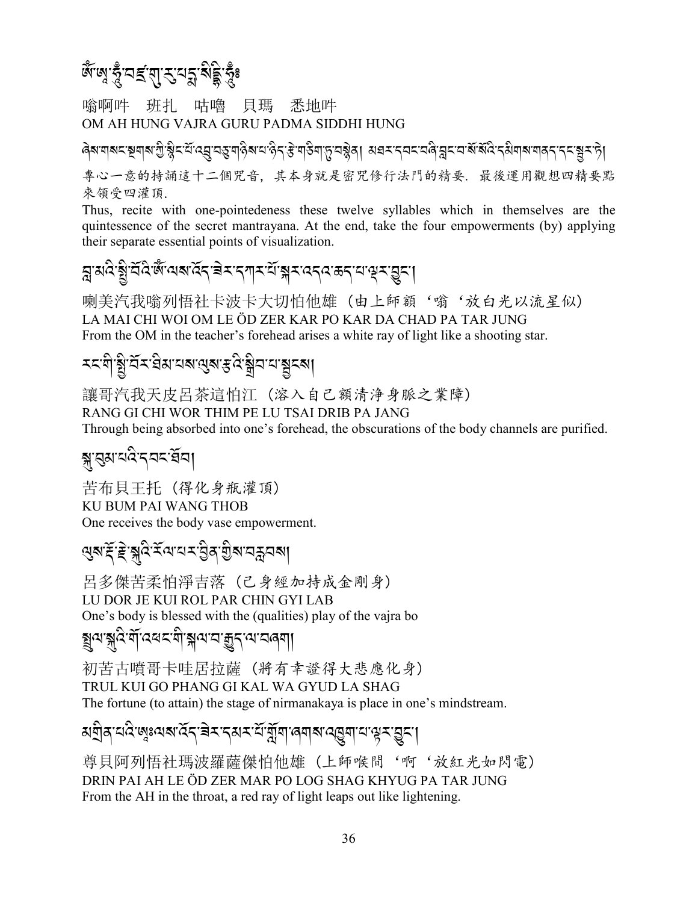ཨོཾ་ཨཱཿ་ཧཱུྃ་བཛྲ་གུ་རུ་པདྨ་སིདྡྷི་ཧཱུྃ༔

嗡啊吽　班扎　咕嚕　貝瑪　悉地吽
OM AH HUNG VAJRA GURU PADMA SIDDHI HUNG

ཞེས་གསང་སྔགས་ཀྱི་སྙིང་པོ་འབྲུ་བཅུ་གཉིས་པ་ཉིད་རྩེ་གཅིག་ཏུ་བཟླ། མཐར་དབང་བཞི་བླང་བ་སོ་སོའི་དམིགས་གནད་དང་སྦྱར་ཏེ།

專心一意的持誦這十二個咒音，其本身就是密咒修行法門的精要. 最後運用觀想四精要點來領受四灌頂.

Thus, recite with one-pointedeness these twelve syllables which in themselves are the quintessence of the secret mantrayana. At the end, take the four empowerments (by) applying their separate essential points of visualization.

བླ་མའི་སྤྱི་བོའི་ཨོཾ་ལས་འོད་ཟེར་དཀར་པོ་སྐར་འདའ་ཆད་པ་ལྟར་བྱུང་།

喇美汽我嗡列悟社卡波卡大切怕他雄（由上師額‘嗡‘放白光以流星似）
LA MAI CHI WOI OM LE ÖD ZER KAR PO KAR DA CHAD PA TAR JUNG
From the OM in the teacher's forehead arises a white ray of light like a shooting star.

རང་གི་སྤྱི་བོར་ཐིམ་པས་ལུས་རྩའི་སྒྲིབ་པ་སྦྱངས།

讓哥汽我天皮呂茶這怕江（溶入自己額清淨身脈之業障）
RANG GI CHI WOR THIM PE LU TSAI DRIB PA JANG
Through being absorbed into one's forehead, the obscurations of the body channels are purified.

སྐུ་བུམ་པའི་དབང་ཐོབ།

苦布貝王托（得化身瓶灌頂）
KU BUM PAI WANG THOB
One receives the body vase empowerment.

ལུས་རྡོ་རྗེ་སྐུའི་རོལ་པར་བྱིན་གྱིས་བརླབས།

呂多傑苦柔怕淨吉落（己身經加持成金剛身）
LU DOR JE KUI ROL PAR CHIN GYI LAB
One's body is blessed with the (qualities) play of the vajra bo

སྤྲུལ་སྐུའི་གོ་འཕང་གི་སྐལ་བ་རྒྱུད་ལ་བཞག།

初苦古噴哥卡哇居拉薩（將有幸證得大悲應化身）
TRUL KUI GO PHANG GI KAL WA GYUD LA SHAG
The fortune (to attain) the stage of nirmanakaya is place in one's mindstream.

མགྲིན་པའི་ཨཱཿལས་འོད་ཟེར་དམར་པོ་གློག་ཞགས་འཁྱུག་པ་ལྟར་བྱུང་།

尊貝阿列悟社瑪波羅薩傑怕他雄（上師喉間‘啊‘放紅光如閃電）
DRIN PAI AH LE ÖD ZER MAR PO LOG SHAG KHYUG PA TAR JUNG
From the AH in the throat, a red ray of light leaps out like lightening.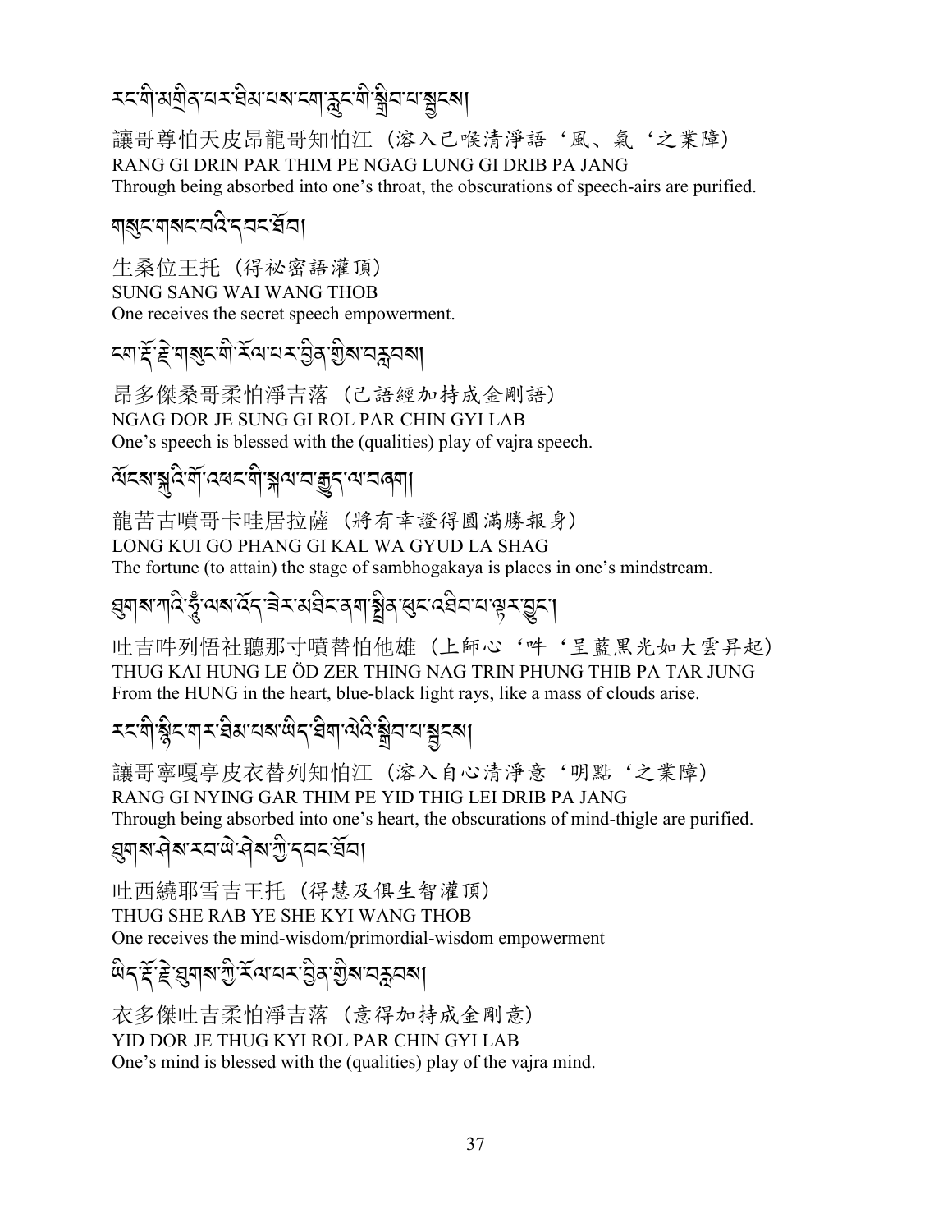རང་གི་མགྲིན་པར་ཐིམ་པས་ངག་རླུང་གི་སྒྲིབ་པ་སྦྱངས།

讓哥尊怕天皮昂龍哥知怕江（溶入己喉清淨語‘風、氣‘之業障）
RANG GI DRIN PAR THIM PE NGAG LUNG GI DRIB PA JANG
Through being absorbed into one's throat, the obscurations of speech-airs are purified.

གསུང་གསང་བའི་དབང་ཐོབ།

生桑位王托（得祕密語灌頂）
SUNG SANG WAI WANG THOB
One receives the secret speech empowerment.

ངག་རྡོ་རྗེ་གསུང་གི་རོལ་པར་བྱིན་གྱིས་བརླབས།

昂多傑桑哥柔怕淨吉落（己語經加持成金剛語）
NGAG DOR JE SUNG GI ROL PAR CHIN GYI LAB
One's speech is blessed with the (qualities) play of vajra speech.

ལོངས་སྐུའི་གོ་འཕང་གི་སྐལ་བ་རྒྱུད་ལ་བཞག།

龍苦古噴哥卡哇居拉薩（將有幸證得圓滿勝報身）
LONG KUI GO PHANG GI KAL WA GYUD LA SHAG
The fortune (to attain) the stage of sambhogakaya is places in one's mindstream.

ཐུགས་ཀའི་ཧཱུྃ་ལས་འོད་ཟེར་མཐིང་ནག་སྤྲིན་ཕུང་འཐིབ་པ་ལྟར་བྱུང་།

吐吉吽列悟社聽那寸噴替怕他雄（上師心‘吽‘呈藍黑光如大雲昇起）
THUG KAI HUNG LE ÖD ZER THING NAG TRIN PHUNG THIB PA TAR JUNG
From the HUNG in the heart, blue-black light rays, like a mass of clouds arise.

རང་གི་སྙིང་གར་ཐིམ་པས་ཡིད་ཐིག་ལེའི་སྒྲིབ་པ་སྦྱངས།

讓哥寧嘎亭皮衣替列知怕江（溶入自心清淨意‘明點‘之業障）
RANG GI NYING GAR THIM PE YID THIG LEI DRIB PA JANG
Through being absorbed into one's heart, the obscurations of mind-thigle are purified.

ཐུགས་ཤེས་རབ་ཡེ་ཤེས་ཀྱི་དབང་ཐོབ།

吐西繞耶雪吉王托（得慧及俱生智灌頂）
THUG SHE RAB YE SHE KYI WANG THOB
One receives the mind-wisdom/primordial-wisdom empowerment

ཡིད་རྡོ་རྗེ་ཐུགས་ཀྱི་རོལ་པར་བྱིན་གྱིས་བརླབས།

衣多傑吐吉柔怕淨吉落（意得加持成金剛意）
YID DOR JE THUG KYI ROL PAR CHIN GYI LAB
One's mind is blessed with the (qualities) play of the vajra mind.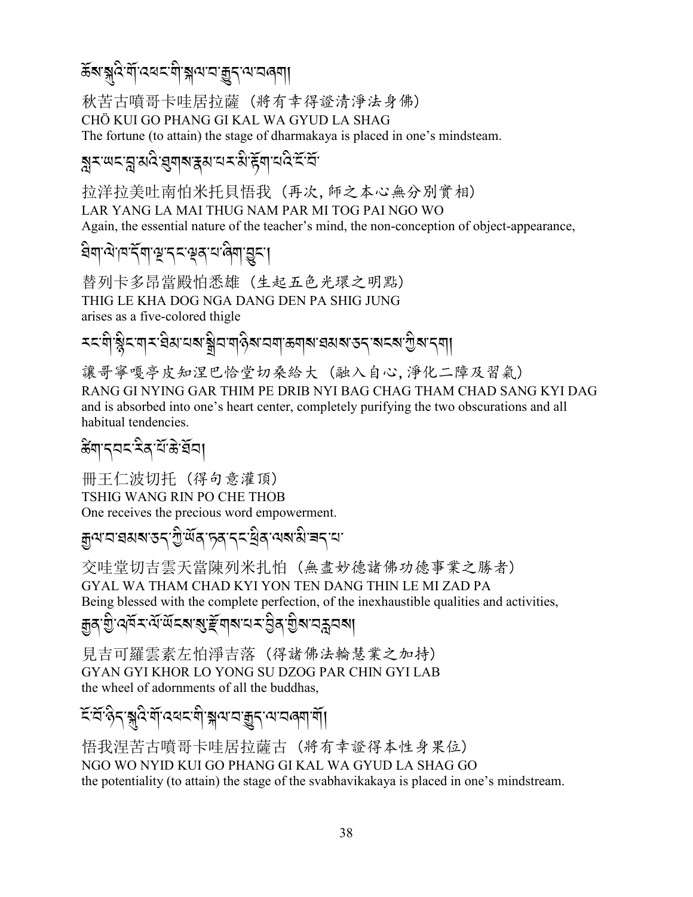ཆོས་སྐུའི་གོ་འཕང་གི་སྐལ་བ་རྒྱུད་ལ་བཞག།

秋苦古噴哥卡哇居拉薩（將有幸得證清淨法身佛）
CHÖ KUI GO PHANG GI KAL WA GYUD LA SHAG
The fortune (to attain) the stage of dharmakaya is placed in one's mindsteam.

སླར་ཡང་བླ་མའི་ཐུགས་རྣམ་པར་མི་རྟོག་པའི་ངོ་བོ་

拉洋拉美吐南怕米托貝悟我（再次，師之本心無分別實相）
LAR YANG LA MAI THUG NAM PAR MI TOG PAI NGO WO
Again, the essential nature of the teacher's mind, the non-conception of object-appearance,

ཐིག་ལེ་ཁ་དོག་ལྔ་དང་ལྡན་པ་ཞིག་བྱུང་།

替列卡多昂當殿怕悉雄（生起五色光環之明點）
THIG LE KHA DOG NGA DANG DEN PA SHIG JUNG
arises as a five-colored thigle

རང་གི་སྙིང་གར་ཐིམ་པས་སྒྲིབ་གཉིས་བག་ཆགས་ཐམས་ཅད་སངས་ཀྱིས་དག།

讓哥寧嘎亭皮知涅巴恰堂切桑給大（融入自心，淨化二障及習氣）
RANG GI NYING GAR THIM PE DRIB NYI BAG CHAG THAM CHAD SANG KYI DAG
and is absorbed into one's heart center, completely purifying the two obscurations and all habitual tendencies.

ཚིག་དབང་རིན་པོ་ཆེ་ཐོབ།

冊王仁波切托（得句意灌頂）
TSHIG WANG RIN PO CHE THOB
One receives the precious word empowerment.

རྒྱལ་བ་ཐམས་ཅད་ཀྱི་ཡོན་ཏན་དང་ཕྲིན་ལས་མི་ཟད་པ་

交哇堂切吉雲天當陳列米扎怕（無盡妙德諸佛功德事業之勝者）
GYAL WA THAM CHAD KYI YON TEN DANG THIN LE MI ZAD PA
Being blessed with the complete perfection, of the inexhaustible qualities and activities,

རྒྱན་གྱི་འཁོར་ལོ་ཡོངས་སུ་རྫོགས་པར་བྱིན་གྱིས་བརླབས།

見吉可羅雲素左怕淨吉落（得諸佛法輪慧業之加持）
GYAN GYI KHOR LO YONG SU DZOG PAR CHIN GYI LAB
the wheel of adornments of all the buddhas,

ངོ་བོ་ཉིད་སྐུའི་གོ་འཕང་གི་སྐལ་བ་རྒྱུད་ལ་བཞག་གོ།

悟我涅苦古噴哥卡哇居拉薩古（將有幸證得本性身果位）
NGO WO NYID KUI GO PHANG GI KAL WA GYUD LA SHAG GO
the potentiality (to attain) the stage of the svabhavikakaya is placed in one's mindstream.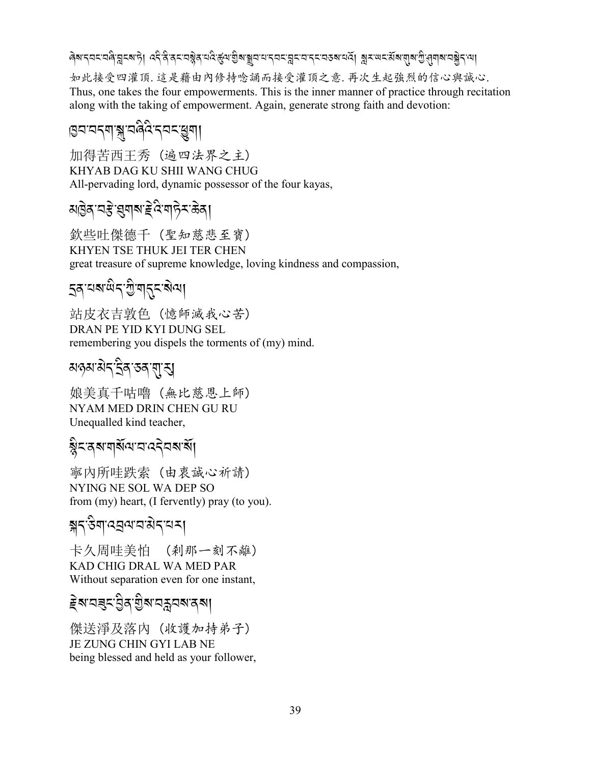ཞེས་དབང་བཞི་བླངས་ཏེ། འདི་ནི་ནང་བསྙེན་པའི་ཚུལ་གྱིས་བསྙེན་པ་དབང་བླང་བ་དང་བཅས་པའོ། སླར་ཡང་མོས་གུས་ཀྱི་ཤུགས་བསྐྱེད་ལ།

如此接受四灌頂. 這是藉由內修持唸誦而接受灌頂之意. 再次生起強烈的信心與誠心.

Thus, one takes the four empowerments. This is the inner manner of practice through recitation along with the taking of empowerment. Again, generate strong faith and devotion:

ཁྱབ་བདག་སྐུ་བཞིའི་དབང་ཕྱུག།

加得苦西王秀（遍四法界之主）
KHYAB DAG KU SHII WANG CHUG
All-pervading lord, dynamic possessor of the four kayas,

མཁྱེན་བརྩེ་ཐུགས་རྗེའི་གཏེར་ཆེན།

欽些吐傑德千（聖知慈悲至寶）
KHYEN TSE THUK JEI TER CHEN
great treasure of supreme knowledge, loving kindness and compassion,

དྲན་པས་ཡིད་ཀྱི་གདུང་སེལ།

站皮衣吉敦色（憶師滅我心苦）
DRAN PE YID KYI DUNG SEL
remembering you dispels the torments of (my) mind.

མཉམ་མེད་དྲིན་ཅན་གུ་རུ།

娘美真千咕嚕（無比慈恩上師）
NYAM MED DRIN CHEN GU RU
Unequalled kind teacher,

སྙིང་ནས་གསོལ་བ་འདེབས་སོ།

寧內所哇跌索（由衷誠心祈請）
NYING NE SOL WA DEP SO
from (my) heart, (I fervently) pray (to you).

སྐད་ཅིག་འབྲལ་བ་མེད་པར།

卡久周哇美怕　（剎那一刻不離）
KAD CHIG DRAL WA MED PAR
Without separation even for one instant,

རྗེས་བཟུང་བྱིན་གྱིས་བརླབས་ནས།

傑送淨及落內（收護加持弟子）
JE ZUNG CHIN GYI LAB NE
being blessed and held as your follower,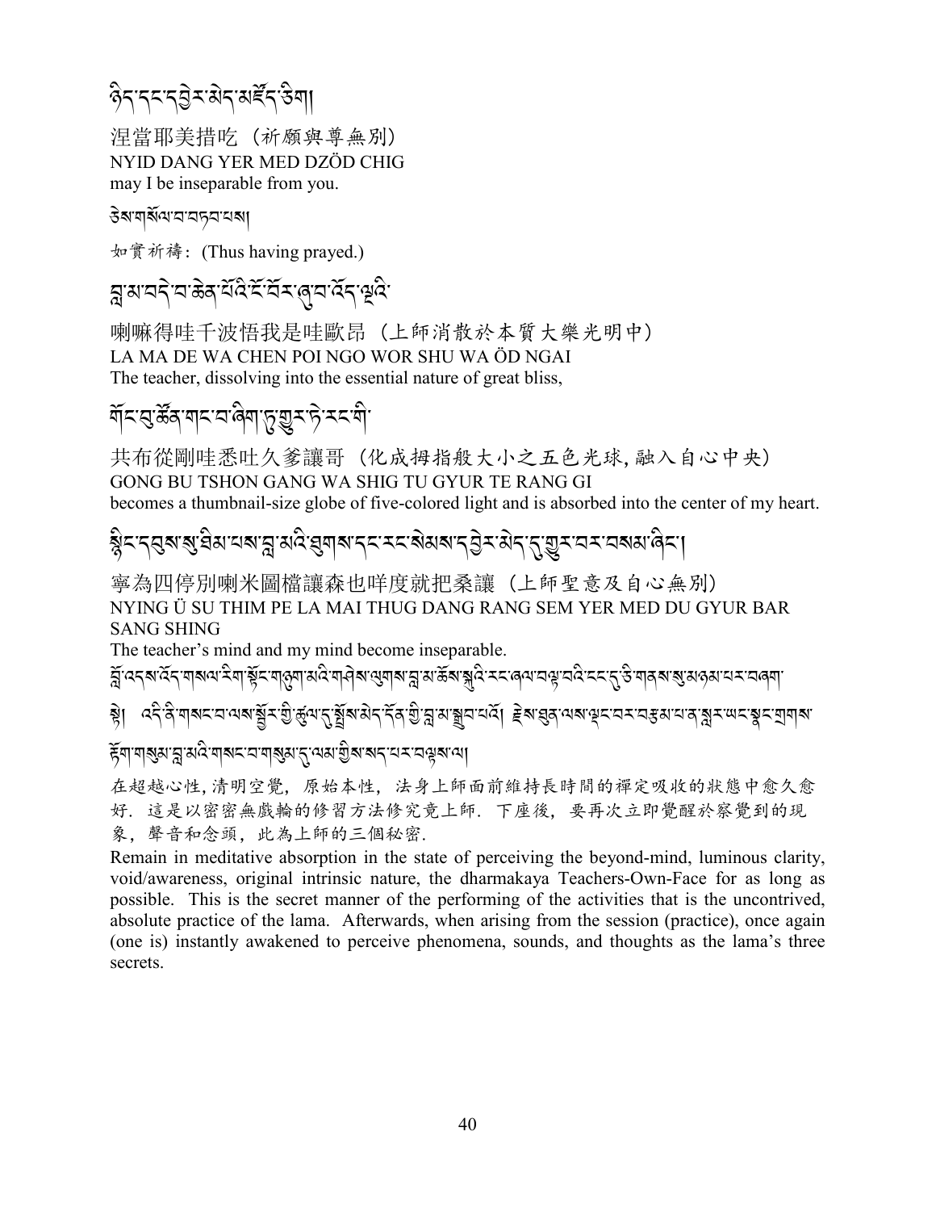ཉིད་དང་དབྱེར་མེད་མཛོད་ཅིག།

涅當耶美措吃（祈願與尊無別）
NYID DANG YER MED DZÖD CHIG
may I be inseparable from you.

ཅེས་གསོལ་བ་བཏབ་པས།

*如實祈禱*: (Thus having prayed.)

བླ་མ་བདེ་བ་ཆེན་པོའི་ངོ་བོར་ཞུ་བ་འོད་ལྔའི་

喇嘛得哇千波悟我是哇歐昂（上師消散於本質大樂光明中）
LA MA DE WA CHEN POI NGO WOR SHU WA ÖD NGAI
The teacher, dissolving into the essential nature of great bliss,

གོང་བུ་ཚོན་གང་བ་ཞིག་ཏུ་གྱུར་ཏེ་རང་གི་

共布從剛哇悉吐久爹讓哥（化成拇指般大小之五色光球, 融入自心中央）
GONG BU TSHON GANG WA SHIG TU GYUR TE RANG GI
becomes a thumbnail-size globe of five-colored light and is absorbed into the center of my heart.

སྙིང་དབུས་སུ་ཐིམ་པས་བླ་མའི་ཐུགས་དང་རང་སེམས་དབྱེར་མེད་དུ་གྱུར་བར་བསམ་ཞིང་།

寧為四停別喇米圖檔讓森也咩度就把桑讓（上師聖意及自心無別）
NYING Ü SU THIM PE LA MAI THUG DANG RANG SEM YER MED DU GYUR BAR SANG SHING
The teacher's mind and my mind become inseparable.

བློ་འདས་འོད་གསལ་རིག་སྟོང་གཉུག་མའི་གཤིས་ལུགས་བླ་མ་ཆོས་སྐུའི་རང་ཞལ་བལྟ་བའི་ངང་དུ་ཅི་གནས་སུ་མཉམ་པར་བཞག་སྟེ། འདི་ནི་གསང་བ་ལས་སྒོར་གྱི་ཚུལ་དུ་སྤྲོས་མེད་དོན་གྱི་བླ་མ་སྒྲུབ་པའོ། རྗེས་ཐུན་ལས་ལྡང་བར་བརྩམ་པ་ན་སླར་ཡང་སྣང་གྲགས་རྟོག་གསུམ་བླ་མའི་གསང་བ་གསུམ་དུ་ལམ་གྱིས་སད་པར་བལྟས་ལ།

在超越心性, 清明空覺, 原始本性, 法身上師面前維持長時間的禪定吸收的狀態中愈久愈好. 這是以密密無戲輪的修習方法修究竟上師. 下座後, 要再次立即覺醒於察覺到的現象, 聲音和念頭, 此為上師的三個秘密.

Remain in meditative absorption in the state of perceiving the beyond-mind, luminous clarity, void/awareness, original intrinsic nature, the dharmakaya Teachers-Own-Face for as long as possible. This is the secret manner of the performing of the activities that is the uncontrived, absolute practice of the lama. Afterwards, when arising from the session (practice), once again (one is) instantly awakened to perceive phenomena, sounds, and thoughts as the lama's three secrets.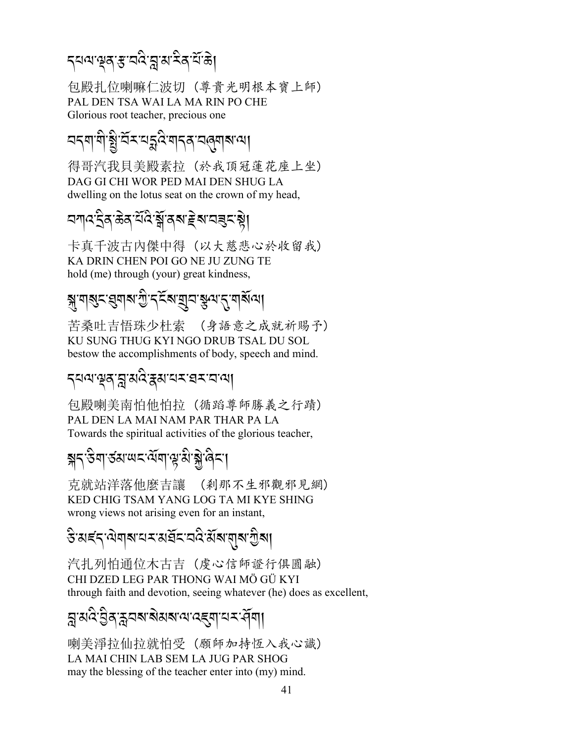དཔལ་ལྡན་རྩ་བའི་བླ་མ་རིན་པོ་ཆེ།

包殿扎位喇嘛仁波切（尊貴光明根本寶上師）
PAL DEN TSA WAI LA MA RIN PO CHE
Glorious root teacher, precious one

བདག་གི་སྤྱི་བོར་པདྨའི་གདན་བཞུགས་ལ།

得哥汽我貝美殿素拉（於我頂冠蓮花座上坐）
DAG GI CHI WOR PED MAI DEN SHUG LA
dwelling on the lotus seat on the crown of my head,

བཀའ་དྲིན་ཆེན་པོའི་སྒོ་ནས་རྗེས་བཟུང་སྟེ།

卡真千波古內傑中得（以大慈悲心於收留我）
KA DRIN CHEN POI GO NE JU ZUNG TE
hold (me) through (your) great kindness,

སྐུ་གསུང་ཐུགས་ཀྱི་དངོས་གྲུབ་སྩལ་དུ་གསོལ།

苦桑吐吉悟珠少杜索 （身語意之成就祈賜予）
KU SUNG THUG KYI NGO DRUB TSAL DU SOL
bestow the accomplishments of body, speech and mind.

དཔལ་ལྡན་བླ་མའི་རྣམ་པར་ཐར་པ་ལ།

包殿喇美南怕他怕拉（循蹈尊師勝義之行蹟）
PAL DEN LA MAI NAM PAR THAR PA LA
Towards the spiritual activities of the glorious teacher,

སྐད་ཅིག་ཙམ་ཡང་ལོག་ལྟ་མི་སྐྱེ་ཞིང་།

克就站洋落他麼吉讓 （剎那不生邪觀邪見網）
KED CHIG TSAM YANG LOG TA MI KYE SHING
wrong views not arising even for an instant,

ཅི་མཛད་ལེགས་པར་མཐོང་བའི་མོས་གུས་ཀྱིས།

汽扎列怕通位木古吉（虔心信師證行俱圓融）
CHI DZED LEG PAR THONG WAI MÖ GÜ KYI
through faith and devotion, seeing whatever (he) does as excellent,

བླ་མའི་བྱིན་རླབས་སེམས་ལ་འཇུག་པར་ཤོག།

喇美淨拉仙拉就怕受（願師加持恆入我心識）
LA MAI CHIN LAB SEM LA JUG PAR SHOG
may the blessing of the teacher enter into (my) mind.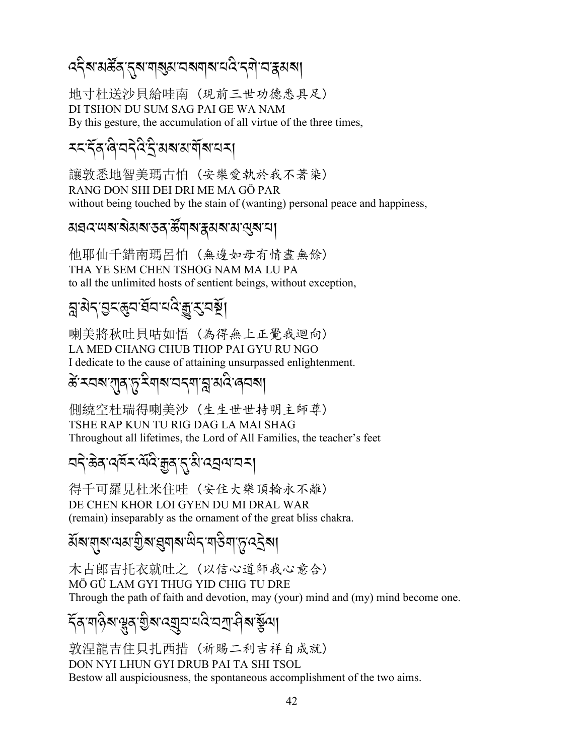འདིས་མཚོན་དུས་གསུམ་བསགས་པའི་དགེ་བ་རྣམས།

地寸杜送沙貝給哇南（現前三世功德悉具足）
DI TSHON DU SUM SAG PAI GE WA NAM
By this gesture, the accumulation of all virtue of the three times,

རང་དོན་ཞི་བདེའི་དྲི་མས་མ་གོས་པར།

讓敦悉地智美瑪古怕（安樂愛執於我不著染）
RANG DON SHI DEI DRI ME MA GÖ PAR
without being touched by the stain of (wanting) personal peace and happiness,

མཐའ་ཡས་སེམས་ཅན་ཚོགས་རྣམས་མ་ལུས་པ།

他耶仙千錯南瑪呂怕（無邊如母有情盡無餘）
THA YE SEM CHEN TSHOG NAM MA LU PA
to all the unlimited hosts of sentient beings, without exception,

བླ་མེད་བྱང་ཆུབ་ཐོབ་པའི་རྒྱུ་རུ་བསྔོ།

喇美將秋吐貝咕如悟（為得無上正覺我迴向）
LA MED CHANG CHUB THOP PAI GYU RU NGO
I dedicate to the cause of attaining unsurpassed enlightenment.

ཚེ་རབས་ཀུན་ཏུ་རིགས་བདག་བླ་མའི་ཞབས།

側繞空杜瑞得喇美沙（生生世世持明主師尊）
TSHE RAP KUN TU RIG DAG LA MAI SHAG
Throughout all lifetimes, the Lord of All Families, the teacher's feet

བདེ་ཆེན་འཁོར་ལོའི་རྒྱན་དུ་མི་འབྲལ་བར།

得千可羅見杜米住哇（安住大樂頂輪永不離）
DE CHEN KHOR LOI GYEN DU MI DRAL WAR
(remain) inseparably as the ornament of the great bliss chakra.

མོས་གུས་ལམ་གྱིས་ཐུགས་ཡིད་གཅིག་ཏུ་འདྲེས།

木古郎吉托衣就吐之（以信心道師我心意合）
MÖ GÜ LAM GYI THUG YID CHIG TU DRE
Through the path of faith and devotion, may (your) mind and (my) mind become one.

དོན་གཉིས་ལྷུན་གྱིས་འགྲུབ་པའི་བཀྲ་ཤིས་སྩོལ།

敦涅龍吉住貝扎西措（祈賜二利吉祥自成就）
DON NYI LHUN GYI DRUB PAI TA SHI TSOL
Bestow all auspiciousness, the spontaneous accomplishment of the two aims.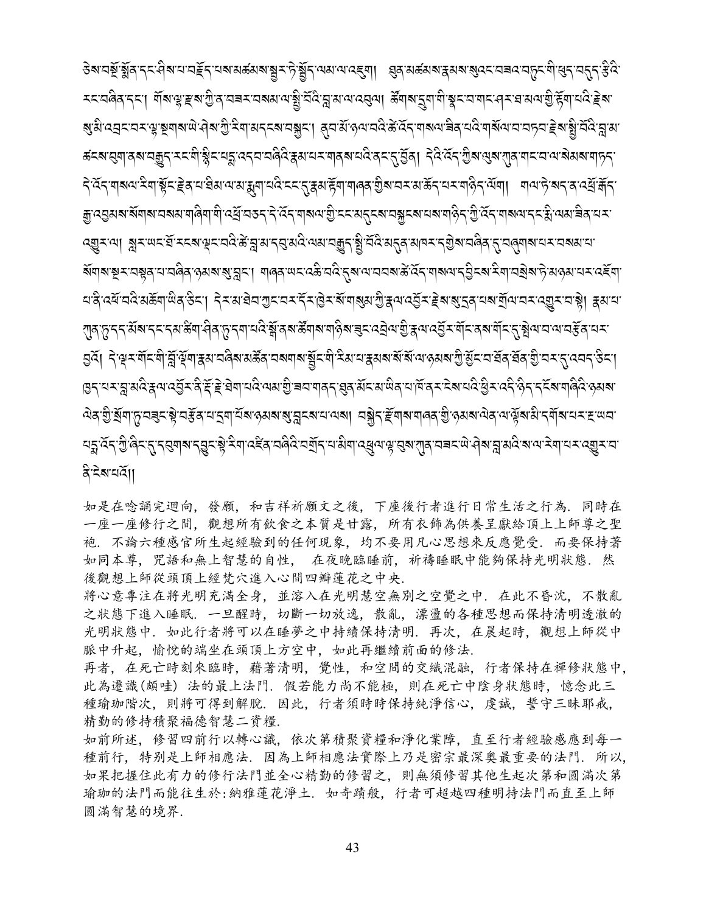ཅེས་བསྔོ་སྨོན་དང་ཤིས་པ་བརྗོད་པས་མཚམས་སྦྱར་ཏེ་སྤྱོད་ལམ་ལ་འཇུག ཐུན་མཚམས་རྣམས་སུ་ཟས་ནོར་བཟའ་བཏུང་གི་ཕུད་བདུད་རྩིའི་རང་བཞིན་དང་། གོས་ལྷ་རྫས་ཀྱི་ན་བཟའ་བསམས་ལ་སྤྱི་བོའི་བླ་མ་ལ་འབུལ། ཚོགས་དྲུག་གི་སྣང་བ་གང་ཤར་ཐམས་ཅད་ཀྱི་རྟོག་པའི་རྗེས་སུ་མི་འབྲང་བར་ལྷ་སྔགས་ཡེ་ཤེས་ཀྱི་རིག་མདངས་བསྐྱང་། ནུབ་མོ་ཉལ་བའི་ཚེ་འོད་གསལ་ཟིན་པའི་གསོལ་བ་བཏབ་རྗེས་སྤྱི་བོའི་བླ་མ་ཚངས་བུག་ནས་བརྒྱུད་རང་གི་སྙིང་པདྨ་འདབ་བཞིའི་རྣམ་པར་གནས་པའི་ནང་དུ་བྱོན། དེའི་འོད་ཀྱིས་ལུས་ཀུན་གང་བ་ལ་སེམས་གཏད་དེ་འོད་གསལ་རིག་སྟོང་རྗེན་པ་ཐིམ་ལ་མ་བྱིང་མ་རྒོད་པར་ཉལ། ཉལ་ཏེ་སད་ན་འཕྲོ་རྟོག་རྒྱུ་འབྱམས་སོགས་བཅད་ཅིང་འོད་གསལ་ཟིན་པ་རྗེས་སུ་སྐྱོང་བས་ཉལ་ལམ་ལ་ཡང་འོད་གསལ་གྱི་ངོ་བོ་ཟིན་པ་འབྱུང་ངོ་། ། ཐོ་རངས་ལྡང་བའི་ཚེ་བླ་མ་དབུ་མའི་ལམ་ནས་སྤྱི་བོའི་ནམ་མཁའི་དཀྱིལ་དུ་བཞུགས་པར་བསམ་ལ་སྔར་ལྟར་བསྒོམ་ཞིང་། གཞན་ཡང་འཆི་བའི་དུས་ལ་བབས་ཚེ་འོད་གསལ་དབྱིངས་རིག་བསྲེས་ཏེ་མཉམ་པར་འཇོག་པ་ནི་འཕོ་བའི་མཆོག་ཡིན་ཅིང་། དེར་མ་ཐེབ་ཀྱང་བར་དོར་ཁྲིད་ཀྱི་རྣལ་འབྱོར་གསུམ་དྲན་པས་གྲོལ་བར་འགྱུར་བ་སྟེ། རྣམ་པ་ཀུན་ཏུ་དད་པ་དང་དམ་ཚིག་གཙང་ཞིང་དག་པའི་སྒོ་ནས་ཚོགས་གཉིས་ཟུང་འབྲེལ་གྱི་རྣལ་འབྱོར་གོང་ནས་གོང་དུ་སྤེལ་བ་ལ་བརྩོན་པར་བྱའོ། དེ་ལྟར་གོང་གི་བློ་ལྡོག་རྣམ་བཞིས་མཚོན་བཏགས་སྔོན་འགྲོའི་རིམ་པ་རྣམས་སོ་སོ་ལ་ཉམས་ཀྱི་སྐྱོང་བ་ཐོན་ཐོན་གྱི་བར་དུ་འབད་ཅིང་། ཁྱད་པར་བླ་མའི་རྣལ་འབྱོར་ནི་རྡོ་རྗེ་ཐེག་པའི་ལམ་གྱི་ཟབ་གནད་སྙིང་པོ་ཡིན་པ་ཕོ་ནར་ངེས་པའི་ཕྱིར་འདི་ཉིད་དངོས་གཞིའི་ཉམས་ལེན་གྱི་སྲོག་ཏུ་བཟུང་སྟེ་བརྩོན་པ་དྲག་པོས་ཉམས་སུ་བླངས་པ་ལས། བསྐྱེད་རྫོགས་གཞན་གྱི་ཉམས་ལེན་ལ་ལྟོས་མི་དགོས་པར་རྔ་ཡབ་པདྨ་འོད་ཀྱི་ཞིང་དུ་དབུགས་དབྱུང་སྟེ་རིག་འཛིན་བཞིའི་བགྲོད་པ་མིག་འཕྲུལ་ལྟ་བུས་ཀུན་བཟང་ཡེ་ཤེས་བླ་མའི་ས་ལ་རེག་པར་འགྱུར་བ་ནི་ངེས་པའོ།།

如是在唸誦完迴向，發願，和吉祥祈願文之後，下座後行者進行日常生活之行為．同時在一座一座修行之間，觀想所有飲食之本質是甘露，所有衣飾為供養呈獻給頂上上師尊之聖袍．不論六種感官所生起經驗到的任何現象，均不要用凡心思想來反應覺受．而要保持著如同本尊，咒語和無上智慧的自性，在夜晚臨睡前，祈禱睡眠中能夠保持光明狀態．然後觀想上師從頭頂上經梵穴進入心間四瓣蓮花之中央．

將心意專注在將光明充滿全身，並溶入在光明慧空無別之空覺之中．在此不昏沈，不散亂之狀態下進入睡眠．一旦醒時，切斷一切放逸，散亂，漂盪的各種思想而保持清明透澈的光明狀態中．如此行者將可以在睡夢之中持續保持清明．再次，在晨起時，觀想上師從中脈中升起，愉悅的端坐在頭頂上方空中，如此再繼續前面的修法．

再者，在死亡時刻來臨時，藉著清明，覺性，和空間的交織混融，行者保持在禪修狀態中，此為遷識(頗哇）法的最上法門．假若能力尚不能極，則在死亡中陰身狀態時，憶念此三種瑜珈階次，則將可得到解脫．因此，行者須時時保持純淨信心，虔誠，誓守三昧耶戒，精勤的修持積聚福德智慧二資糧．

如前所述，修習四前行以轉心識，依次第積聚資糧和淨化業障，直至行者經驗感應到每一種前行，特別是上師相應法．因為上師相應法實際上乃是密宗最深奧最重要的法門．所以，如果把握住此有力的修行法門並全心精勤的修習之，則無須修習其他生起次第和圓滿次第瑜珈的法門而能往生於:納雅蓮花淨土．如奇蹟般，行者可超越四種明持法門而直至上師圓滿智慧的境界．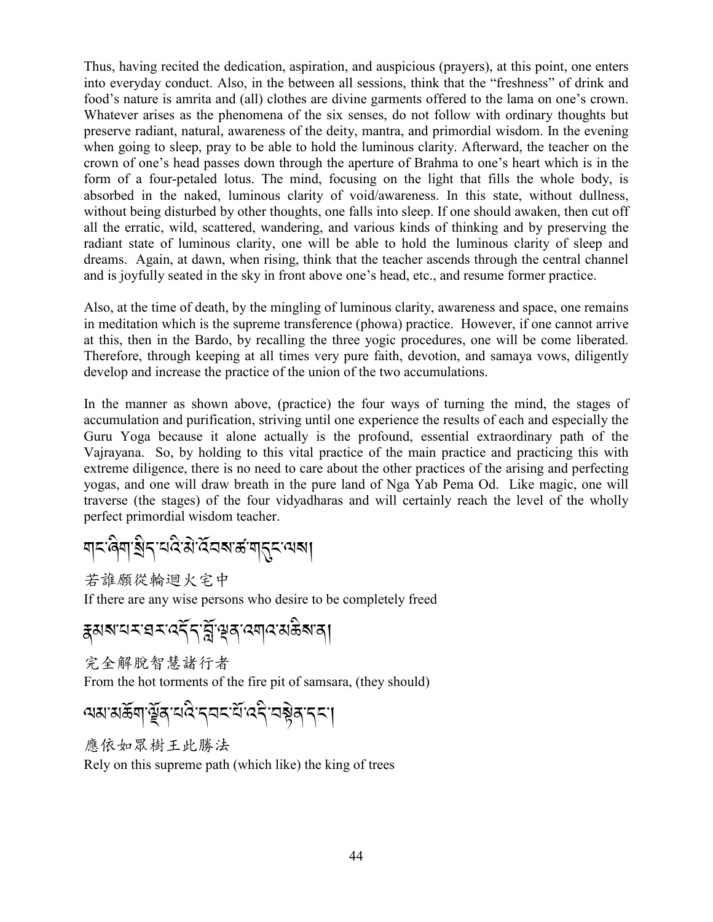Thus, having recited the dedication, aspiration, and auspicious (prayers), at this point, one enters into everyday conduct. Also, in the between all sessions, think that the "freshness" of drink and food's nature is amrita and (all) clothes are divine garments offered to the lama on one's crown. Whatever arises as the phenomena of the six senses, do not follow with ordinary thoughts but preserve radiant, natural, awareness of the deity, mantra, and primordial wisdom. In the evening when going to sleep, pray to be able to hold the luminous clarity. Afterward, the teacher on the crown of one's head passes down through the aperture of Brahma to one's heart which is in the form of a four-petaled lotus. The mind, focusing on the light that fills the whole body, is absorbed in the naked, luminous clarity of void/awareness. In this state, without dullness, without being disturbed by other thoughts, one falls into sleep. If one should awaken, then cut off all the erratic, wild, scattered, wandering, and various kinds of thinking and by preserving the radiant state of luminous clarity, one will be able to hold the luminous clarity of sleep and dreams. Again, at dawn, when rising, think that the teacher ascends through the central channel and is joyfully seated in the sky in front above one's head, etc., and resume former practice.

Also, at the time of death, by the mingling of luminous clarity, awareness and space, one remains in meditation which is the supreme transference (phowa) practice. However, if one cannot arrive at this, then in the Bardo, by recalling the three yogic procedures, one will be come liberated. Therefore, through keeping at all times very pure faith, devotion, and samaya vows, diligently develop and increase the practice of the union of the two accumulations.

In the manner as shown above, (practice) the four ways of turning the mind, the stages of accumulation and purification, striving until one experience the results of each and especially the Guru Yoga because it alone actually is the profound, essential extraordinary path of the Vajrayana. So, by holding to this vital practice of the main practice and practicing this with extreme diligence, there is no need to care about the other practices of the arising and perfecting yogas, and one will draw breath in the pure land of Nga Yab Pema Od. Like magic, one will traverse (the stages) of the four vidyadharas and will certainly reach the level of the wholly perfect primordial wisdom teacher.

གང་ཞིག་སྲིད་པའི་མེ་འོབས་ཚ་གདུང་ལས།

若誰願從輪迴火宅中

If there are any wise persons who desire to be completely freed

རྣམས་པར་ཐར་འདོད་བློ་ལྡན་འགའ་མཆིས་ན།

完全解脫智慧諸行者

From the hot torments of the fire pit of samsara, (they should)

ལམ་མཆོག་ལྗོན་པའི་དབང་པོ་འདི་བསྟེན་དང་།

應依如眾樹王此勝法

Rely on this supreme path (which like) the king of trees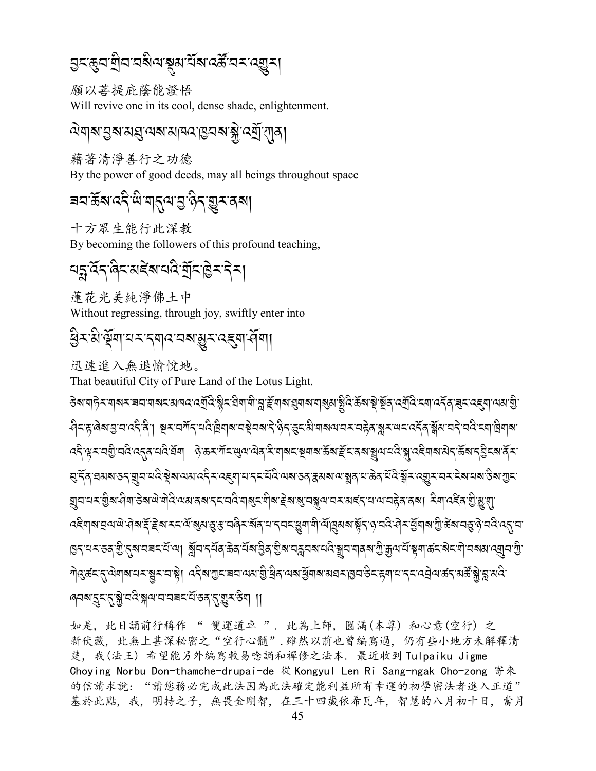བྱང་ཆུབ་གྲིབ་བསིལ་སྟུམ་པོས་འཚོ་བར་འགྱུར།

願以菩提庇蔭能證悟
Will revive one in its cool, dense shade, enlightenment.

ལེགས་བྱས་མཐུ་ལས་མཁའ་ཁྱབ་སྐྱེ་འགྲོ་ཀུན།

藉著清淨善行之功德
By the power of good deeds, may all beings throughout space

ཟབ་ཆོས་འདི་ཡི་གདུལ་བྱ་ཉིད་གྱུར་ནས།

十方眾生能行此深教
By becoming the followers of this profound teaching,

པདྨ་འོད་ཞིང་མཛེས་པའི་གྲོང་ཁྱེར་དེར།

蓮花光美純淨佛土中
Without regressing, through joy, swiftly enter into

ཕྱིར་མི་ལྡོག་པར་དགའ་བས་མྱུར་འཇུག་ཤོག།

迅速進入無退愉悅地。
That beautiful City of Pure Land of the Lotus Light.

ཅེས་གཏེར་གསར་ཟབ་གསང་མཁའ་འགྲོའི་སྙིང་ཐིག་གི་བླ་རྫོགས་ཐུགས་གསུམ་སྤྱིའི་ཆོས་སྔ་སྟོན་འགྲོའི་ངག་འདོན་ཟུང་འཇུག་ལམ་གྱི་ཤིང་རྟ་ཞེས་བྱ་བ་འདི་ནི། སྔར་བཀོད་པའི་ཁྲིགས་བསྡེབས་དེ་ཉིད་ཅུང་མི་གསལ་བར་བརྟེན་སླར་ཡང་འདོན་སྒོམ་བདེ་བའི་ངག་ཁྲིགས་འདི་ལྟར་བགྱི་བའི་འདུན་པའི་ཐོག ཉེ་ཆར་ཀོང་ཡུལ་ལེན་རི་གསང་སྔགས་ཆོས་རྫོང་ནས་སྤྲུལ་པའི་སྐུ་འཇིགས་མེད་ཆོས་དབྱིངས་ནོར་བུ་དོན་ཐམས་ཅད་གྲུབ་པའི་སྡེས་ལམ་འདིར་འཇུག་པ་དང་པོའི་ལས་ཅན་རྣམས་ལ་ཕན་པ་ཆེན་པོའི་སྒོར་འགྱུར་བར་ངེས་པས་ཅེས་ཀྱང་གྲུབ་པར་གྱིས་ཤིག་ཅེས་ཡི་གེའི་ལམ་ནས་དང་བའི་གསུང་གིས་རྗེས་སུ་བསྐུལ་བར་མཛད་པ་ལ་བརྟེན་ནས། རིག་འཛིན་གྱི་སྲས་པོ་འཇིགས་བྲལ་ཡེ་ཤེས་རྡོ་རྗེས་རང་ལོ་སུམ་ཅུ་སོ་བཞི་པར་སོན་པ་དབང་ཕྱུག་གི་ལོ་ཁྲུམས་སྟོད་ཟླ་བའི་ཤེར་ཕྱོགས་ཀྱི་ཆོས་བཅུ་ཉེ་བའི་འདུ་བ་ཁྱད་པར་ཅན་གྱི་དུས་བཟང་པོ་ལ། སློབ་དཔོན་ཆེན་པོས་བྱིན་གྱིས་བརླབས་པའི་སྒྲུབ་གནས་ཀྱི་རྒྱལ་པོ་སྟག་ཚང་སེང་གེ་བསམ་འགྲུབ་ཀྱི་གཡུ་མཚོའི་དྲུང་དུ་ལེགས་པར་སྦྱར་བ་སྟེ། འདིས་ཀྱང་ཟབ་ལམ་གྱི་ཕྲིན་ལས་ཕྱོགས་མཐར་ཁྱབ་ཅིང་རྟག་པ་དང་འབྲེལ་ཚད་མཆོག་སྐྱེ་བླ་མའི་ཞབས་དྲུང་དུ་སྐྱེ་བའི་སྐལ་བ་བཟང་པོ་ཅན་དུ་གྱུར་ཅིག ||

如是，此日誦前行稱作 “ 雙運道車 ”. 此為上師，圓滿(本尊) 和心意(空行) 之新伏藏，此無上甚深秘密之“空行心髓”.雖然以前也曾編寫過，仍有些小地方未解釋清楚，我(法王) 希望能另外編寫較易唸誦和禪修之法本. 最近收到 Tulpaiku Jigme Choying Norbu Don-thamche-drupai-de 從 Kongyul Len Ri Sang-ngak Cho-zong 寄來的信請求說: “請您務必完成此法因為此法確定能利益所有幸運的初學密法者進入正道” 基於此點，我，明持之子，無畏金剛智，在三十四歲依希瓦年，智慧的八月初十日，當月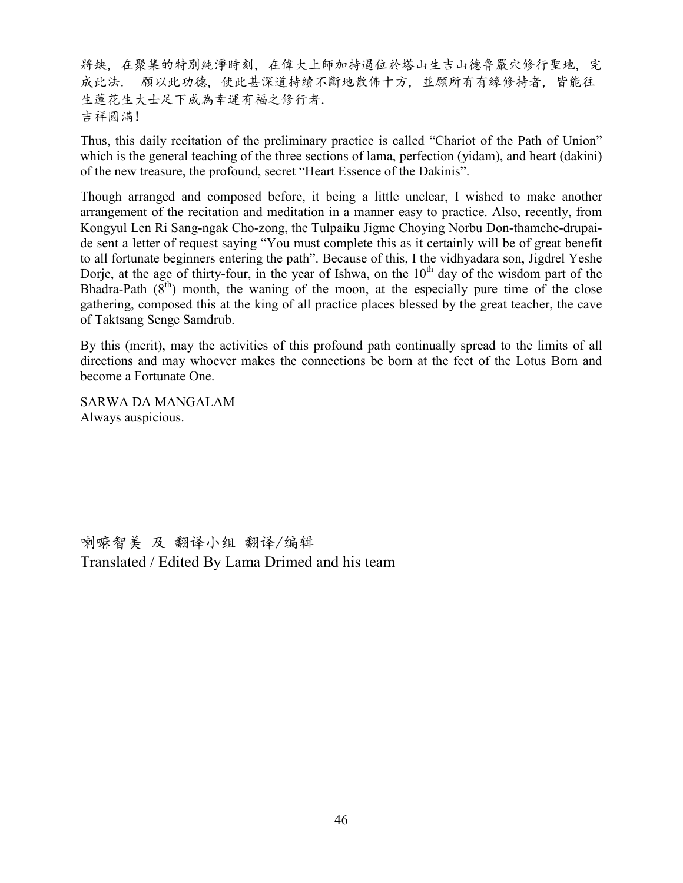將缺，在聚集的特別純淨時刻，在偉大上師加持過位於塔山生吉山德魯嚴穴修行聖地，完成此法． 願以此功德，使此甚深道持續不斷地散佈十方，並願所有有緣修持者，皆能往生蓮花生大士足下成為幸運有福之修行者．
吉祥圓滿!

Thus, this daily recitation of the preliminary practice is called "Chariot of the Path of Union" which is the general teaching of the three sections of lama, perfection (yidam), and heart (dakini) of the new treasure, the profound, secret "Heart Essence of the Dakinis".

Though arranged and composed before, it being a little unclear, I wished to make another arrangement of the recitation and meditation in a manner easy to practice. Also, recently, from Kongyul Len Ri Sang-ngak Cho-zong, the Tulpaiku Jigme Choying Norbu Don-thamche-drupai-de sent a letter of request saying "You must complete this as it certainly will be of great benefit to all fortunate beginners entering the path". Because of this, I the vidhyadara son, Jigdrel Yeshe Dorje, at the age of thirty-four, in the year of Ishwa, on the 10th day of the wisdom part of the Bhadra-Path (8th) month, the waning of the moon, at the especially pure time of the close gathering, composed this at the king of all practice places blessed by the great teacher, the cave of Taktsang Senge Samdrub.

By this (merit), may the activities of this profound path continually spread to the limits of all directions and may whoever makes the connections be born at the feet of the Lotus Born and become a Fortunate One.

SARWA DA MANGALAM
Always auspicious.

喇嘛智美 及 翻译小组 翻译/编辑
Translated / Edited By Lama Drimed and his team